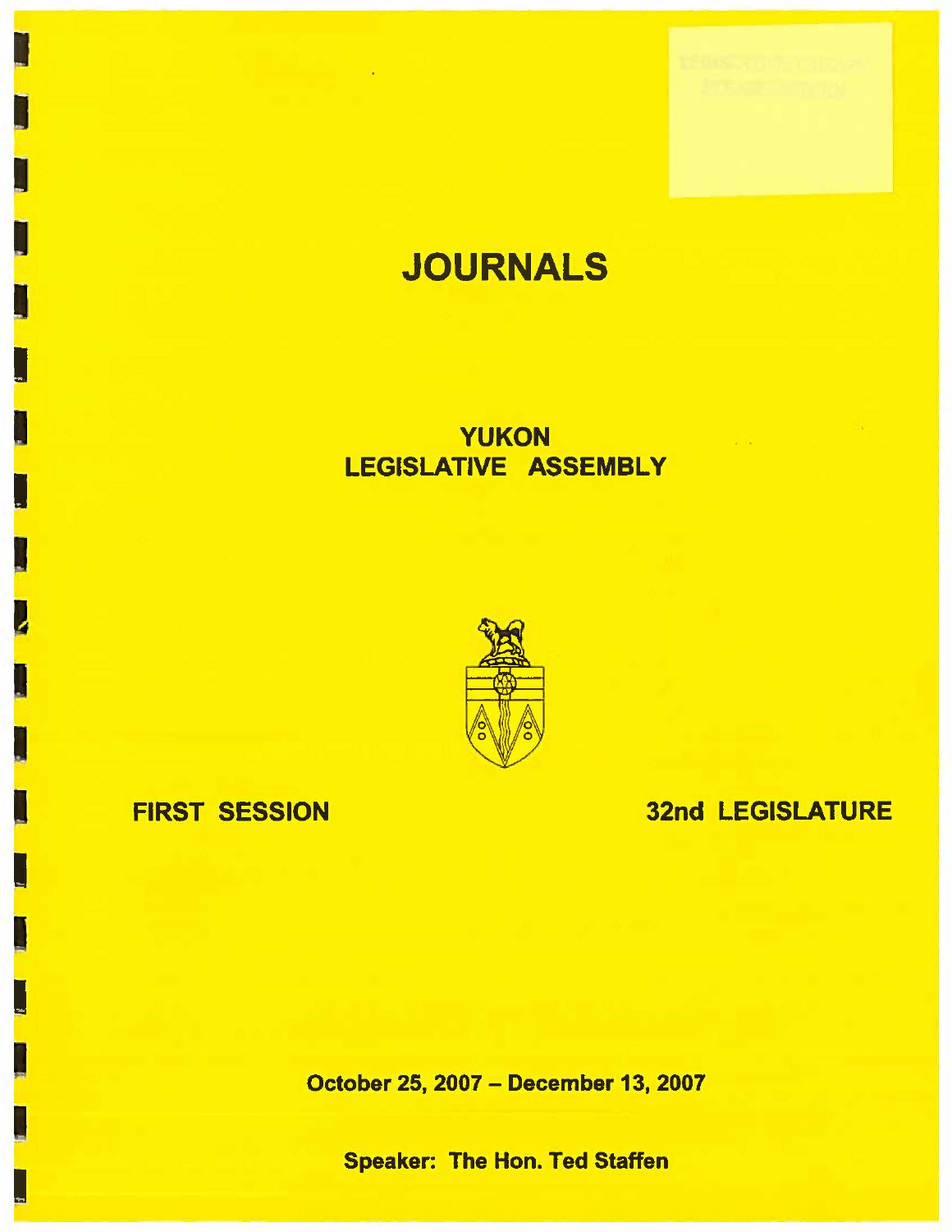# JOURNALS

## YUKON LEGISLATIVE ASSEMBLY

**FIRST SESSION** **32nd LEGISLATURE**

**October 25, 2007 – December 13, 2007**

**Speaker: The Hon. Ted Staffen**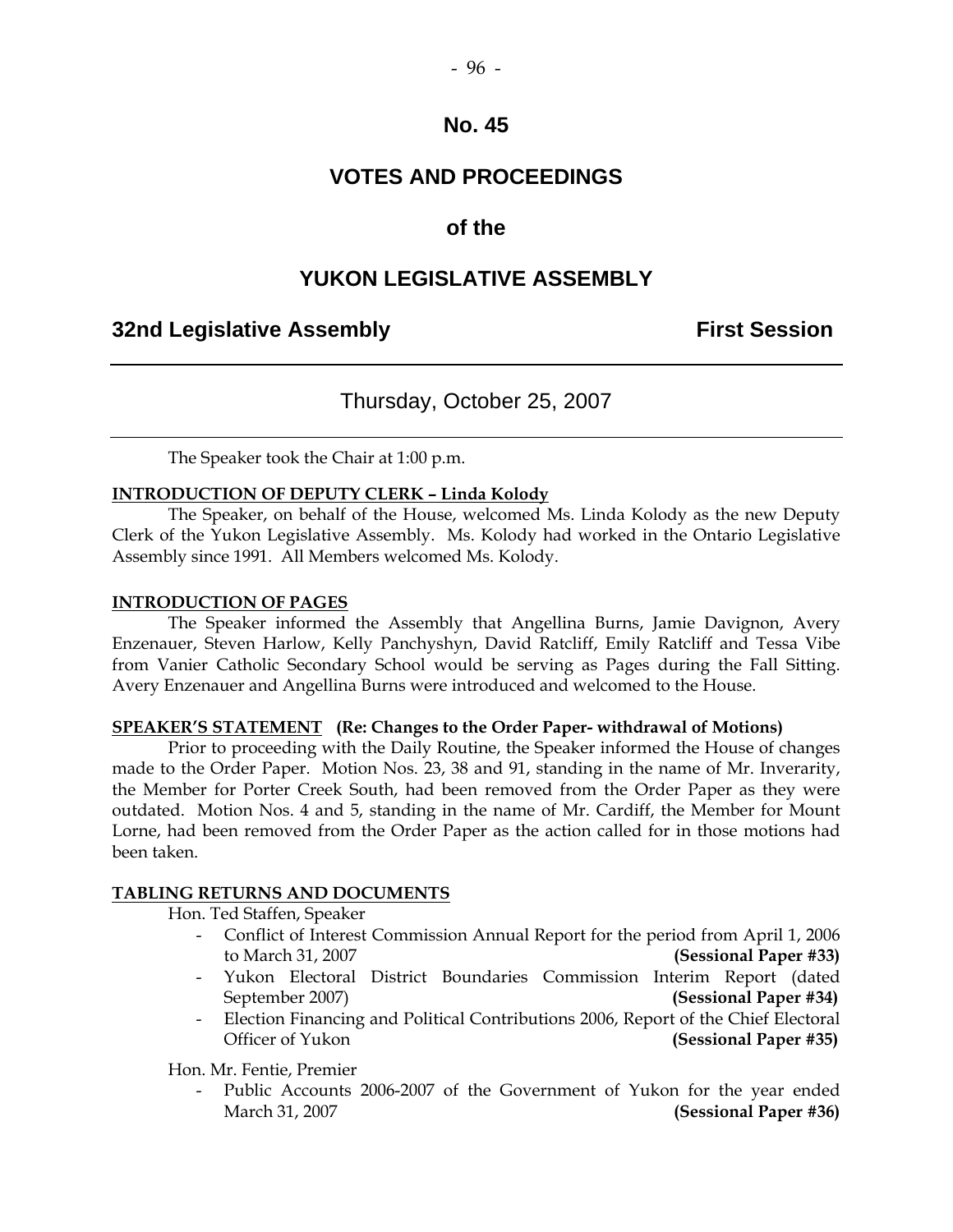# No. 45

# VOTES AND PROCEEDINGS

## of the

# YUKON LEGISLATIVE ASSEMBLY

**32nd Legislative Assembly** **First Session**

---

Thursday, October 25, 2007

---

The Speaker took the Chair at 1:00 p.m.

**INTRODUCTION OF DEPUTY CLERK – Linda Kolody**

The Speaker, on behalf of the House, welcomed Ms. Linda Kolody as the new Deputy Clerk of the Yukon Legislative Assembly. Ms. Kolody had worked in the Ontario Legislative Assembly since 1991. All Members welcomed Ms. Kolody.

**INTRODUCTION OF PAGES**

The Speaker informed the Assembly that Angellina Burns, Jamie Davignon, Avery Enzenauer, Steven Harlow, Kelly Panchyshyn, David Ratcliff, Emily Ratcliff and Tessa Vibe from Vanier Catholic Secondary School would be serving as Pages during the Fall Sitting. Avery Enzenauer and Angellina Burns were introduced and welcomed to the House.

**SPEAKER'S STATEMENT (Re: Changes to the Order Paper- withdrawal of Motions)**

Prior to proceeding with the Daily Routine, the Speaker informed the House of changes made to the Order Paper. Motion Nos. 23, 38 and 91, standing in the name of Mr. Inverarity, the Member for Porter Creek South, had been removed from the Order Paper as they were outdated. Motion Nos. 4 and 5, standing in the name of Mr. Cardiff, the Member for Mount Lorne, had been removed from the Order Paper as the action called for in those motions had been taken.

**TABLING RETURNS AND DOCUMENTS**

Hon. Ted Staffen, Speaker

- Conflict of Interest Commission Annual Report for the period from April 1, 2006 to March 31, 2007 **(Sessional Paper #33)**
- Yukon Electoral District Boundaries Commission Interim Report (dated September 2007) **(Sessional Paper #34)**
- Election Financing and Political Contributions 2006, Report of the Chief Electoral Officer of Yukon **(Sessional Paper #35)**

Hon. Mr. Fentie, Premier

- Public Accounts 2006-2007 of the Government of Yukon for the year ended March 31, 2007 **(Sessional Paper #36)**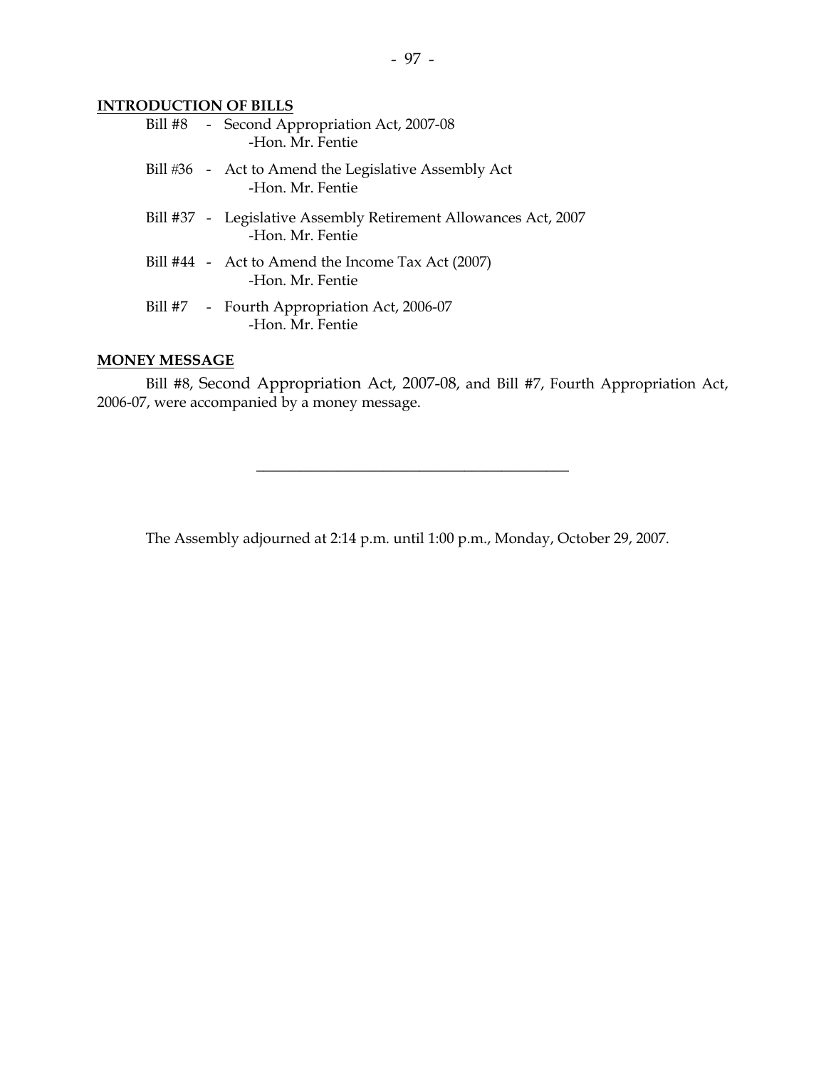**INTRODUCTION OF BILLS**

Bill #8 - Second Appropriation Act, 2007-08
-Hon. Mr. Fentie

Bill #36 - Act to Amend the Legislative Assembly Act
-Hon. Mr. Fentie

Bill #37 - Legislative Assembly Retirement Allowances Act, 2007
-Hon. Mr. Fentie

Bill #44 - Act to Amend the Income Tax Act (2007)
-Hon. Mr. Fentie

Bill #7 - Fourth Appropriation Act, 2006-07
-Hon. Mr. Fentie

**MONEY MESSAGE**

Bill #8, Second Appropriation Act, 2007-08, and Bill #7, Fourth Appropriation Act, 2006-07, were accompanied by a money message.

---

The Assembly adjourned at 2:14 p.m. until 1:00 p.m., Monday, October 29, 2007.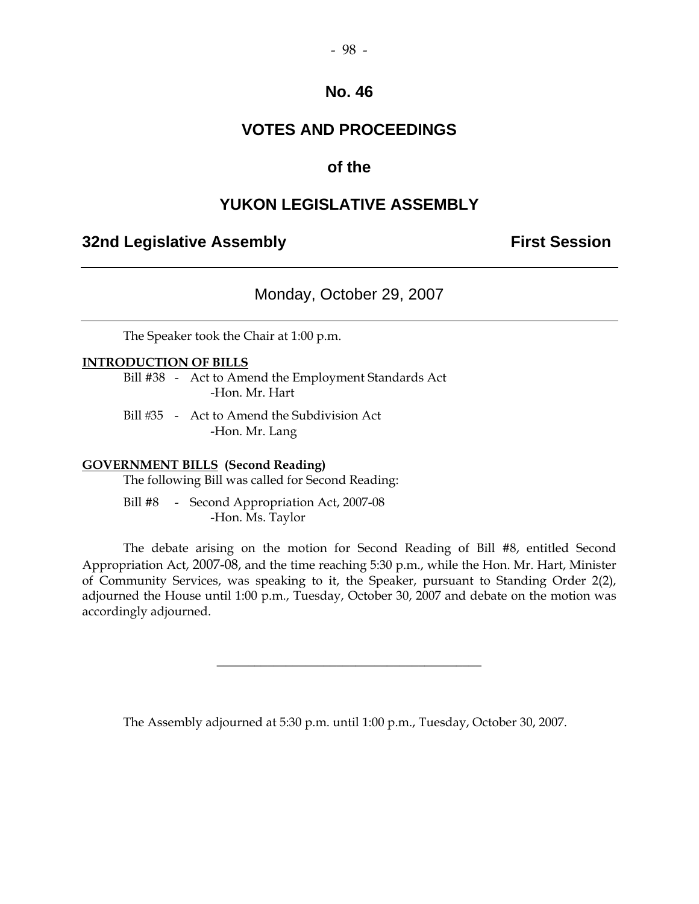# No. 46

# VOTES AND PROCEEDINGS

# of the

# YUKON LEGISLATIVE ASSEMBLY

**32nd Legislative Assembly** **First Session**

---

Monday, October 29, 2007

---

The Speaker took the Chair at 1:00 p.m.

**INTRODUCTION OF BILLS**

Bill #38 - Act to Amend the Employment Standards Act
-Hon. Mr. Hart

Bill #35 - Act to Amend the Subdivision Act
-Hon. Mr. Lang

**GOVERNMENT BILLS (Second Reading)**

The following Bill was called for Second Reading:

Bill #8 - Second Appropriation Act, 2007-08
-Hon. Ms. Taylor

The debate arising on the motion for Second Reading of Bill #8, entitled Second Appropriation Act, 2007-08, and the time reaching 5:30 p.m., while the Hon. Mr. Hart, Minister of Community Services, was speaking to it, the Speaker, pursuant to Standing Order 2(2), adjourned the House until 1:00 p.m., Tuesday, October 30, 2007 and debate on the motion was accordingly adjourned.

---

The Assembly adjourned at 5:30 p.m. until 1:00 p.m., Tuesday, October 30, 2007.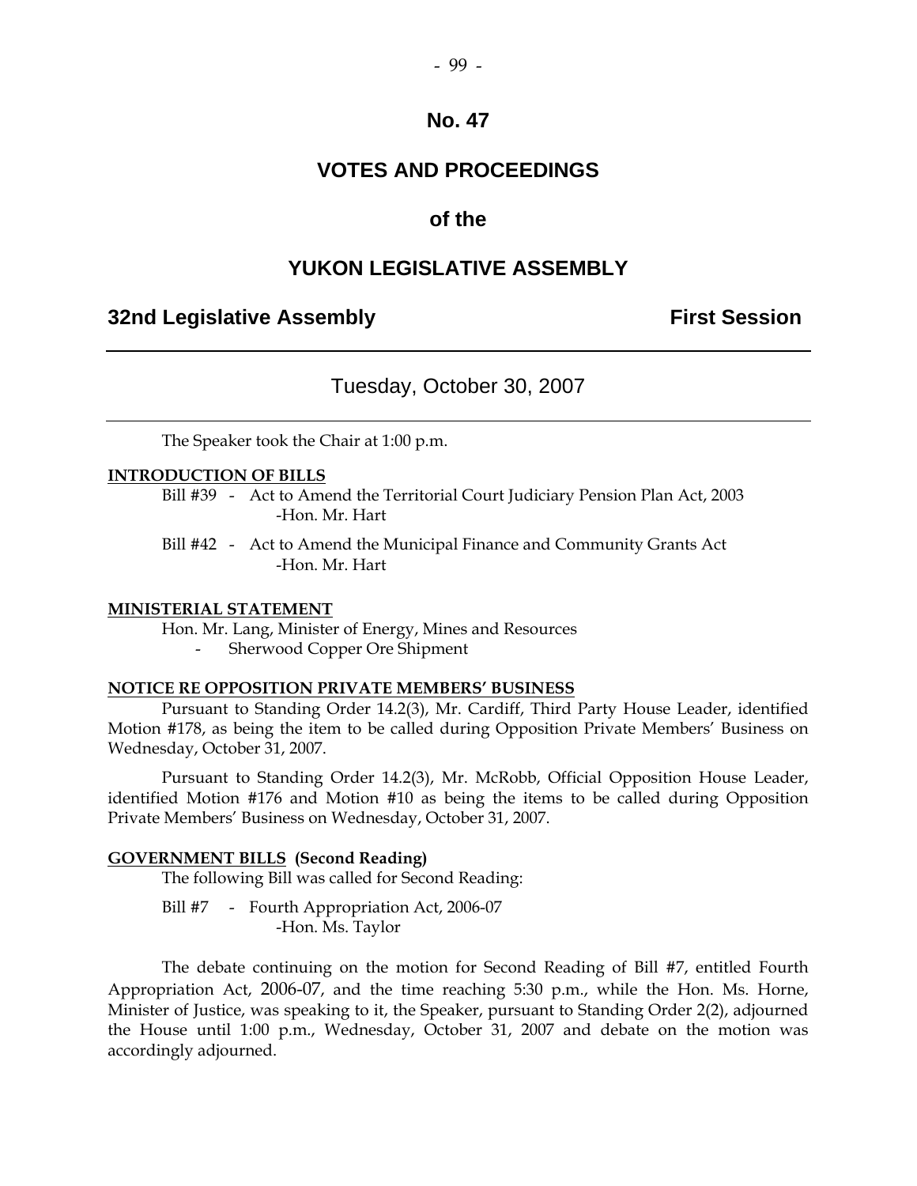# No. 47

## VOTES AND PROCEEDINGS

## of the

## YUKON LEGISLATIVE ASSEMBLY

**32nd Legislative Assembly** **First Session**

---

### Tuesday, October 30, 2007

---

The Speaker took the Chair at 1:00 p.m.

**INTRODUCTION OF BILLS**

Bill #39 - Act to Amend the Territorial Court Judiciary Pension Plan Act, 2003
-Hon. Mr. Hart

Bill #42 - Act to Amend the Municipal Finance and Community Grants Act
-Hon. Mr. Hart

**MINISTERIAL STATEMENT**

Hon. Mr. Lang, Minister of Energy, Mines and Resources
- Sherwood Copper Ore Shipment

**NOTICE RE OPPOSITION PRIVATE MEMBERS' BUSINESS**

Pursuant to Standing Order 14.2(3), Mr. Cardiff, Third Party House Leader, identified Motion #178, as being the item to be called during Opposition Private Members' Business on Wednesday, October 31, 2007.

Pursuant to Standing Order 14.2(3), Mr. McRobb, Official Opposition House Leader, identified Motion #176 and Motion #10 as being the items to be called during Opposition Private Members' Business on Wednesday, October 31, 2007.

**GOVERNMENT BILLS (Second Reading)**

The following Bill was called for Second Reading:

Bill #7 - Fourth Appropriation Act, 2006-07
-Hon. Ms. Taylor

The debate continuing on the motion for Second Reading of Bill #7, entitled Fourth Appropriation Act, 2006-07, and the time reaching 5:30 p.m., while the Hon. Ms. Horne, Minister of Justice, was speaking to it, the Speaker, pursuant to Standing Order 2(2), adjourned the House until 1:00 p.m., Wednesday, October 31, 2007 and debate on the motion was accordingly adjourned.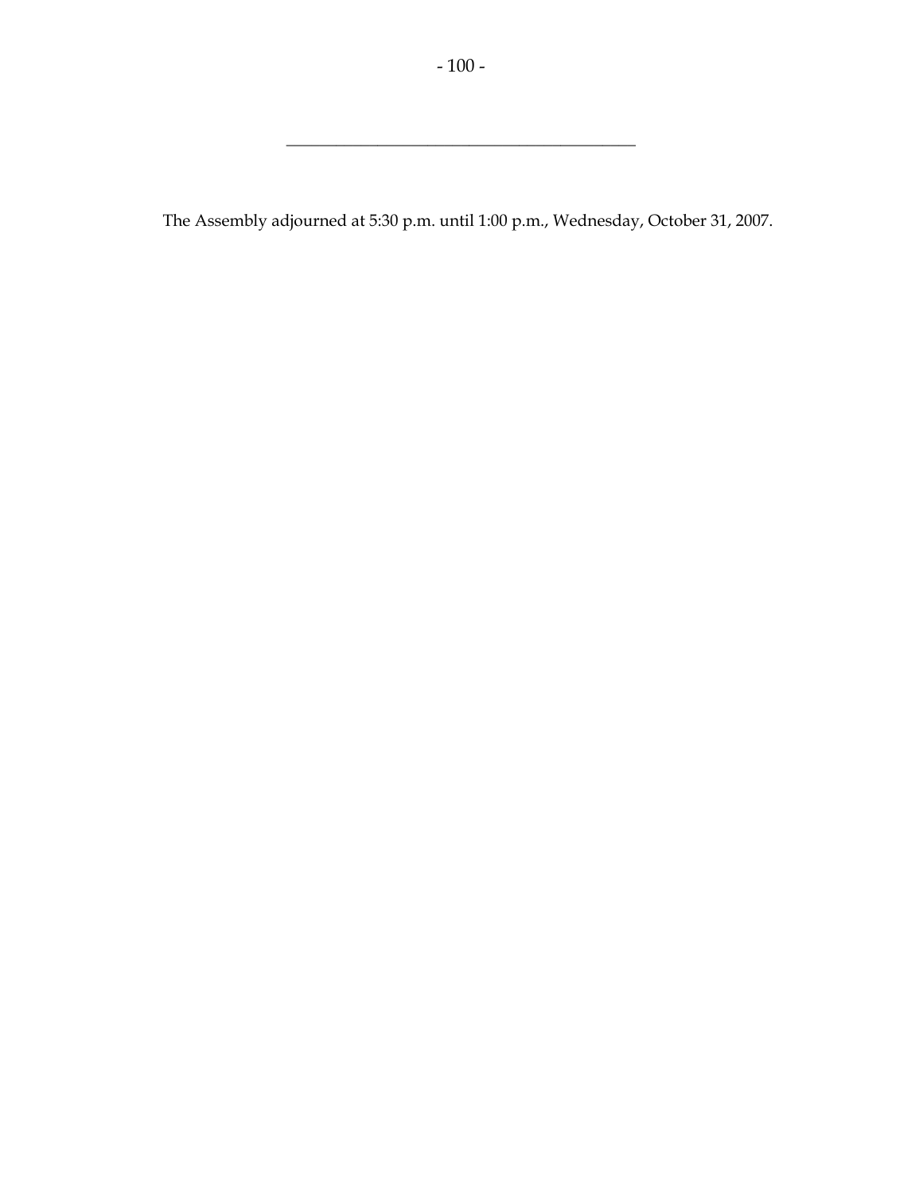---

The Assembly adjourned at 5:30 p.m. until 1:00 p.m., Wednesday, October 31, 2007.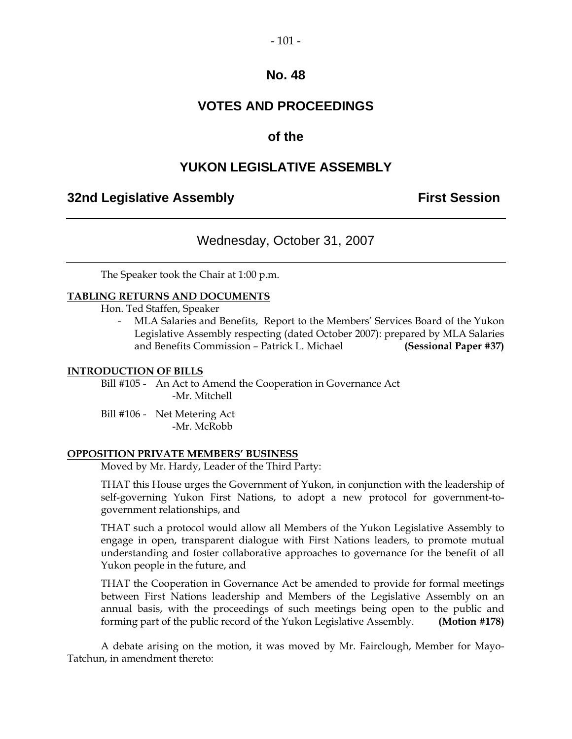# No. 48

# VOTES AND PROCEEDINGS

## of the

# YUKON LEGISLATIVE ASSEMBLY

**32nd Legislative Assembly** **First Session**

---

Wednesday, October 31, 2007

---

The Speaker took the Chair at 1:00 p.m.

**TABLING RETURNS AND DOCUMENTS**

Hon. Ted Staffen, Speaker

- MLA Salaries and Benefits, Report to the Members' Services Board of the Yukon Legislative Assembly respecting (dated October 2007): prepared by MLA Salaries and Benefits Commission – Patrick L. Michael **(Sessional Paper #37)**

**INTRODUCTION OF BILLS**

Bill #105 - An Act to Amend the Cooperation in Governance Act
-Mr. Mitchell

Bill #106 - Net Metering Act
-Mr. McRobb

**OPPOSITION PRIVATE MEMBERS' BUSINESS**

Moved by Mr. Hardy, Leader of the Third Party:

THAT this House urges the Government of Yukon, in conjunction with the leadership of self-governing Yukon First Nations, to adopt a new protocol for government-to-government relationships, and

THAT such a protocol would allow all Members of the Yukon Legislative Assembly to engage in open, transparent dialogue with First Nations leaders, to promote mutual understanding and foster collaborative approaches to governance for the benefit of all Yukon people in the future, and

THAT the Cooperation in Governance Act be amended to provide for formal meetings between First Nations leadership and Members of the Legislative Assembly on an annual basis, with the proceedings of such meetings being open to the public and forming part of the public record of the Yukon Legislative Assembly. **(Motion #178)**

A debate arising on the motion, it was moved by Mr. Fairclough, Member for Mayo-Tatchun, in amendment thereto: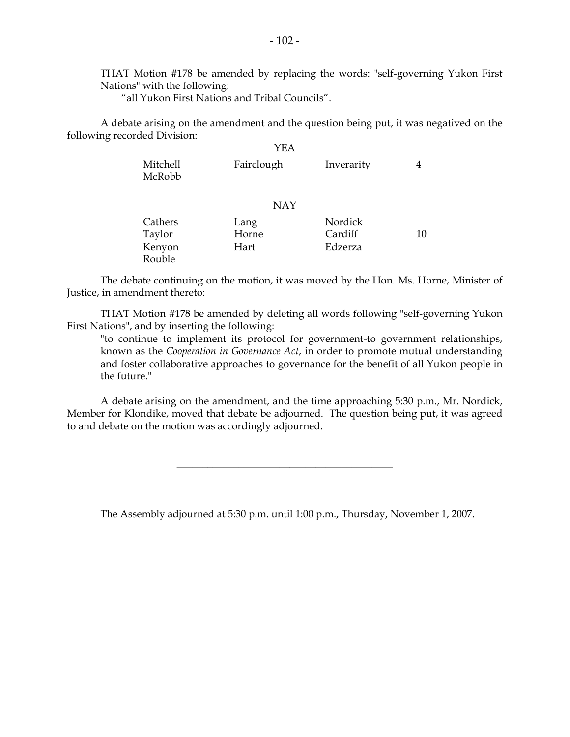THAT Motion #178 be amended by replacing the words: "self-governing Yukon First Nations" with the following:

"all Yukon First Nations and Tribal Councils".

A debate arising on the amendment and the question being put, it was negatived on the following recorded Division:

YEA

| | | | |
|---|---|---|---|
| Mitchell | Fairclough | Inverarity | 4 |
| McRobb | | | |

NAY

| | | | |
|---|---|---|---|
| Cathers | Lang | Nordick | |
| Taylor | Horne | Cardiff | 10 |
| Kenyon | Hart | Edzerza | |
| Rouble | | | |

The debate continuing on the motion, it was moved by the Hon. Ms. Horne, Minister of Justice, in amendment thereto:

THAT Motion #178 be amended by deleting all words following "self-governing Yukon First Nations", and by inserting the following:

"to continue to implement its protocol for government-to government relationships, known as the *Cooperation in Governance Act*, in order to promote mutual understanding and foster collaborative approaches to governance for the benefit of all Yukon people in the future."

A debate arising on the amendment, and the time approaching 5:30 p.m., Mr. Nordick, Member for Klondike, moved that debate be adjourned. The question being put, it was agreed to and debate on the motion was accordingly adjourned.

---

The Assembly adjourned at 5:30 p.m. until 1:00 p.m., Thursday, November 1, 2007.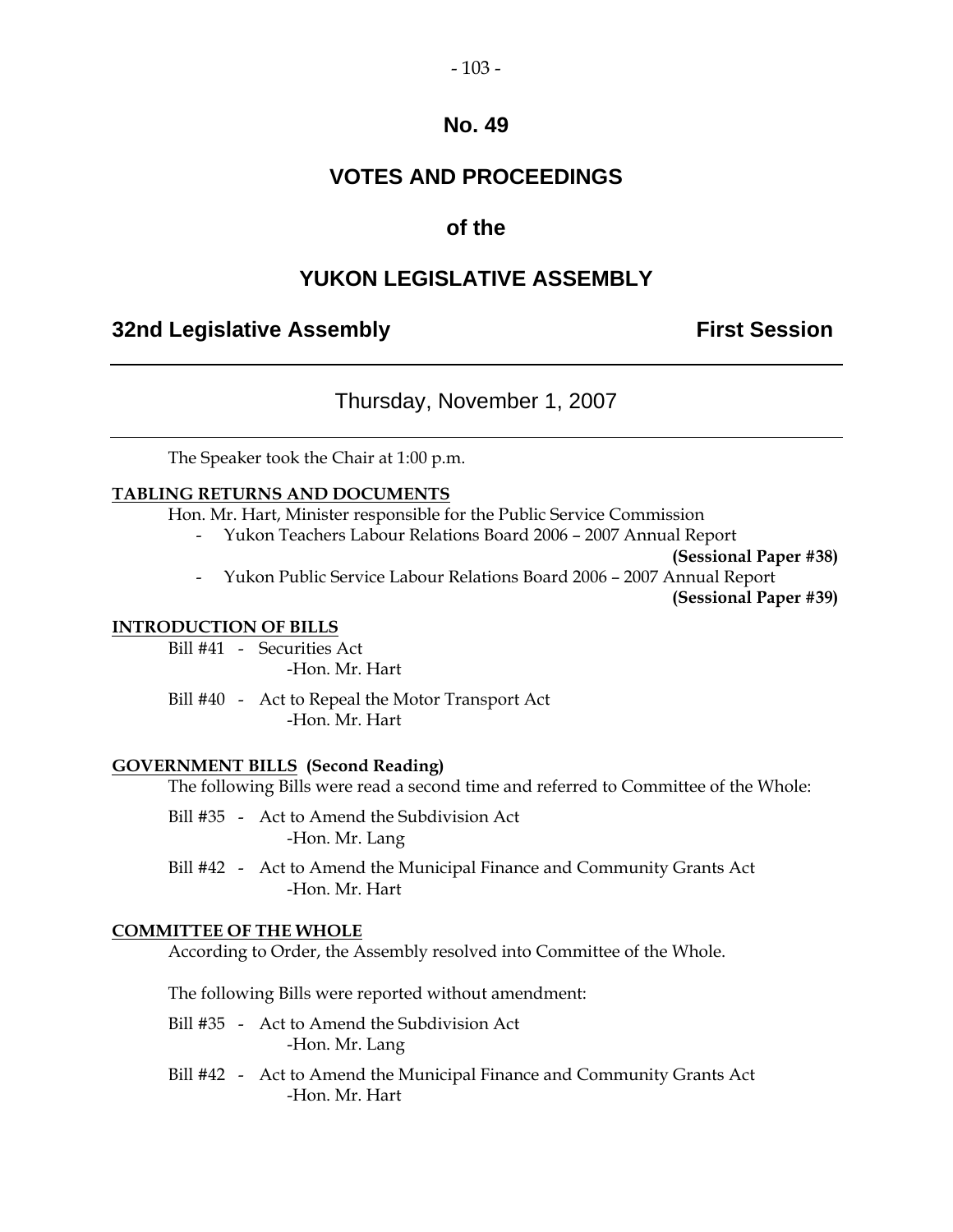# No. 49

## VOTES AND PROCEEDINGS

## of the

## YUKON LEGISLATIVE ASSEMBLY

**32nd Legislative Assembly** **First Session**

---

Thursday, November 1, 2007

---

The Speaker took the Chair at 1:00 p.m.

**TABLING RETURNS AND DOCUMENTS**

Hon. Mr. Hart, Minister responsible for the Public Service Commission

- Yukon Teachers Labour Relations Board 2006 – 2007 Annual Report **(Sessional Paper #38)**
- Yukon Public Service Labour Relations Board 2006 – 2007 Annual Report **(Sessional Paper #39)**

**INTRODUCTION OF BILLS**

Bill #41 - Securities Act
-Hon. Mr. Hart

Bill #40 - Act to Repeal the Motor Transport Act
-Hon. Mr. Hart

**GOVERNMENT BILLS (Second Reading)**

The following Bills were read a second time and referred to Committee of the Whole:

Bill #35 - Act to Amend the Subdivision Act
-Hon. Mr. Lang

Bill #42 - Act to Amend the Municipal Finance and Community Grants Act
-Hon. Mr. Hart

**COMMITTEE OF THE WHOLE**

According to Order, the Assembly resolved into Committee of the Whole.

The following Bills were reported without amendment:

Bill #35 - Act to Amend the Subdivision Act
-Hon. Mr. Lang

Bill #42 - Act to Amend the Municipal Finance and Community Grants Act
-Hon. Mr. Hart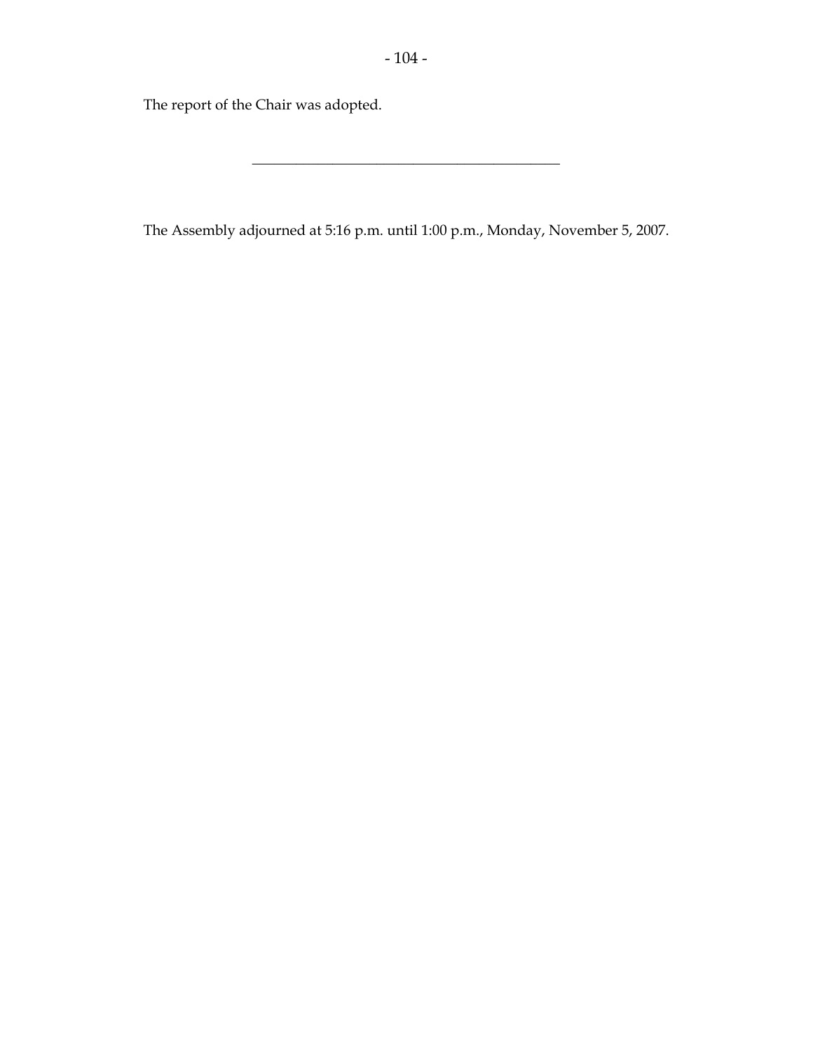The report of the Chair was adopted.

---

The Assembly adjourned at 5:16 p.m. until 1:00 p.m., Monday, November 5, 2007.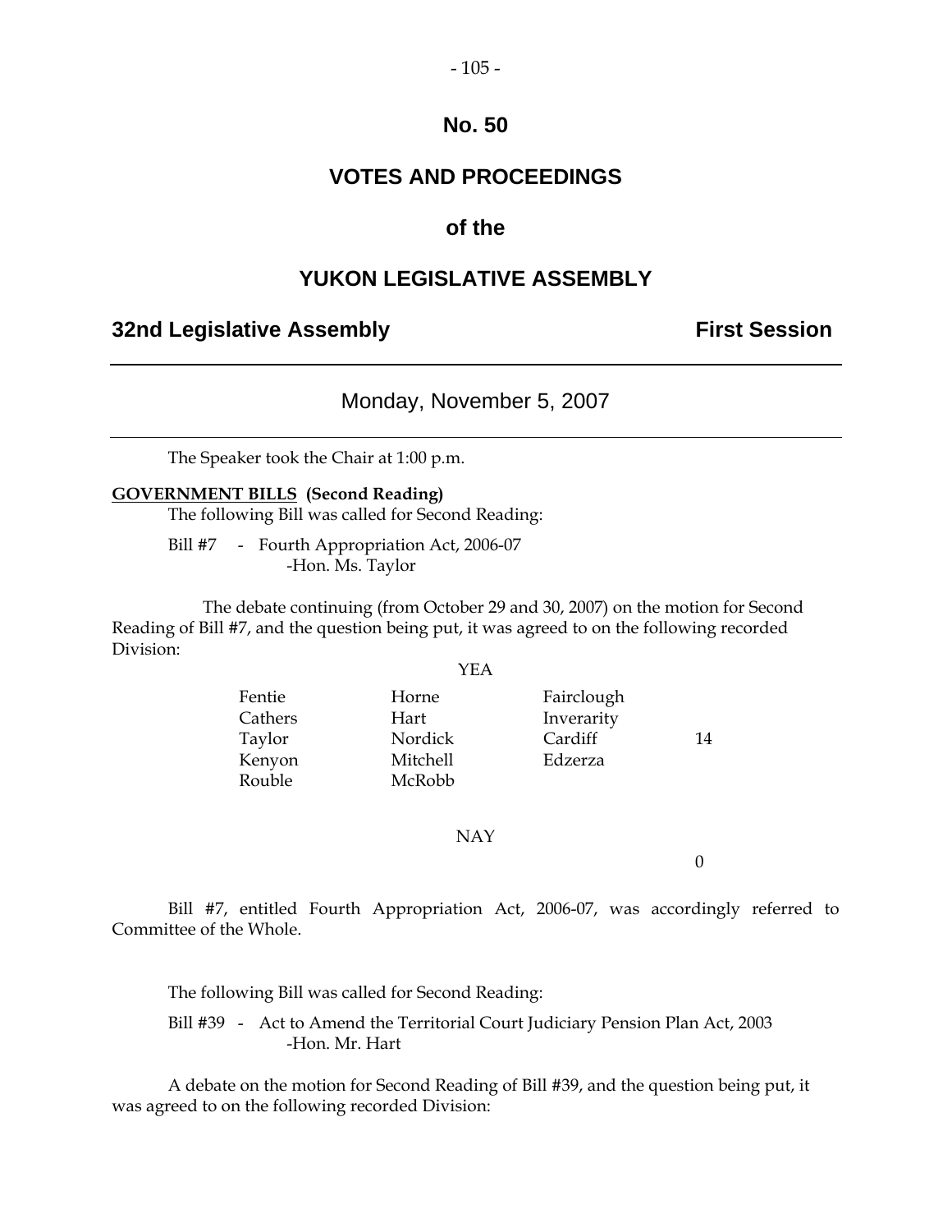# No. 50

## VOTES AND PROCEEDINGS

## of the

## YUKON LEGISLATIVE ASSEMBLY

**32nd Legislative Assembly** **First Session**

---

Monday, November 5, 2007

---

The Speaker took the Chair at 1:00 p.m.

**GOVERNMENT BILLS (Second Reading)**

The following Bill was called for Second Reading:

Bill #7 - Fourth Appropriation Act, 2006-07
-Hon. Ms. Taylor

The debate continuing (from October 29 and 30, 2007) on the motion for Second Reading of Bill #7, and the question being put, it was agreed to on the following recorded Division:

YEA

| | | | |
|---|---|---|---|
| Fentie | Horne | Fairclough | |
| Cathers | Hart | Inverarity | |
| Taylor | Nordick | Cardiff | 14 |
| Kenyon | Mitchell | Edzerza | |
| Rouble | McRobb | | |

NAY

0

Bill #7, entitled Fourth Appropriation Act, 2006-07, was accordingly referred to Committee of the Whole.

The following Bill was called for Second Reading:

Bill #39 - Act to Amend the Territorial Court Judiciary Pension Plan Act, 2003
-Hon. Mr. Hart

A debate on the motion for Second Reading of Bill #39, and the question being put, it was agreed to on the following recorded Division: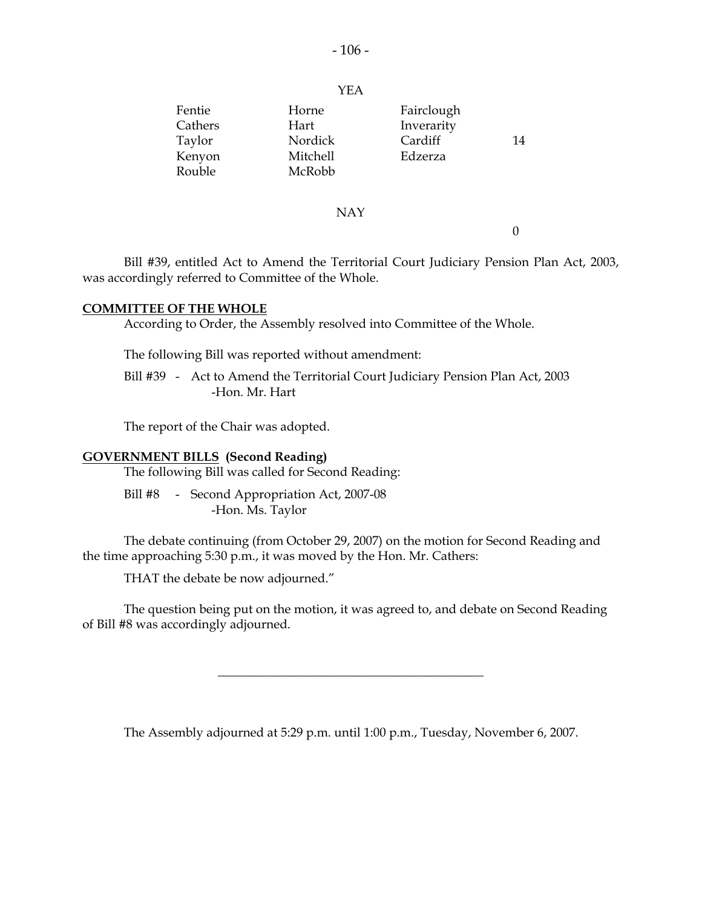YEA

| | | | |
|---|---|---|---|
| Fentie | Horne | Fairclough | |
| Cathers | Hart | Inverarity | |
| Taylor | Nordick | Cardiff | 14 |
| Kenyon | Mitchell | Edzerza | |
| Rouble | McRobb | | |

NAY

0

Bill #39, entitled Act to Amend the Territorial Court Judiciary Pension Plan Act, 2003, was accordingly referred to Committee of the Whole.

**COMMITTEE OF THE WHOLE**

According to Order, the Assembly resolved into Committee of the Whole.

The following Bill was reported without amendment:

Bill #39 - Act to Amend the Territorial Court Judiciary Pension Plan Act, 2003
-Hon. Mr. Hart

The report of the Chair was adopted.

**GOVERNMENT BILLS (Second Reading)**

The following Bill was called for Second Reading:

Bill #8 - Second Appropriation Act, 2007-08
-Hon. Ms. Taylor

The debate continuing (from October 29, 2007) on the motion for Second Reading and the time approaching 5:30 p.m., it was moved by the Hon. Mr. Cathers:

THAT the debate be now adjourned."

The question being put on the motion, it was agreed to, and debate on Second Reading of Bill #8 was accordingly adjourned.

---

The Assembly adjourned at 5:29 p.m. until 1:00 p.m., Tuesday, November 6, 2007.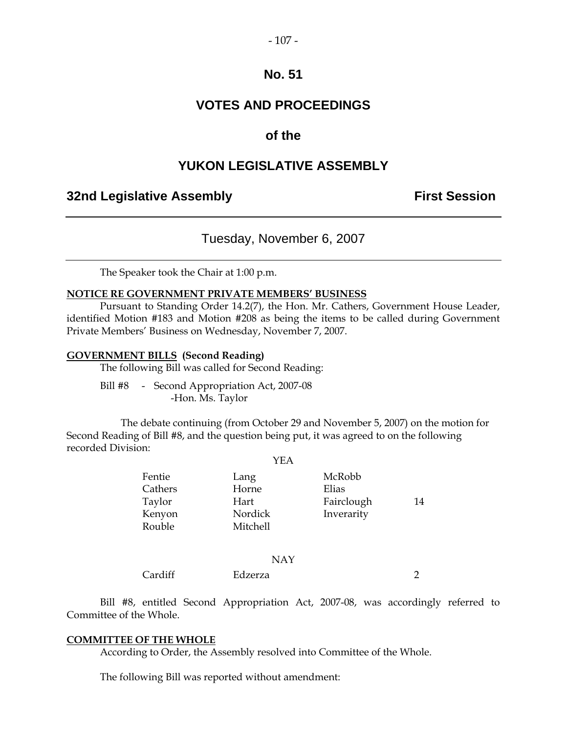# No. 51

# VOTES AND PROCEEDINGS

# of the

# YUKON LEGISLATIVE ASSEMBLY

## 32nd Legislative Assembly — First Session

### Tuesday, November 6, 2007

The Speaker took the Chair at 1:00 p.m.

**NOTICE RE GOVERNMENT PRIVATE MEMBERS' BUSINESS**

Pursuant to Standing Order 14.2(7), the Hon. Mr. Cathers, Government House Leader, identified Motion #183 and Motion #208 as being the items to be called during Government Private Members' Business on Wednesday, November 7, 2007.

**GOVERNMENT BILLS (Second Reading)**

The following Bill was called for Second Reading:

Bill #8 - Second Appropriation Act, 2007-08
-Hon. Ms. Taylor

The debate continuing (from October 29 and November 5, 2007) on the motion for Second Reading of Bill #8, and the question being put, it was agreed to on the following recorded Division:

YEA

| | | | |
|---|---|---|---|
| Fentie | Lang | McRobb | |
| Cathers | Horne | Elias | |
| Taylor | Hart | Fairclough | 14 |
| Kenyon | Nordick | Inverarity | |
| Rouble | Mitchell | | |

NAY

| | | | |
|---|---|---|---|
| Cardiff | Edzerza | | 2 |

Bill #8, entitled Second Appropriation Act, 2007-08, was accordingly referred to Committee of the Whole.

**COMMITTEE OF THE WHOLE**

According to Order, the Assembly resolved into Committee of the Whole.

The following Bill was reported without amendment: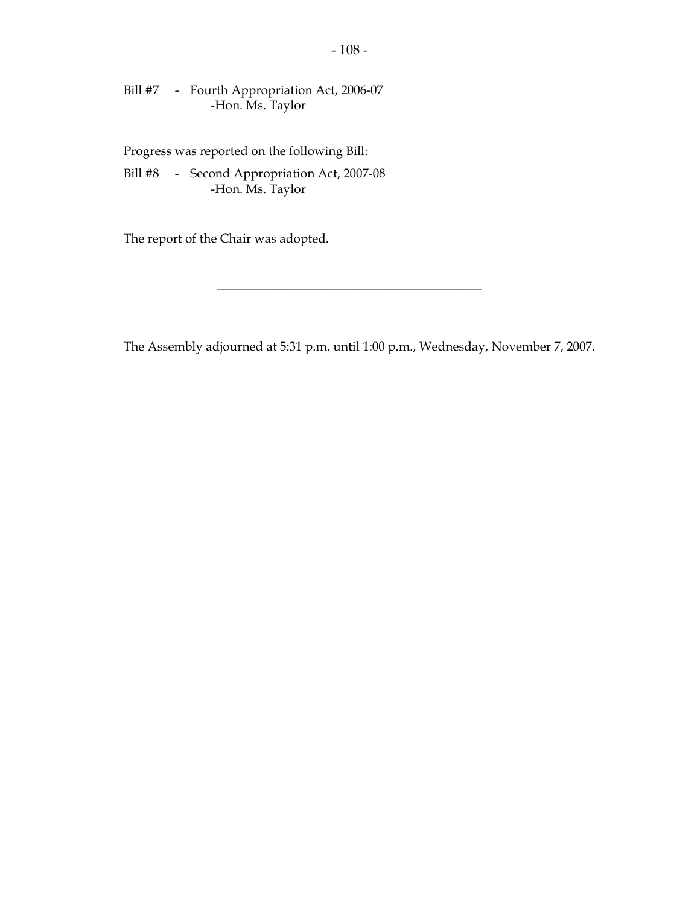Bill #7 - Fourth Appropriation Act, 2006-07
-Hon. Ms. Taylor

Progress was reported on the following Bill:

Bill #8 - Second Appropriation Act, 2007-08
-Hon. Ms. Taylor

The report of the Chair was adopted.

---

The Assembly adjourned at 5:31 p.m. until 1:00 p.m., Wednesday, November 7, 2007.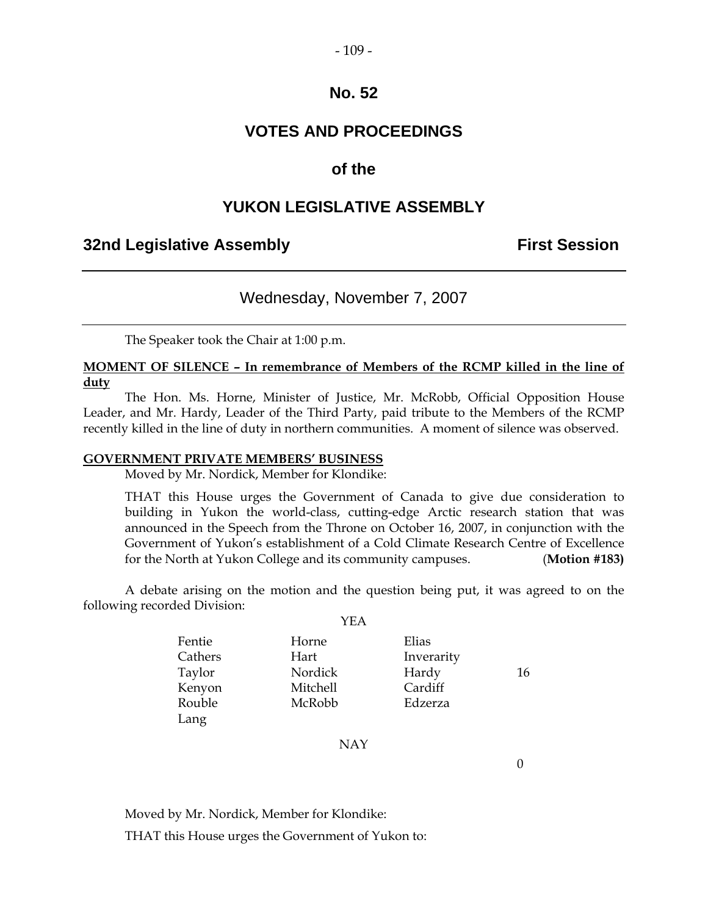# No. 52

# VOTES AND PROCEEDINGS

## of the

# YUKON LEGISLATIVE ASSEMBLY

**32nd Legislative Assembly** **First Session**

---

Wednesday, November 7, 2007

---

The Speaker took the Chair at 1:00 p.m.

**MOMENT OF SILENCE – In remembrance of Members of the RCMP killed in the line of duty**

The Hon. Ms. Horne, Minister of Justice, Mr. McRobb, Official Opposition House Leader, and Mr. Hardy, Leader of the Third Party, paid tribute to the Members of the RCMP recently killed in the line of duty in northern communities. A moment of silence was observed.

**GOVERNMENT PRIVATE MEMBERS' BUSINESS**

Moved by Mr. Nordick, Member for Klondike:

> THAT this House urges the Government of Canada to give due consideration to building in Yukon the world-class, cutting-edge Arctic research station that was announced in the Speech from the Throne on October 16, 2007, in conjunction with the Government of Yukon's establishment of a Cold Climate Research Centre of Excellence for the North at Yukon College and its community campuses. (**Motion #183)**

A debate arising on the motion and the question being put, it was agreed to on the following recorded Division:

YEA

| | | | |
|---|---|---|---|
| Fentie | Horne | Elias | |
| Cathers | Hart | Inverarity | |
| Taylor | Nordick | Hardy | 16 |
| Kenyon | Mitchell | Cardiff | |
| Rouble | McRobb | Edzerza | |
| Lang | | | |

NAY

0

Moved by Mr. Nordick, Member for Klondike:

THAT this House urges the Government of Yukon to: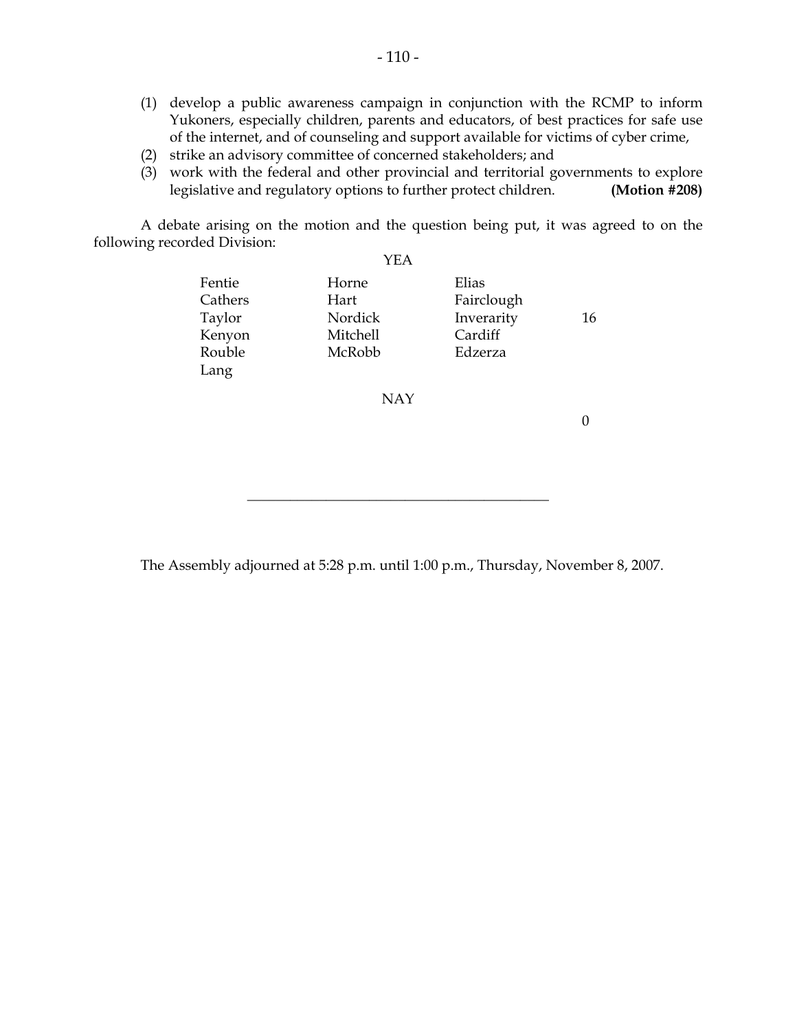(1) develop a public awareness campaign in conjunction with the RCMP to inform Yukoners, especially children, parents and educators, of best practices for safe use of the internet, and of counseling and support available for victims of cyber crime,
(2) strike an advisory committee of concerned stakeholders; and
(3) work with the federal and other provincial and territorial governments to explore legislative and regulatory options to further protect children. **(Motion #208)**

A debate arising on the motion and the question being put, it was agreed to on the following recorded Division:

YEA

| | | | |
|---|---|---|---|
| Fentie | Horne | Elias | |
| Cathers | Hart | Fairclough | |
| Taylor | Nordick | Inverarity | 16 |
| Kenyon | Mitchell | Cardiff | |
| Rouble | McRobb | Edzerza | |
| Lang | | | |

NAY

0

---

The Assembly adjourned at 5:28 p.m. until 1:00 p.m., Thursday, November 8, 2007.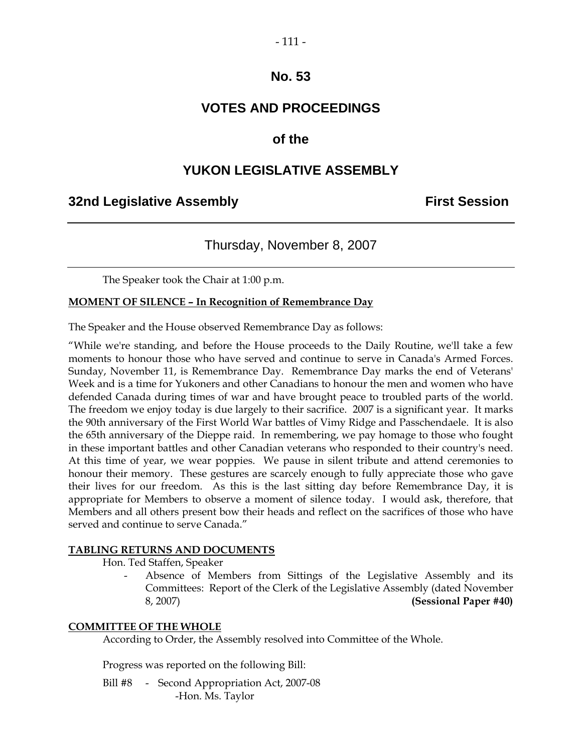# No. 53

# VOTES AND PROCEEDINGS

## of the

# YUKON LEGISLATIVE ASSEMBLY

**32nd Legislative Assembly** **First Session**

---

Thursday, November 8, 2007

---

The Speaker took the Chair at 1:00 p.m.

**MOMENT OF SILENCE – In Recognition of Remembrance Day**

The Speaker and the House observed Remembrance Day as follows:

"While we're standing, and before the House proceeds to the Daily Routine, we'll take a few moments to honour those who have served and continue to serve in Canada's Armed Forces. Sunday, November 11, is Remembrance Day. Remembrance Day marks the end of Veterans' Week and is a time for Yukoners and other Canadians to honour the men and women who have defended Canada during times of war and have brought peace to troubled parts of the world. The freedom we enjoy today is due largely to their sacrifice. 2007 is a significant year. It marks the 90th anniversary of the First World War battles of Vimy Ridge and Passchendaele. It is also the 65th anniversary of the Dieppe raid. In remembering, we pay homage to those who fought in these important battles and other Canadian veterans who responded to their country's need. At this time of year, we wear poppies. We pause in silent tribute and attend ceremonies to honour their memory. These gestures are scarcely enough to fully appreciate those who gave their lives for our freedom. As this is the last sitting day before Remembrance Day, it is appropriate for Members to observe a moment of silence today. I would ask, therefore, that Members and all others present bow their heads and reflect on the sacrifices of those who have served and continue to serve Canada."

**TABLING RETURNS AND DOCUMENTS**

Hon. Ted Staffen, Speaker

- Absence of Members from Sittings of the Legislative Assembly and its Committees: Report of the Clerk of the Legislative Assembly (dated November 8, 2007) **(Sessional Paper #40)**

**COMMITTEE OF THE WHOLE**

According to Order, the Assembly resolved into Committee of the Whole.

Progress was reported on the following Bill:

Bill #8 - Second Appropriation Act, 2007-08
-Hon. Ms. Taylor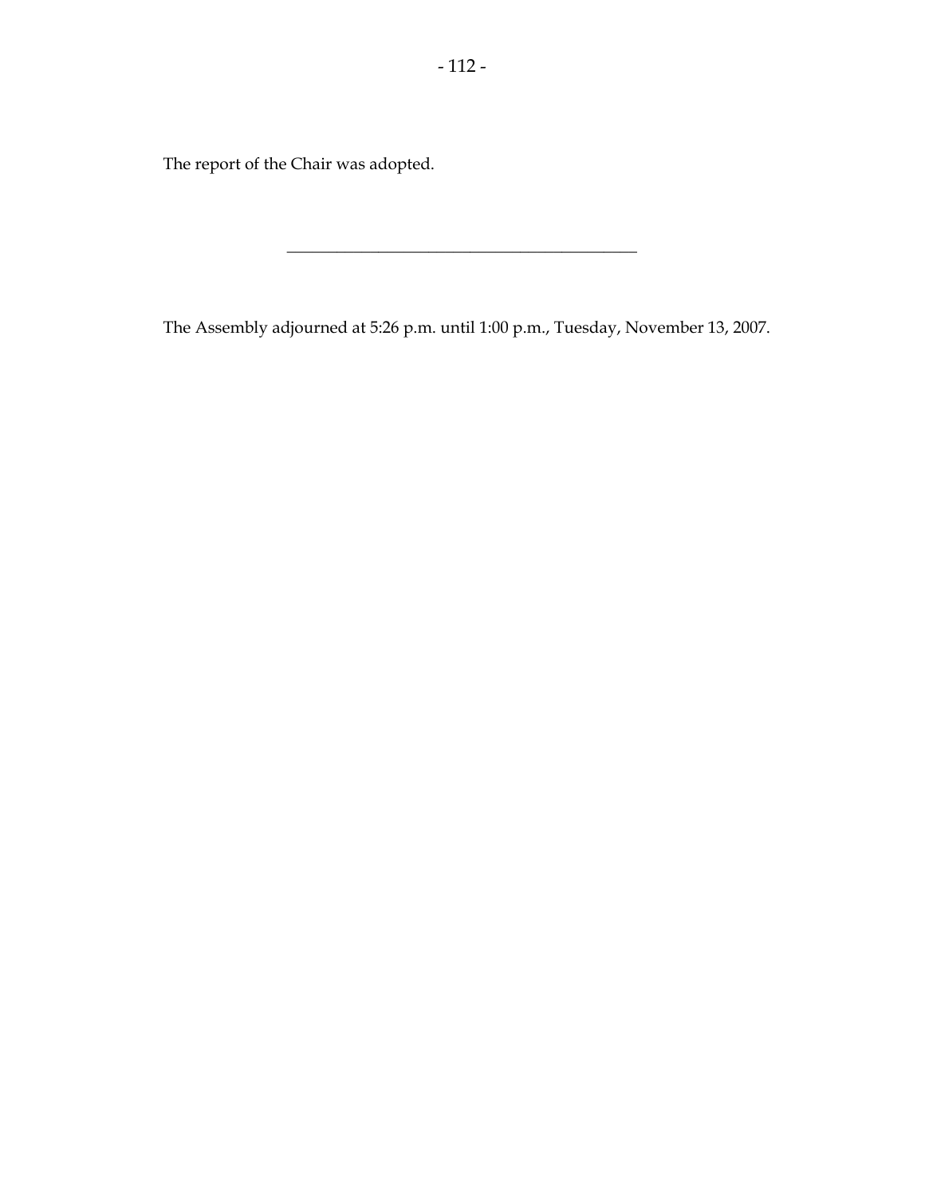The report of the Chair was adopted.

---

The Assembly adjourned at 5:26 p.m. until 1:00 p.m., Tuesday, November 13, 2007.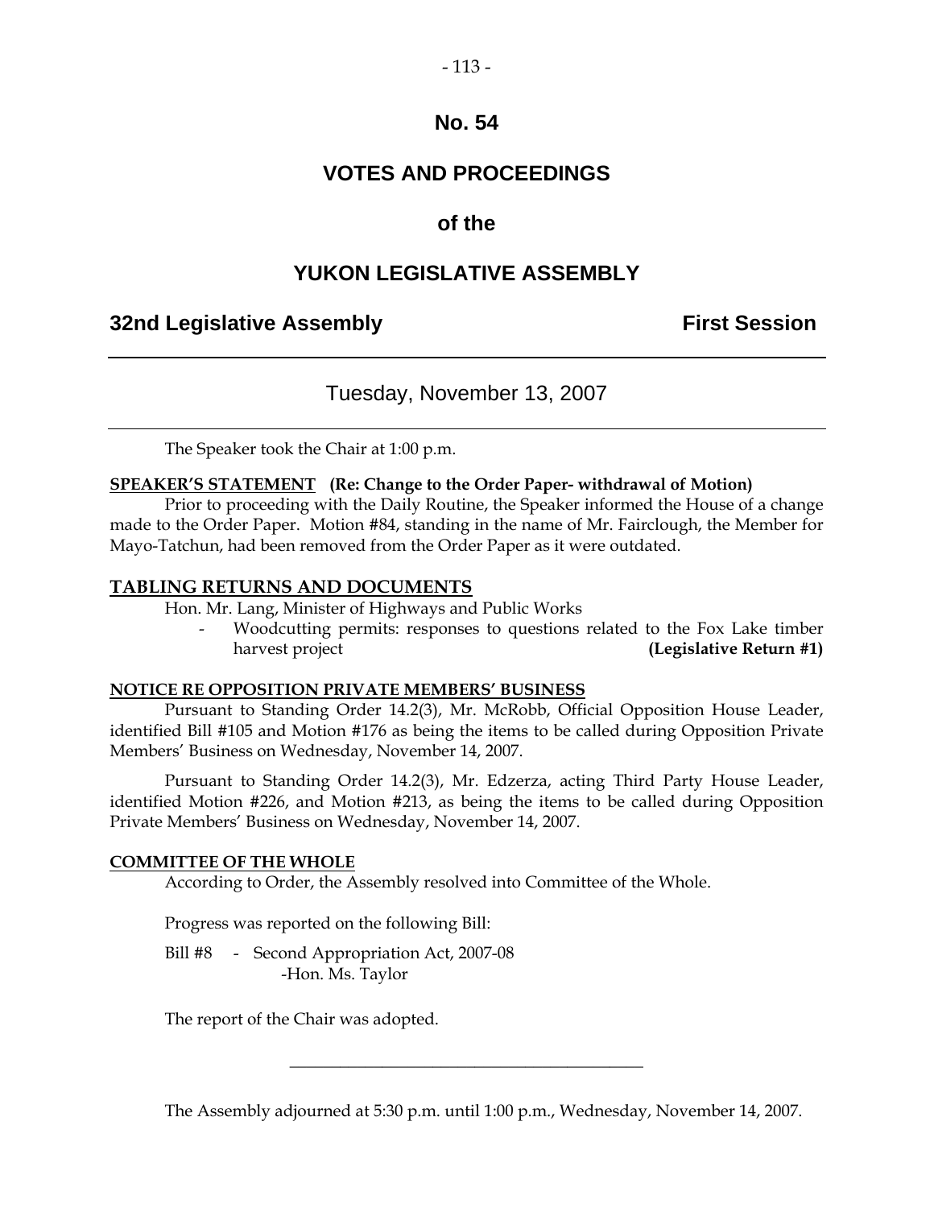# No. 54

# VOTES AND PROCEEDINGS

## of the

# YUKON LEGISLATIVE ASSEMBLY

**32nd Legislative Assembly** **First Session**

---

Tuesday, November 13, 2007

---

The Speaker took the Chair at 1:00 p.m.

**SPEAKER'S STATEMENT** **(Re: Change to the Order Paper- withdrawal of Motion)**

Prior to proceeding with the Daily Routine, the Speaker informed the House of a change made to the Order Paper. Motion #84, standing in the name of Mr. Fairclough, the Member for Mayo-Tatchun, had been removed from the Order Paper as it were outdated.

**TABLING RETURNS AND DOCUMENTS**

Hon. Mr. Lang, Minister of Highways and Public Works

- Woodcutting permits: responses to questions related to the Fox Lake timber harvest project **(Legislative Return #1)**

**NOTICE RE OPPOSITION PRIVATE MEMBERS' BUSINESS**

Pursuant to Standing Order 14.2(3), Mr. McRobb, Official Opposition House Leader, identified Bill #105 and Motion #176 as being the items to be called during Opposition Private Members' Business on Wednesday, November 14, 2007.

Pursuant to Standing Order 14.2(3), Mr. Edzerza, acting Third Party House Leader, identified Motion #226, and Motion #213, as being the items to be called during Opposition Private Members' Business on Wednesday, November 14, 2007.

**COMMITTEE OF THE WHOLE**

According to Order, the Assembly resolved into Committee of the Whole.

Progress was reported on the following Bill:

Bill #8 - Second Appropriation Act, 2007-08
-Hon. Ms. Taylor

The report of the Chair was adopted.

---

The Assembly adjourned at 5:30 p.m. until 1:00 p.m., Wednesday, November 14, 2007.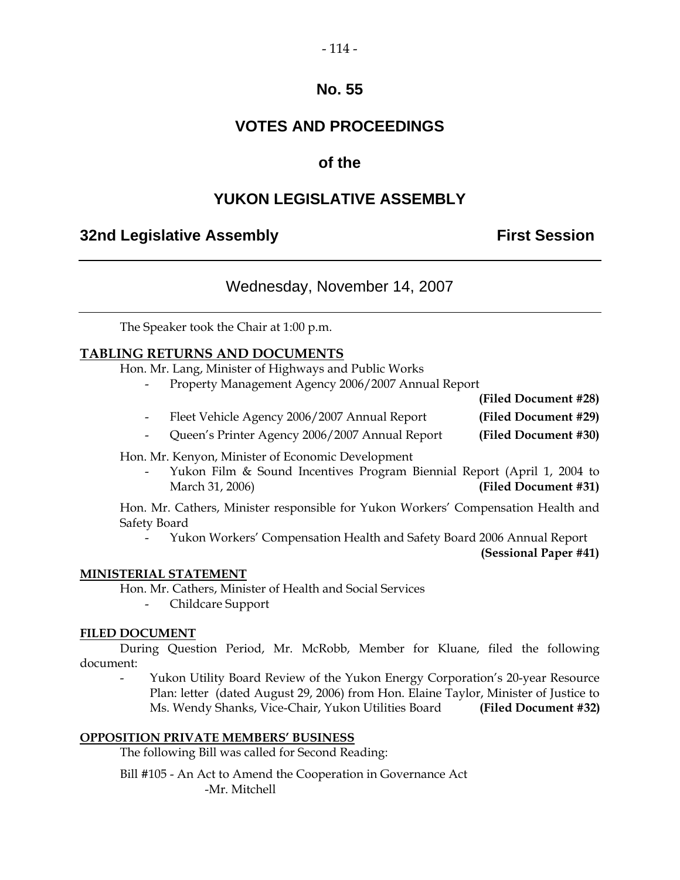# No. 55

# VOTES AND PROCEEDINGS

## of the

# YUKON LEGISLATIVE ASSEMBLY

**32nd Legislative Assembly** **First Session**

---

Wednesday, November 14, 2007

---

The Speaker took the Chair at 1:00 p.m.

**TABLING RETURNS AND DOCUMENTS**

Hon. Mr. Lang, Minister of Highways and Public Works

- Property Management Agency 2006/2007 Annual Report **(Filed Document #28)**
- Fleet Vehicle Agency 2006/2007 Annual Report **(Filed Document #29)**
- Queen's Printer Agency 2006/2007 Annual Report **(Filed Document #30)**

Hon. Mr. Kenyon, Minister of Economic Development

- Yukon Film & Sound Incentives Program Biennial Report (April 1, 2004 to March 31, 2006) **(Filed Document #31)**

Hon. Mr. Cathers, Minister responsible for Yukon Workers' Compensation Health and Safety Board

- Yukon Workers' Compensation Health and Safety Board 2006 Annual Report **(Sessional Paper #41)**

**MINISTERIAL STATEMENT**

Hon. Mr. Cathers, Minister of Health and Social Services

- Childcare Support

**FILED DOCUMENT**

During Question Period, Mr. McRobb, Member for Kluane, filed the following document:

- Yukon Utility Board Review of the Yukon Energy Corporation's 20-year Resource Plan: letter (dated August 29, 2006) from Hon. Elaine Taylor, Minister of Justice to Ms. Wendy Shanks, Vice-Chair, Yukon Utilities Board **(Filed Document #32)**

**OPPOSITION PRIVATE MEMBERS' BUSINESS**

The following Bill was called for Second Reading:

Bill #105 - An Act to Amend the Cooperation in Governance Act
-Mr. Mitchell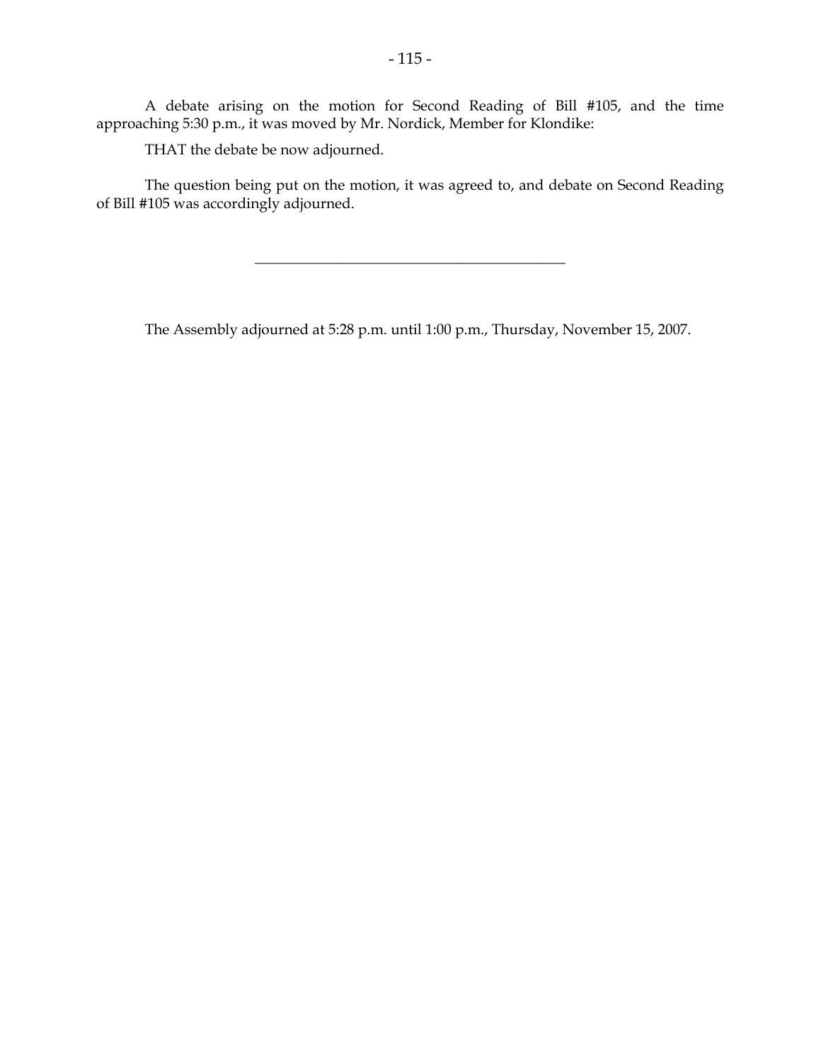A debate arising on the motion for Second Reading of Bill #105, and the time approaching 5:30 p.m., it was moved by Mr. Nordick, Member for Klondike:

THAT the debate be now adjourned.

The question being put on the motion, it was agreed to, and debate on Second Reading of Bill #105 was accordingly adjourned.

---

The Assembly adjourned at 5:28 p.m. until 1:00 p.m., Thursday, November 15, 2007.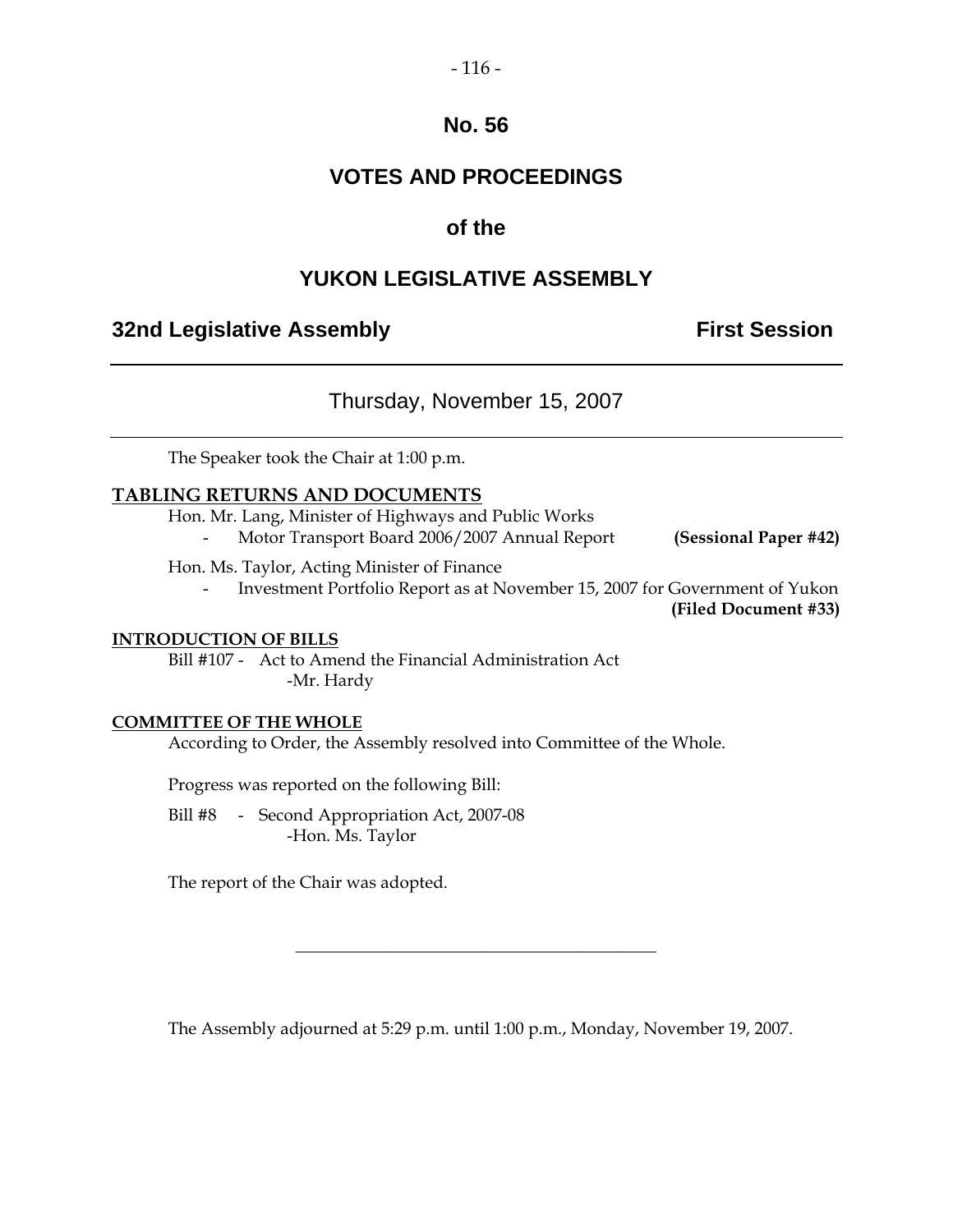# No. 56

# VOTES AND PROCEEDINGS

# of the

# YUKON LEGISLATIVE ASSEMBLY

**32nd Legislative Assembly** **First Session**

---

## Thursday, November 15, 2007

---

The Speaker took the Chair at 1:00 p.m.

**TABLING RETURNS AND DOCUMENTS**

Hon. Mr. Lang, Minister of Highways and Public Works

- Motor Transport Board 2006/2007 Annual Report **(Sessional Paper #42)**

Hon. Ms. Taylor, Acting Minister of Finance

- Investment Portfolio Report as at November 15, 2007 for Government of Yukon **(Filed Document #33)**

**INTRODUCTION OF BILLS**

Bill #107 - Act to Amend the Financial Administration Act
-Mr. Hardy

**COMMITTEE OF THE WHOLE**

According to Order, the Assembly resolved into Committee of the Whole.

Progress was reported on the following Bill:

Bill #8 - Second Appropriation Act, 2007-08
-Hon. Ms. Taylor

The report of the Chair was adopted.

---

The Assembly adjourned at 5:29 p.m. until 1:00 p.m., Monday, November 19, 2007.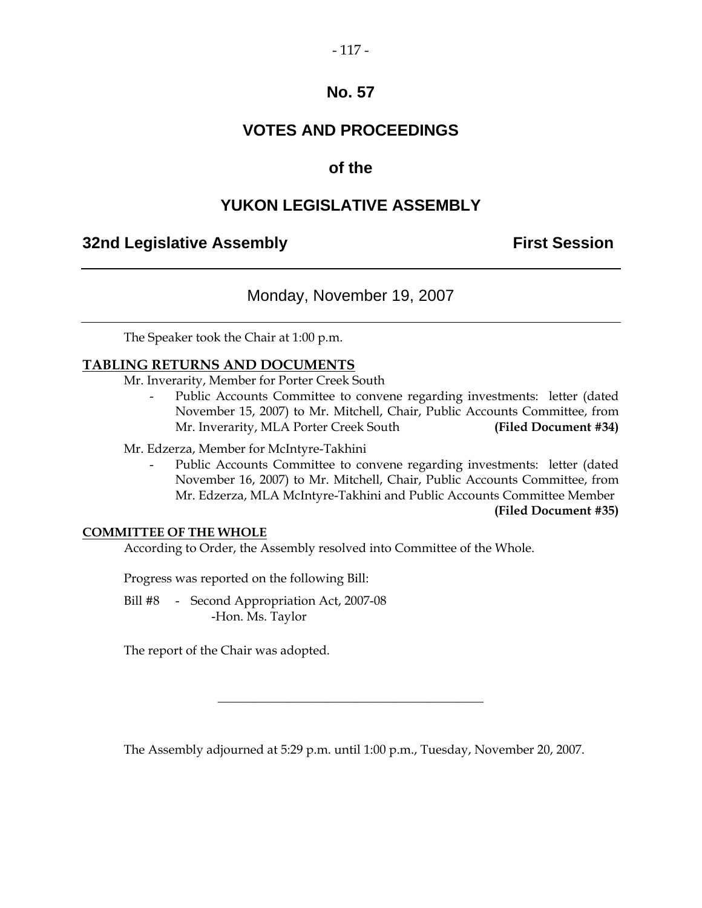# No. 57

# VOTES AND PROCEEDINGS

# of the

# YUKON LEGISLATIVE ASSEMBLY

**32nd Legislative Assembly** **First Session**

---

Monday, November 19, 2007

---

The Speaker took the Chair at 1:00 p.m.

## TABLING RETURNS AND DOCUMENTS

Mr. Inverarity, Member for Porter Creek South

- Public Accounts Committee to convene regarding investments: letter (dated November 15, 2007) to Mr. Mitchell, Chair, Public Accounts Committee, from Mr. Inverarity, MLA Porter Creek South **(Filed Document #34)**

Mr. Edzerza, Member for McIntyre-Takhini

- Public Accounts Committee to convene regarding investments: letter (dated November 16, 2007) to Mr. Mitchell, Chair, Public Accounts Committee, from Mr. Edzerza, MLA McIntyre-Takhini and Public Accounts Committee Member **(Filed Document #35)**

## COMMITTEE OF THE WHOLE

According to Order, the Assembly resolved into Committee of the Whole.

Progress was reported on the following Bill:

Bill #8 - Second Appropriation Act, 2007-08
-Hon. Ms. Taylor

The report of the Chair was adopted.

---

The Assembly adjourned at 5:29 p.m. until 1:00 p.m., Tuesday, November 20, 2007.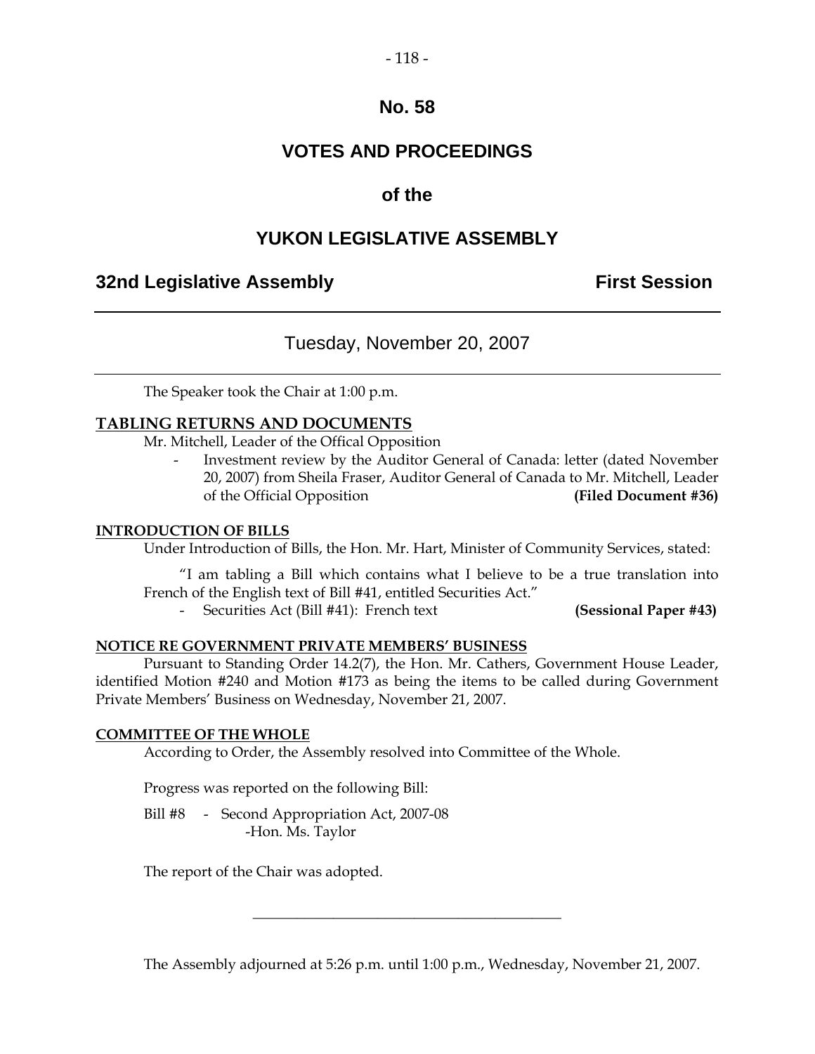# No. 58

# VOTES AND PROCEEDINGS

## of the

# YUKON LEGISLATIVE ASSEMBLY

**32nd Legislative Assembly** **First Session**

---

Tuesday, November 20, 2007

---

The Speaker took the Chair at 1:00 p.m.

**TABLING RETURNS AND DOCUMENTS**

Mr. Mitchell, Leader of the Offical Opposition

- Investment review by the Auditor General of Canada: letter (dated November 20, 2007) from Sheila Fraser, Auditor General of Canada to Mr. Mitchell, Leader of the Official Opposition **(Filed Document #36)**

**INTRODUCTION OF BILLS**

Under Introduction of Bills, the Hon. Mr. Hart, Minister of Community Services, stated:

"I am tabling a Bill which contains what I believe to be a true translation into French of the English text of Bill #41, entitled Securities Act."

- Securities Act (Bill #41): French text **(Sessional Paper #43)**

**NOTICE RE GOVERNMENT PRIVATE MEMBERS' BUSINESS**

Pursuant to Standing Order 14.2(7), the Hon. Mr. Cathers, Government House Leader, identified Motion #240 and Motion #173 as being the items to be called during Government Private Members' Business on Wednesday, November 21, 2007.

**COMMITTEE OF THE WHOLE**

According to Order, the Assembly resolved into Committee of the Whole.

Progress was reported on the following Bill:

Bill #8 - Second Appropriation Act, 2007-08
-Hon. Ms. Taylor

The report of the Chair was adopted.

---

The Assembly adjourned at 5:26 p.m. until 1:00 p.m., Wednesday, November 21, 2007.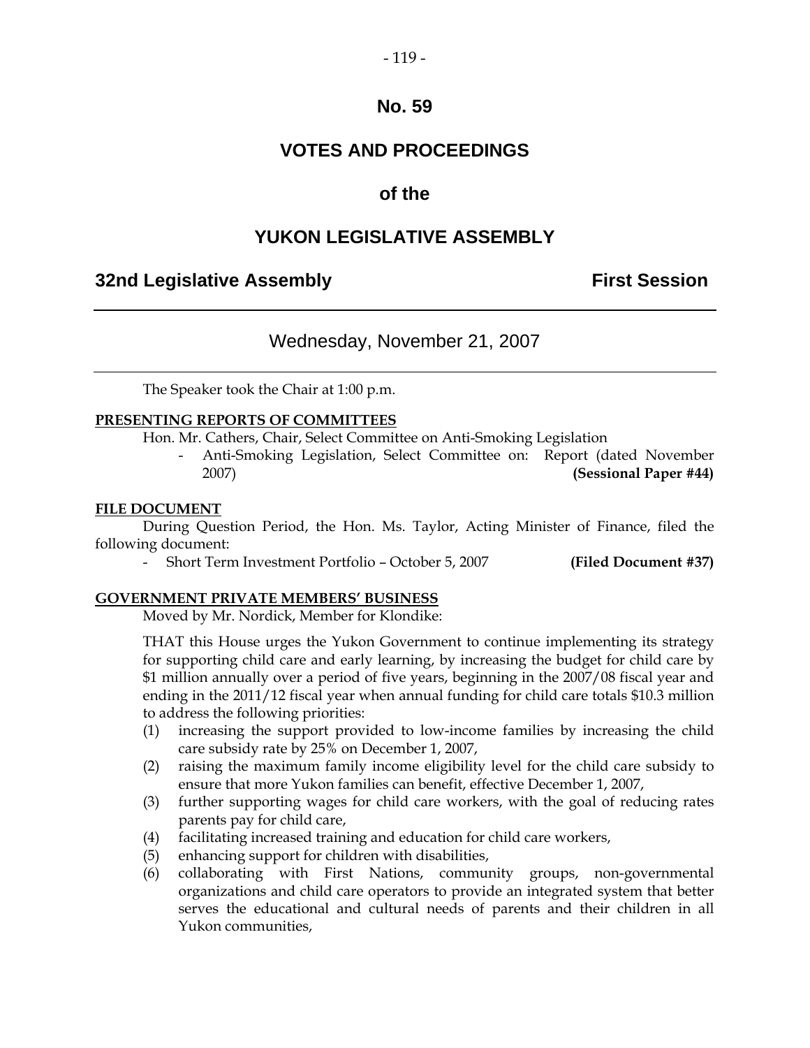# No. 59

# VOTES AND PROCEEDINGS

# of the

# YUKON LEGISLATIVE ASSEMBLY

**32nd Legislative Assembly** **First Session**

---

Wednesday, November 21, 2007

---

The Speaker took the Chair at 1:00 p.m.

**PRESENTING REPORTS OF COMMITTEES**

Hon. Mr. Cathers, Chair, Select Committee on Anti-Smoking Legislation

- Anti-Smoking Legislation, Select Committee on: Report (dated November 2007) **(Sessional Paper #44)**

**FILE DOCUMENT**

During Question Period, the Hon. Ms. Taylor, Acting Minister of Finance, filed the following document:

- Short Term Investment Portfolio – October 5, 2007 **(Filed Document #37)**

**GOVERNMENT PRIVATE MEMBERS' BUSINESS**

Moved by Mr. Nordick, Member for Klondike:

THAT this House urges the Yukon Government to continue implementing its strategy for supporting child care and early learning, by increasing the budget for child care by $1 million annually over a period of five years, beginning in the 2007/08 fiscal year and ending in the 2011/12 fiscal year when annual funding for child care totals $10.3 million to address the following priorities:

(1) increasing the support provided to low-income families by increasing the child care subsidy rate by 25% on December 1, 2007,

(2) raising the maximum family income eligibility level for the child care subsidy to ensure that more Yukon families can benefit, effective December 1, 2007,

(3) further supporting wages for child care workers, with the goal of reducing rates parents pay for child care,

(4) facilitating increased training and education for child care workers,

(5) enhancing support for children with disabilities,

(6) collaborating with First Nations, community groups, non-governmental organizations and child care operators to provide an integrated system that better serves the educational and cultural needs of parents and their children in all Yukon communities,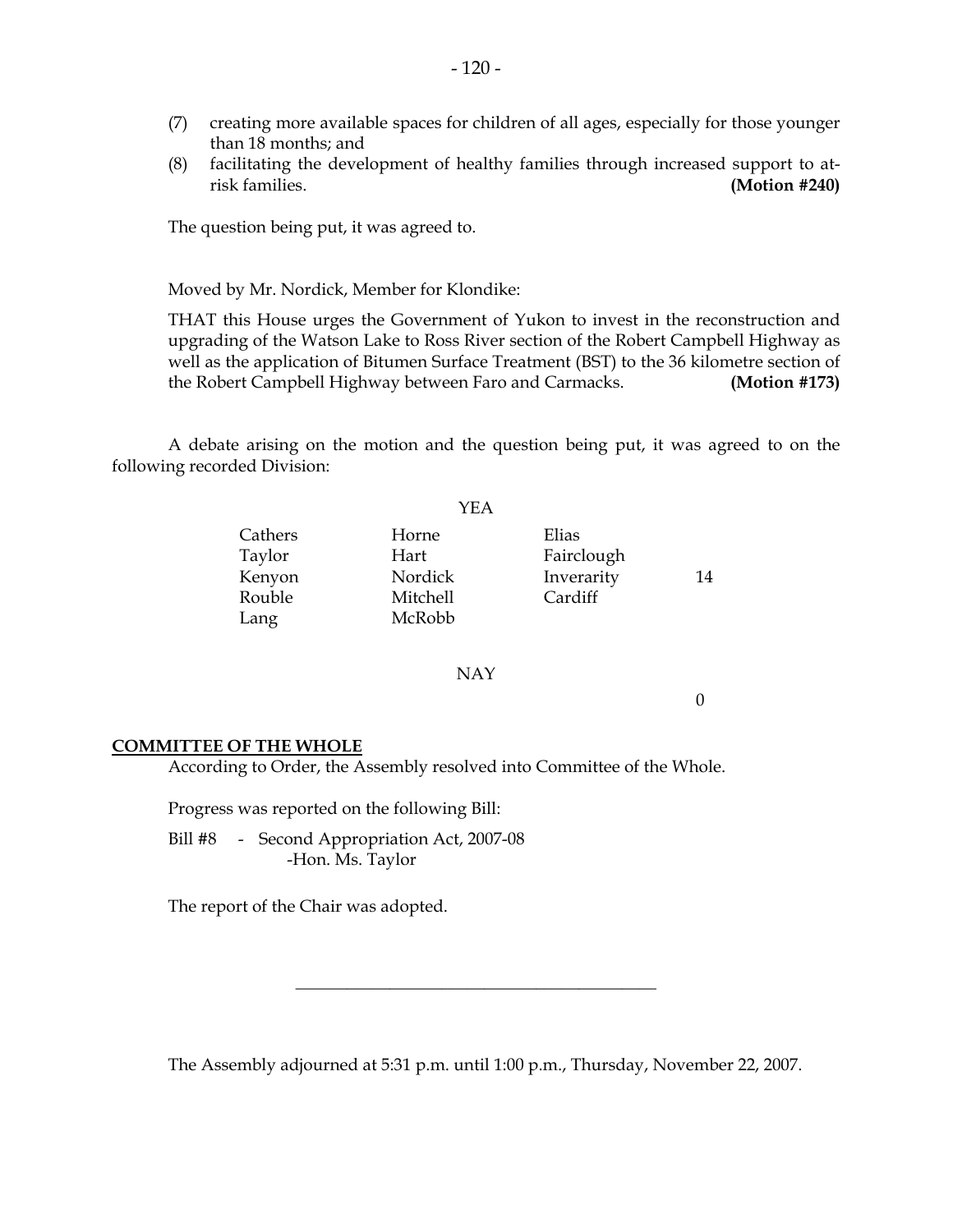(7) creating more available spaces for children of all ages, especially for those younger than 18 months; and

(8) facilitating the development of healthy families through increased support to at-risk families. **(Motion #240)**

The question being put, it was agreed to.

Moved by Mr. Nordick, Member for Klondike:

THAT this House urges the Government of Yukon to invest in the reconstruction and upgrading of the Watson Lake to Ross River section of the Robert Campbell Highway as well as the application of Bitumen Surface Treatment (BST) to the 36 kilometre section of the Robert Campbell Highway between Faro and Carmacks. **(Motion #173)**

A debate arising on the motion and the question being put, it was agreed to on the following recorded Division:

YEA

| | | | |
|---|---|---|---|
| Cathers | Horne | Elias | |
| Taylor | Hart | Fairclough | |
| Kenyon | Nordick | Inverarity | 14 |
| Rouble | Mitchell | Cardiff | |
| Lang | McRobb | | |

NAY

0

## COMMITTEE OF THE WHOLE

According to Order, the Assembly resolved into Committee of the Whole.

Progress was reported on the following Bill:

Bill #8 - Second Appropriation Act, 2007-08
-Hon. Ms. Taylor

The report of the Chair was adopted.

---

The Assembly adjourned at 5:31 p.m. until 1:00 p.m., Thursday, November 22, 2007.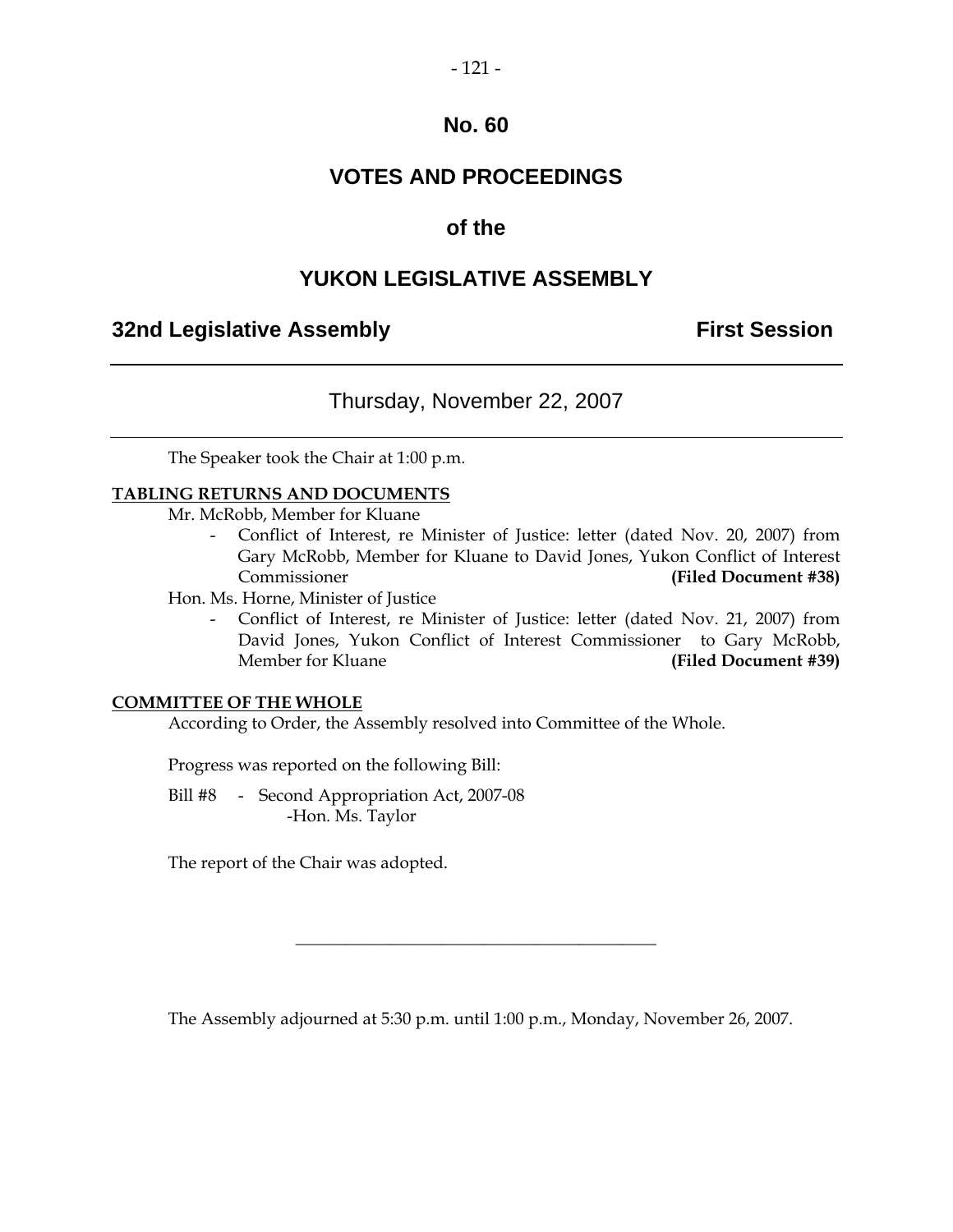# No. 60

## VOTES AND PROCEEDINGS

## of the

## YUKON LEGISLATIVE ASSEMBLY

**32nd Legislative Assembly** **First Session**

---

Thursday, November 22, 2007

---

The Speaker took the Chair at 1:00 p.m.

**TABLING RETURNS AND DOCUMENTS**

Mr. McRobb, Member for Kluane

- Conflict of Interest, re Minister of Justice: letter (dated Nov. 20, 2007) from Gary McRobb, Member for Kluane to David Jones, Yukon Conflict of Interest Commissioner **(Filed Document #38)**

Hon. Ms. Horne, Minister of Justice

- Conflict of Interest, re Minister of Justice: letter (dated Nov. 21, 2007) from David Jones, Yukon Conflict of Interest Commissioner to Gary McRobb, Member for Kluane **(Filed Document #39)**

**COMMITTEE OF THE WHOLE**

According to Order, the Assembly resolved into Committee of the Whole.

Progress was reported on the following Bill:

Bill #8 - Second Appropriation Act, 2007-08
-Hon. Ms. Taylor

The report of the Chair was adopted.

---

The Assembly adjourned at 5:30 p.m. until 1:00 p.m., Monday, November 26, 2007.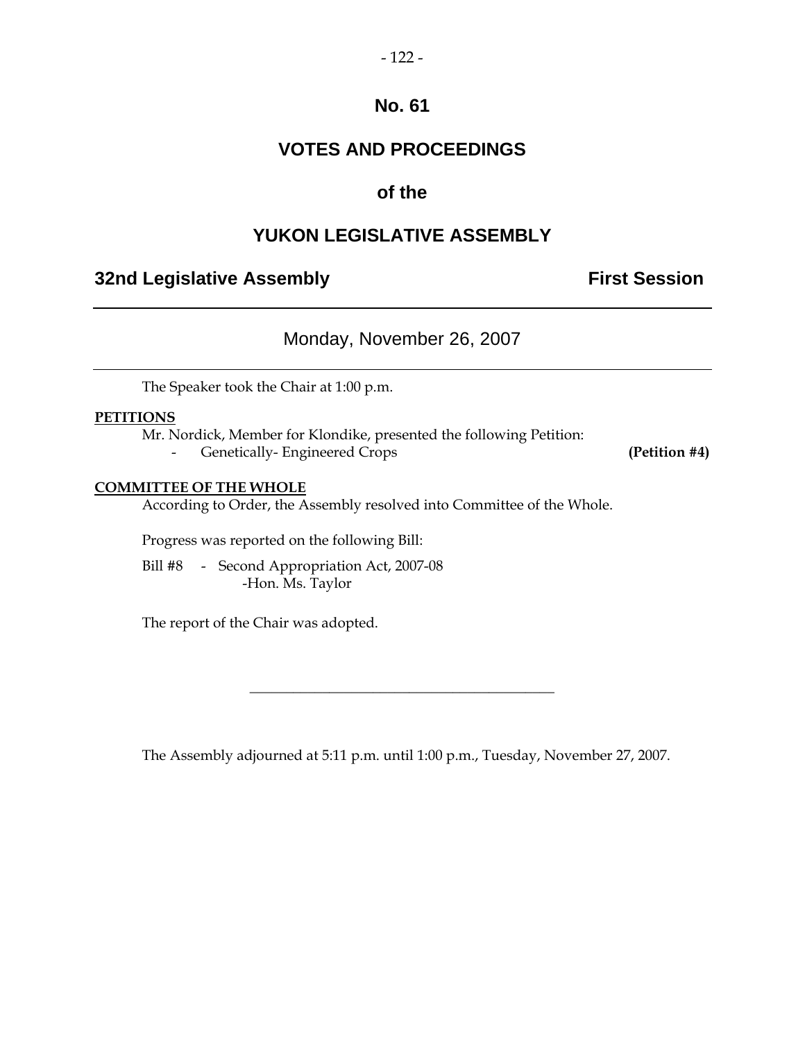# No. 61

# VOTES AND PROCEEDINGS

# of the

# YUKON LEGISLATIVE ASSEMBLY

**32nd Legislative Assembly** **First Session**

---

Monday, November 26, 2007

---

The Speaker took the Chair at 1:00 p.m.

**PETITIONS**

Mr. Nordick, Member for Klondike, presented the following Petition:

- Genetically- Engineered Crops **(Petition #4)**

**COMMITTEE OF THE WHOLE**

According to Order, the Assembly resolved into Committee of the Whole.

Progress was reported on the following Bill:

Bill #8 - Second Appropriation Act, 2007-08
-Hon. Ms. Taylor

The report of the Chair was adopted.

---

The Assembly adjourned at 5:11 p.m. until 1:00 p.m., Tuesday, November 27, 2007.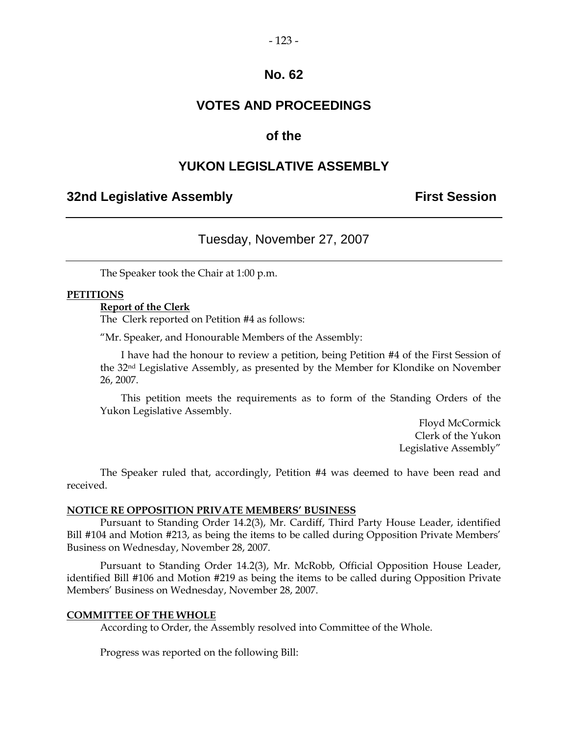# No. 62

# VOTES AND PROCEEDINGS

## of the

# YUKON LEGISLATIVE ASSEMBLY

**32nd Legislative Assembly** **First Session**

---

## Tuesday, November 27, 2007

---

The Speaker took the Chair at 1:00 p.m.

**PETITIONS**

**Report of the Clerk**

The Clerk reported on Petition #4 as follows:

"Mr. Speaker, and Honourable Members of the Assembly:

I have had the honour to review a petition, being Petition #4 of the First Session of the 32nd Legislative Assembly, as presented by the Member for Klondike on November 26, 2007.

This petition meets the requirements as to form of the Standing Orders of the Yukon Legislative Assembly.

Floyd McCormick
Clerk of the Yukon
Legislative Assembly"

The Speaker ruled that, accordingly, Petition #4 was deemed to have been read and received.

**NOTICE RE OPPOSITION PRIVATE MEMBERS' BUSINESS**

Pursuant to Standing Order 14.2(3), Mr. Cardiff, Third Party House Leader, identified Bill #104 and Motion #213, as being the items to be called during Opposition Private Members' Business on Wednesday, November 28, 2007.

Pursuant to Standing Order 14.2(3), Mr. McRobb, Official Opposition House Leader, identified Bill #106 and Motion #219 as being the items to be called during Opposition Private Members' Business on Wednesday, November 28, 2007.

**COMMITTEE OF THE WHOLE**

According to Order, the Assembly resolved into Committee of the Whole.

Progress was reported on the following Bill: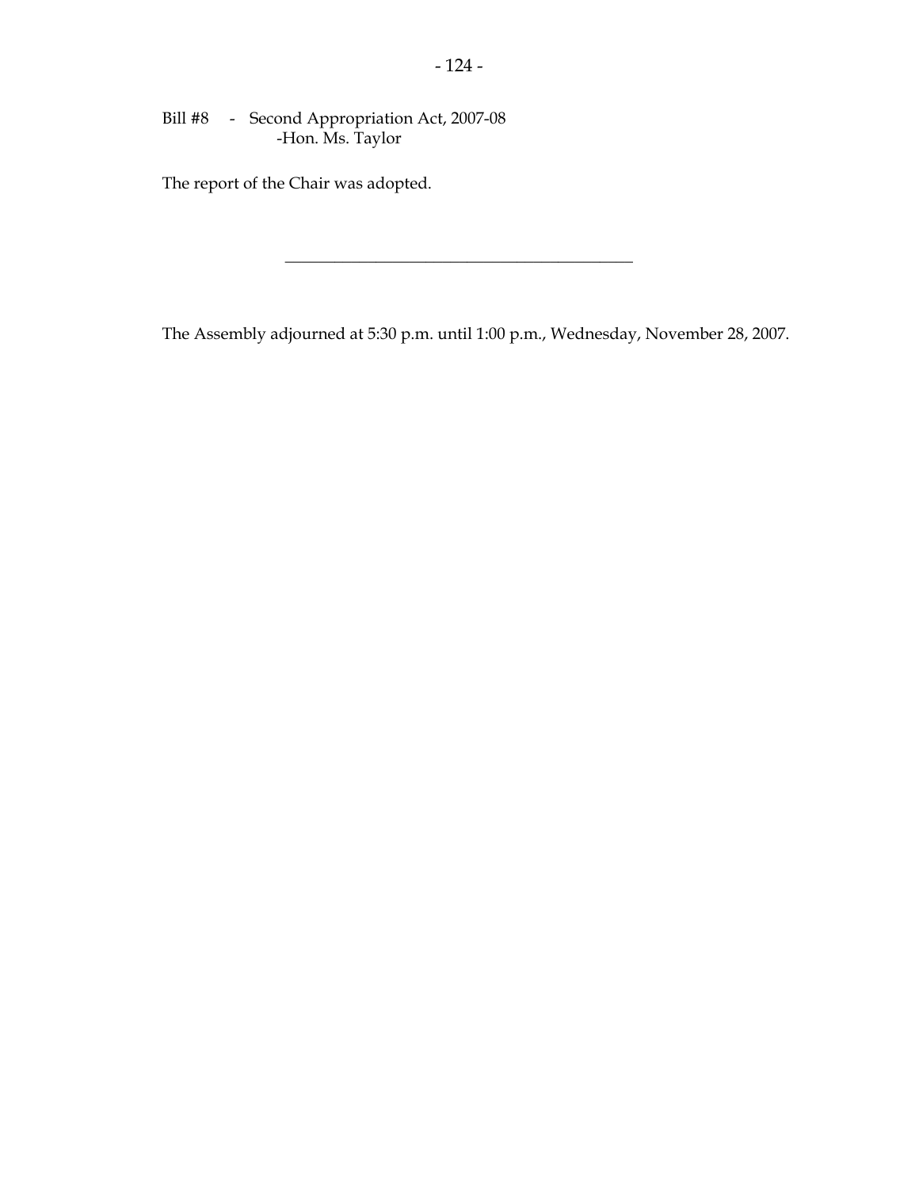Bill #8 - Second Appropriation Act, 2007-08
-Hon. Ms. Taylor

The report of the Chair was adopted.

---

The Assembly adjourned at 5:30 p.m. until 1:00 p.m., Wednesday, November 28, 2007.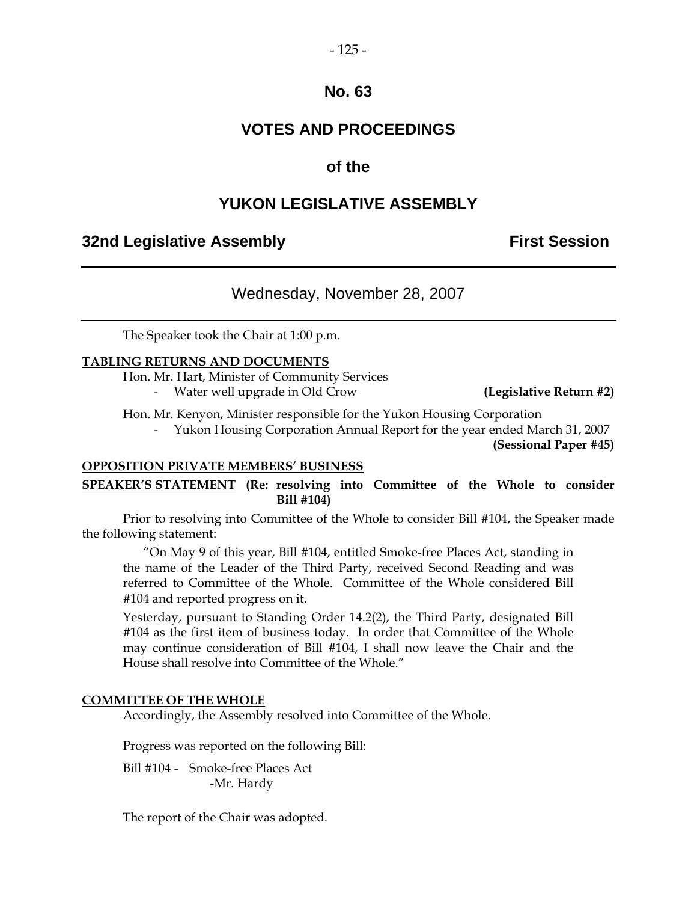# No. 63

# VOTES AND PROCEEDINGS

# of the

# YUKON LEGISLATIVE ASSEMBLY

## 32nd Legislative Assembly — First Session

Wednesday, November 28, 2007

---

The Speaker took the Chair at 1:00 p.m.

**TABLING RETURNS AND DOCUMENTS**

Hon. Mr. Hart, Minister of Community Services

- Water well upgrade in Old Crow **(Legislative Return #2)**

Hon. Mr. Kenyon, Minister responsible for the Yukon Housing Corporation

- Yukon Housing Corporation Annual Report for the year ended March 31, 2007 **(Sessional Paper #45)**

**OPPOSITION PRIVATE MEMBERS' BUSINESS**

**SPEAKER'S STATEMENT (Re: resolving into Committee of the Whole to consider Bill #104)**

Prior to resolving into Committee of the Whole to consider Bill #104, the Speaker made the following statement:

> "On May 9 of this year, Bill #104, entitled Smoke-free Places Act, standing in the name of the Leader of the Third Party, received Second Reading and was referred to Committee of the Whole. Committee of the Whole considered Bill #104 and reported progress on it.
>
> Yesterday, pursuant to Standing Order 14.2(2), the Third Party, designated Bill #104 as the first item of business today. In order that Committee of the Whole may continue consideration of Bill #104, I shall now leave the Chair and the House shall resolve into Committee of the Whole."

**COMMITTEE OF THE WHOLE**

Accordingly, the Assembly resolved into Committee of the Whole.

Progress was reported on the following Bill:

Bill #104 - Smoke-free Places Act
-Mr. Hardy

The report of the Chair was adopted.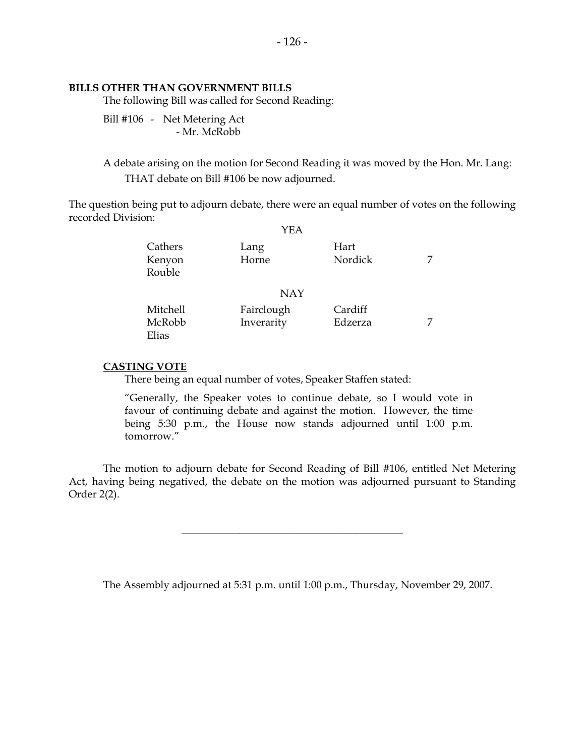## BILLS OTHER THAN GOVERNMENT BILLS

The following Bill was called for Second Reading:

Bill #106 - Net Metering Act
- Mr. McRobb

A debate arising on the motion for Second Reading it was moved by the Hon. Mr. Lang:

THAT debate on Bill #106 be now adjourned.

The question being put to adjourn debate, there were an equal number of votes on the following recorded Division:

YEA

| | | | |
|---|---|---|---|
| Cathers | Lang | Hart | |
| Kenyon | Horne | Nordick | 7 |
| Rouble | | | |

NAY

| | | | |
|---|---|---|---|
| Mitchell | Fairclough | Cardiff | |
| McRobb | Inverarity | Edzerza | 7 |
| Elias | | | |

### CASTING VOTE

There being an equal number of votes, Speaker Staffen stated:

"Generally, the Speaker votes to continue debate, so I would vote in favour of continuing debate and against the motion. However, the time being 5:30 p.m., the House now stands adjourned until 1:00 p.m. tomorrow."

The motion to adjourn debate for Second Reading of Bill #106, entitled Net Metering Act, having being negatived, the debate on the motion was adjourned pursuant to Standing Order 2(2).

---

The Assembly adjourned at 5:31 p.m. until 1:00 p.m., Thursday, November 29, 2007.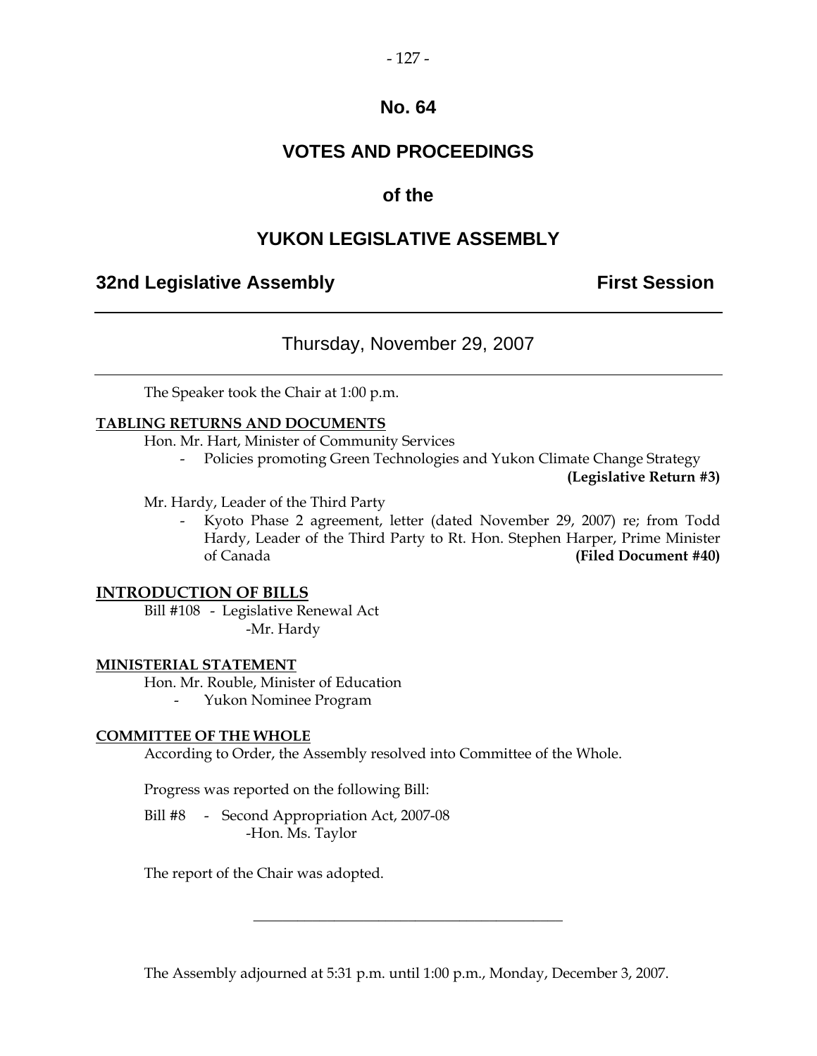# No. 64

# VOTES AND PROCEEDINGS

# of the

# YUKON LEGISLATIVE ASSEMBLY

## 32nd Legislative Assembly — First Session

---

### Thursday, November 29, 2007

---

The Speaker took the Chair at 1:00 p.m.

**TABLING RETURNS AND DOCUMENTS**

Hon. Mr. Hart, Minister of Community Services

- Policies promoting Green Technologies and Yukon Climate Change Strategy **(Legislative Return #3)**

Mr. Hardy, Leader of the Third Party

- Kyoto Phase 2 agreement, letter (dated November 29, 2007) re; from Todd Hardy, Leader of the Third Party to Rt. Hon. Stephen Harper, Prime Minister of Canada **(Filed Document #40)**

**INTRODUCTION OF BILLS**

Bill #108 - Legislative Renewal Act
-Mr. Hardy

**MINISTERIAL STATEMENT**

Hon. Mr. Rouble, Minister of Education

- Yukon Nominee Program

**COMMITTEE OF THE WHOLE**

According to Order, the Assembly resolved into Committee of the Whole.

Progress was reported on the following Bill:

Bill #8 - Second Appropriation Act, 2007-08
-Hon. Ms. Taylor

The report of the Chair was adopted.

---

The Assembly adjourned at 5:31 p.m. until 1:00 p.m., Monday, December 3, 2007.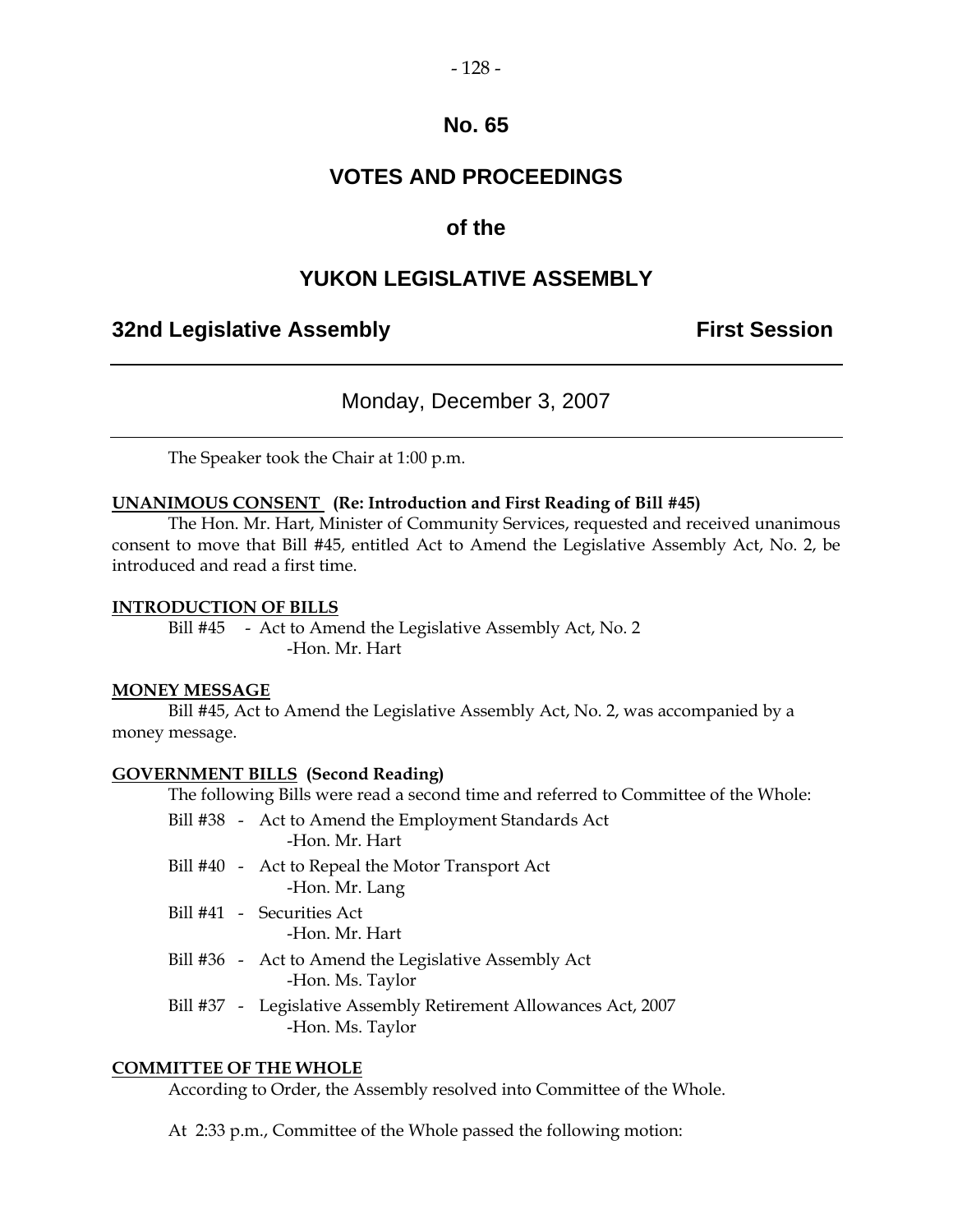# No. 65

# VOTES AND PROCEEDINGS

# of the

# YUKON LEGISLATIVE ASSEMBLY

## 32nd Legislative Assembly — First Session

---

Monday, December 3, 2007

---

The Speaker took the Chair at 1:00 p.m.

**UNANIMOUS CONSENT (Re: Introduction and First Reading of Bill #45)**

The Hon. Mr. Hart, Minister of Community Services, requested and received unanimous consent to move that Bill #45, entitled Act to Amend the Legislative Assembly Act, No. 2, be introduced and read a first time.

**INTRODUCTION OF BILLS**

Bill #45 - Act to Amend the Legislative Assembly Act, No. 2
-Hon. Mr. Hart

**MONEY MESSAGE**

Bill #45, Act to Amend the Legislative Assembly Act, No. 2, was accompanied by a money message.

**GOVERNMENT BILLS (Second Reading)**

The following Bills were read a second time and referred to Committee of the Whole:

Bill #38 - Act to Amend the Employment Standards Act
-Hon. Mr. Hart

Bill #40 - Act to Repeal the Motor Transport Act
-Hon. Mr. Lang

Bill #41 - Securities Act
-Hon. Mr. Hart

Bill #36 - Act to Amend the Legislative Assembly Act
-Hon. Ms. Taylor

Bill #37 - Legislative Assembly Retirement Allowances Act, 2007
-Hon. Ms. Taylor

**COMMITTEE OF THE WHOLE**

According to Order, the Assembly resolved into Committee of the Whole.

At 2:33 p.m., Committee of the Whole passed the following motion: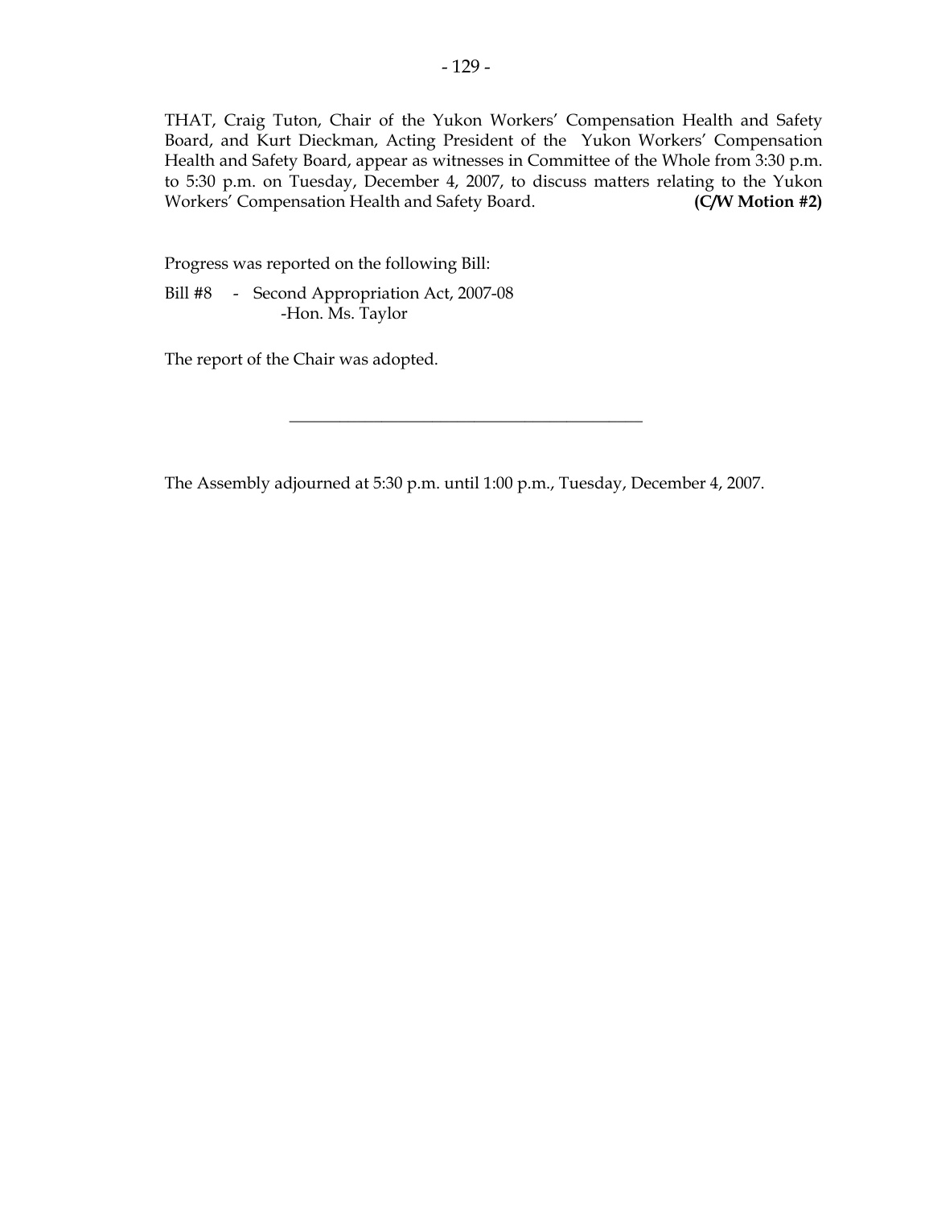THAT, Craig Tuton, Chair of the Yukon Workers' Compensation Health and Safety Board, and Kurt Dieckman, Acting President of the Yukon Workers' Compensation Health and Safety Board, appear as witnesses in Committee of the Whole from 3:30 p.m. to 5:30 p.m. on Tuesday, December 4, 2007, to discuss matters relating to the Yukon Workers' Compensation Health and Safety Board. **(C/W Motion #2)**

Progress was reported on the following Bill:

Bill #8 - Second Appropriation Act, 2007-08
-Hon. Ms. Taylor

The report of the Chair was adopted.

---

The Assembly adjourned at 5:30 p.m. until 1:00 p.m., Tuesday, December 4, 2007.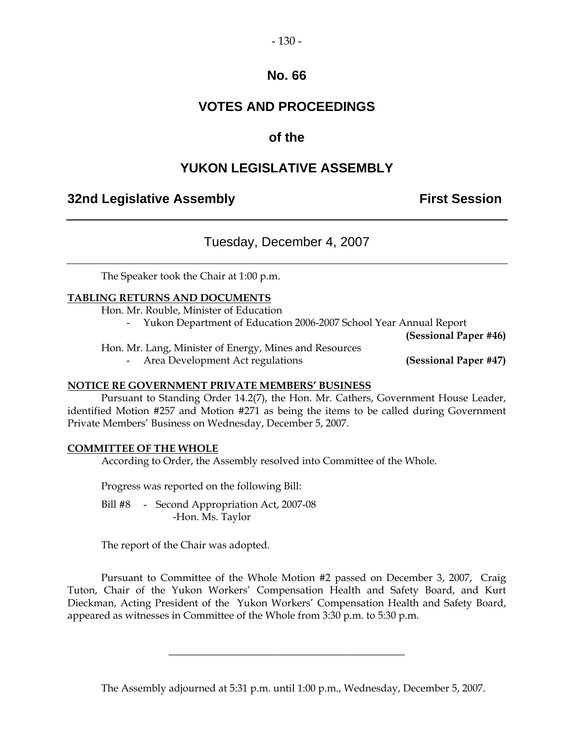# No. 66

# VOTES AND PROCEEDINGS

# of the

# YUKON LEGISLATIVE ASSEMBLY

**32nd Legislative Assembly** **First Session**

---

## Tuesday, December 4, 2007

---

The Speaker took the Chair at 1:00 p.m.

**TABLING RETURNS AND DOCUMENTS**

Hon. Mr. Rouble, Minister of Education

- Yukon Department of Education 2006-2007 School Year Annual Report **(Sessional Paper #46)**

Hon. Mr. Lang, Minister of Energy, Mines and Resources

- Area Development Act regulations **(Sessional Paper #47)**

**NOTICE RE GOVERNMENT PRIVATE MEMBERS' BUSINESS**

Pursuant to Standing Order 14.2(7), the Hon. Mr. Cathers, Government House Leader, identified Motion #257 and Motion #271 as being the items to be called during Government Private Members' Business on Wednesday, December 5, 2007.

**COMMITTEE OF THE WHOLE**

According to Order, the Assembly resolved into Committee of the Whole.

Progress was reported on the following Bill:

Bill #8 - Second Appropriation Act, 2007-08
-Hon. Ms. Taylor

The report of the Chair was adopted.

Pursuant to Committee of the Whole Motion #2 passed on December 3, 2007, Craig Tuton, Chair of the Yukon Workers' Compensation Health and Safety Board, and Kurt Dieckman, Acting President of the Yukon Workers' Compensation Health and Safety Board, appeared as witnesses in Committee of the Whole from 3:30 p.m. to 5:30 p.m.

---

The Assembly adjourned at 5:31 p.m. until 1:00 p.m., Wednesday, December 5, 2007.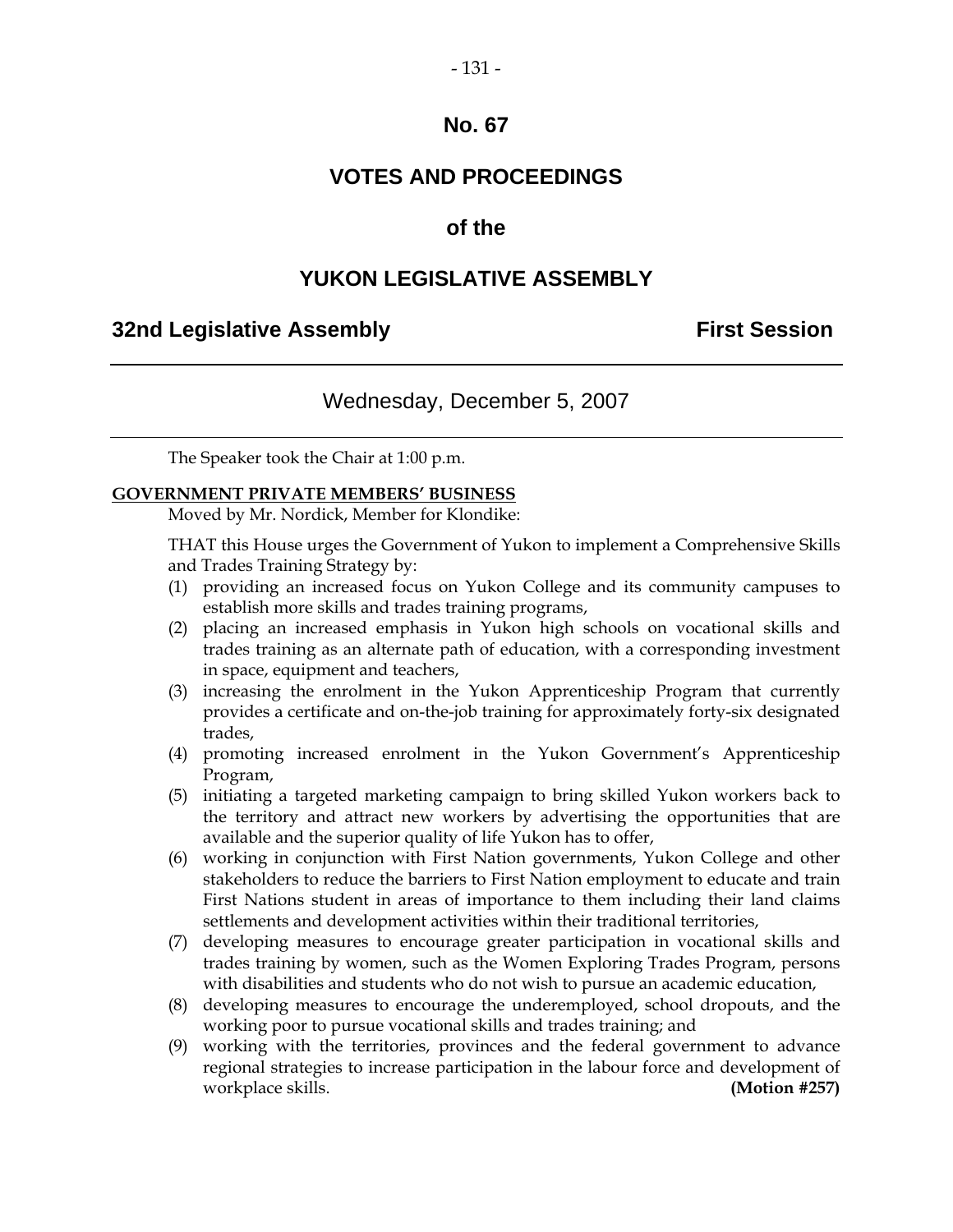# No. 67

## VOTES AND PROCEEDINGS

## of the

## YUKON LEGISLATIVE ASSEMBLY

**32nd Legislative Assembly** **First Session**

---

Wednesday, December 5, 2007

---

The Speaker took the Chair at 1:00 p.m.

**GOVERNMENT PRIVATE MEMBERS' BUSINESS**

Moved by Mr. Nordick, Member for Klondike:

THAT this House urges the Government of Yukon to implement a Comprehensive Skills and Trades Training Strategy by:

(1) providing an increased focus on Yukon College and its community campuses to establish more skills and trades training programs,

(2) placing an increased emphasis in Yukon high schools on vocational skills and trades training as an alternate path of education, with a corresponding investment in space, equipment and teachers,

(3) increasing the enrolment in the Yukon Apprenticeship Program that currently provides a certificate and on-the-job training for approximately forty-six designated trades,

(4) promoting increased enrolment in the Yukon Government's Apprenticeship Program,

(5) initiating a targeted marketing campaign to bring skilled Yukon workers back to the territory and attract new workers by advertising the opportunities that are available and the superior quality of life Yukon has to offer,

(6) working in conjunction with First Nation governments, Yukon College and other stakeholders to reduce the barriers to First Nation employment to educate and train First Nations student in areas of importance to them including their land claims settlements and development activities within their traditional territories,

(7) developing measures to encourage greater participation in vocational skills and trades training by women, such as the Women Exploring Trades Program, persons with disabilities and students who do not wish to pursue an academic education,

(8) developing measures to encourage the underemployed, school dropouts, and the working poor to pursue vocational skills and trades training; and

(9) working with the territories, provinces and the federal government to advance regional strategies to increase participation in the labour force and development of workplace skills. **(Motion #257)**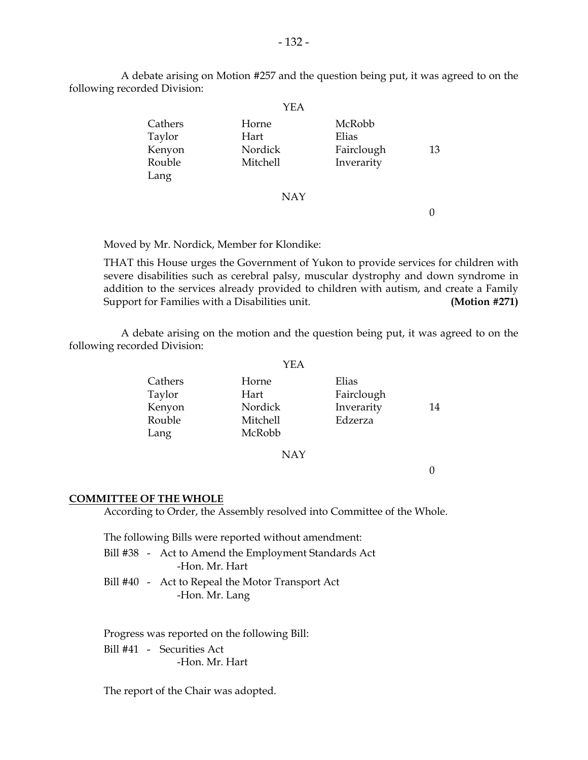A debate arising on Motion #257 and the question being put, it was agreed to on the following recorded Division:

YEA

| | | | |
|---|---|---|---|
| Cathers | Horne | McRobb | |
| Taylor | Hart | Elias | |
| Kenyon | Nordick | Fairclough | 13 |
| Rouble | Mitchell | Inverarity | |
| Lang | | | |

NAY

0

Moved by Mr. Nordick, Member for Klondike:

THAT this House urges the Government of Yukon to provide services for children with severe disabilities such as cerebral palsy, muscular dystrophy and down syndrome in addition to the services already provided to children with autism, and create a Family Support for Families with a Disabilities unit. **(Motion #271)**

A debate arising on the motion and the question being put, it was agreed to on the following recorded Division:

YEA

| | | | |
|---|---|---|---|
| Cathers | Horne | Elias | |
| Taylor | Hart | Fairclough | |
| Kenyon | Nordick | Inverarity | 14 |
| Rouble | Mitchell | Edzerza | |
| Lang | McRobb | | |

NAY

0

**COMMITTEE OF THE WHOLE**

According to Order, the Assembly resolved into Committee of the Whole.

The following Bills were reported without amendment:

Bill #38 - Act to Amend the Employment Standards Act
-Hon. Mr. Hart

Bill #40 - Act to Repeal the Motor Transport Act
-Hon. Mr. Lang

Progress was reported on the following Bill:

Bill #41 - Securities Act
-Hon. Mr. Hart

The report of the Chair was adopted.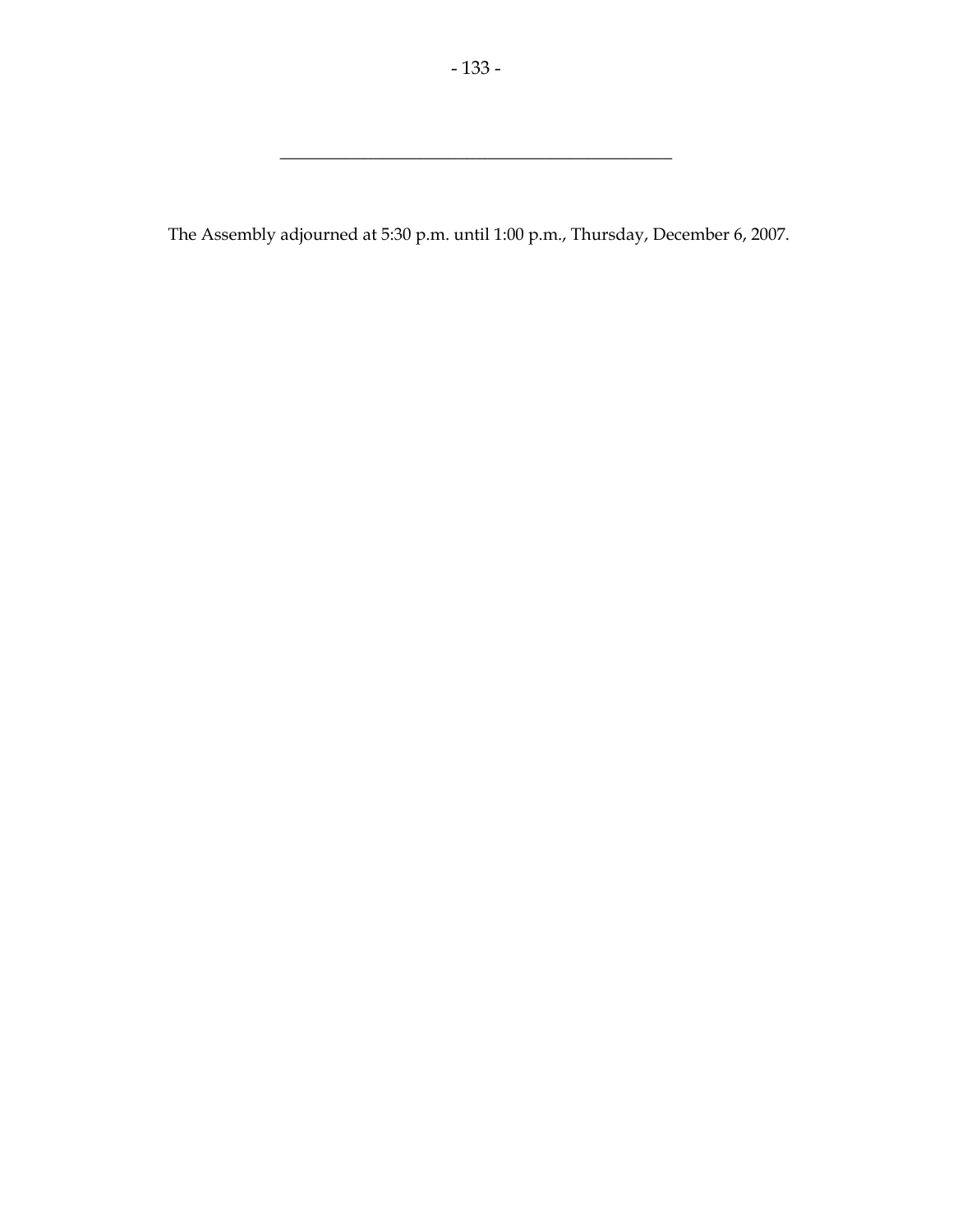---

The Assembly adjourned at 5:30 p.m. until 1:00 p.m., Thursday, December 6, 2007.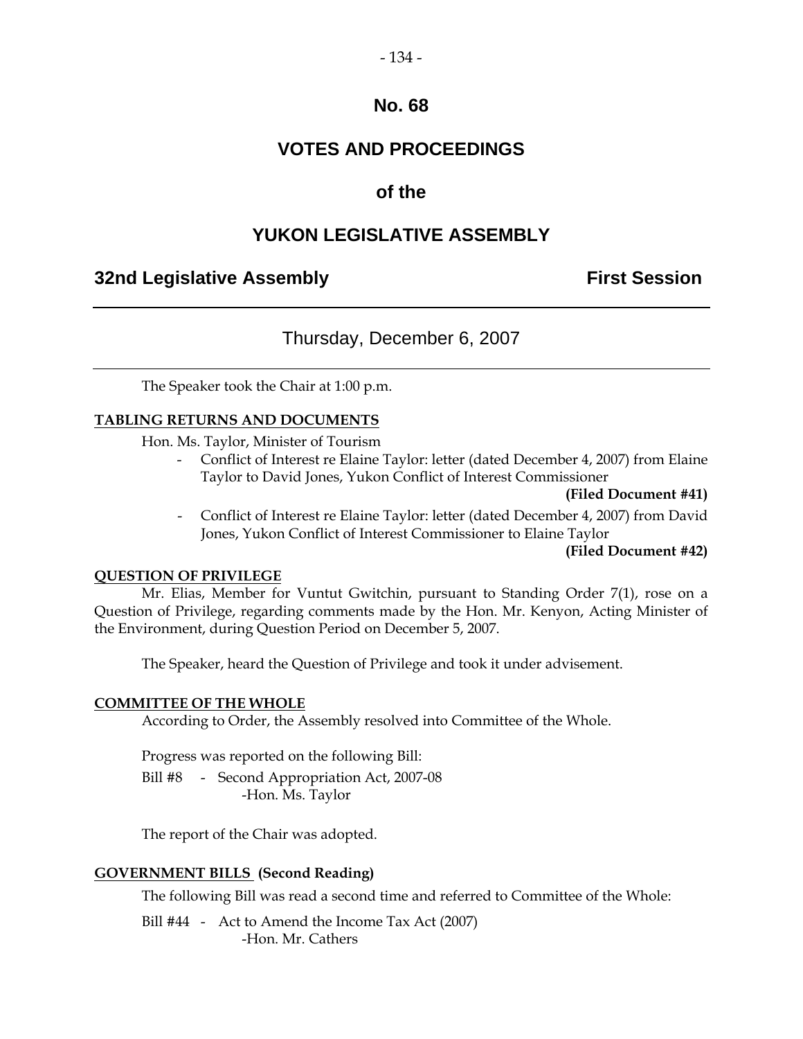# No. 68

# VOTES AND PROCEEDINGS

# of the

# YUKON LEGISLATIVE ASSEMBLY

**32nd Legislative Assembly** **First Session**

---

## Thursday, December 6, 2007

---

The Speaker took the Chair at 1:00 p.m.

**TABLING RETURNS AND DOCUMENTS**

Hon. Ms. Taylor, Minister of Tourism

- Conflict of Interest re Elaine Taylor: letter (dated December 4, 2007) from Elaine Taylor to David Jones, Yukon Conflict of Interest Commissioner

**(Filed Document #41)**

- Conflict of Interest re Elaine Taylor: letter (dated December 4, 2007) from David Jones, Yukon Conflict of Interest Commissioner to Elaine Taylor

**(Filed Document #42)**

**QUESTION OF PRIVILEGE**

Mr. Elias, Member for Vuntut Gwitchin, pursuant to Standing Order 7(1), rose on a Question of Privilege, regarding comments made by the Hon. Mr. Kenyon, Acting Minister of the Environment, during Question Period on December 5, 2007.

The Speaker, heard the Question of Privilege and took it under advisement.

**COMMITTEE OF THE WHOLE**

According to Order, the Assembly resolved into Committee of the Whole.

Progress was reported on the following Bill:

Bill #8 - Second Appropriation Act, 2007-08
-Hon. Ms. Taylor

The report of the Chair was adopted.

**GOVERNMENT BILLS (Second Reading)**

The following Bill was read a second time and referred to Committee of the Whole:

Bill #44 - Act to Amend the Income Tax Act (2007)
-Hon. Mr. Cathers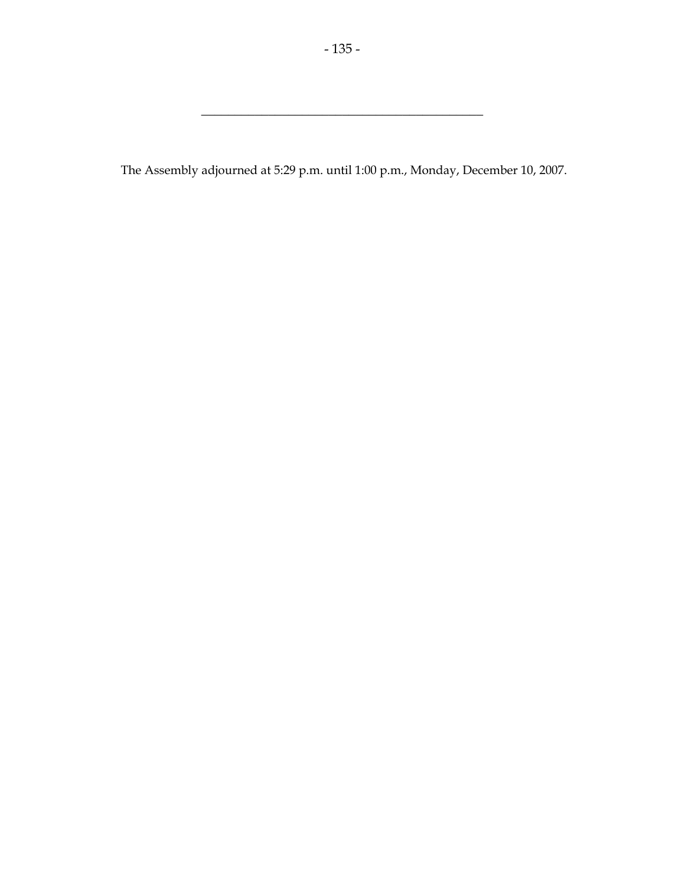---

The Assembly adjourned at 5:29 p.m. until 1:00 p.m., Monday, December 10, 2007.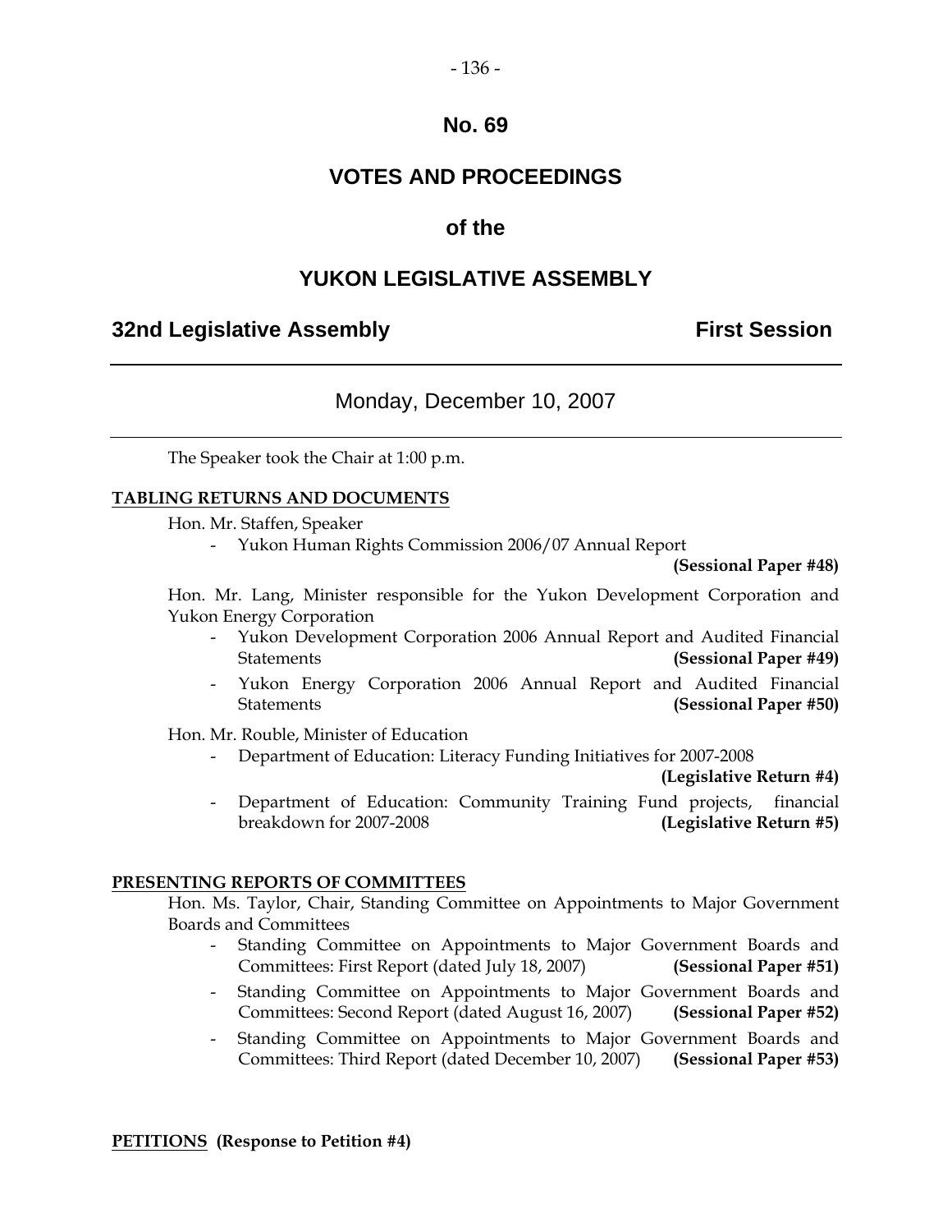# No. 69

# VOTES AND PROCEEDINGS

## of the

# YUKON LEGISLATIVE ASSEMBLY

**32nd Legislative Assembly** **First Session**

Monday, December 10, 2007

The Speaker took the Chair at 1:00 p.m.

**TABLING RETURNS AND DOCUMENTS**

Hon. Mr. Staffen, Speaker

- Yukon Human Rights Commission 2006/07 Annual Report **(Sessional Paper #48)**

Hon. Mr. Lang, Minister responsible for the Yukon Development Corporation and Yukon Energy Corporation

- Yukon Development Corporation 2006 Annual Report and Audited Financial Statements **(Sessional Paper #49)**
- Yukon Energy Corporation 2006 Annual Report and Audited Financial Statements **(Sessional Paper #50)**

Hon. Mr. Rouble, Minister of Education

- Department of Education: Literacy Funding Initiatives for 2007-2008 **(Legislative Return #4)**
- Department of Education: Community Training Fund projects, financial breakdown for 2007-2008 **(Legislative Return #5)**

**PRESENTING REPORTS OF COMMITTEES**

Hon. Ms. Taylor, Chair, Standing Committee on Appointments to Major Government Boards and Committees

- Standing Committee on Appointments to Major Government Boards and Committees: First Report (dated July 18, 2007) **(Sessional Paper #51)**
- Standing Committee on Appointments to Major Government Boards and Committees: Second Report (dated August 16, 2007) **(Sessional Paper #52)**
- Standing Committee on Appointments to Major Government Boards and Committees: Third Report (dated December 10, 2007) **(Sessional Paper #53)**

**PETITIONS (Response to Petition #4)**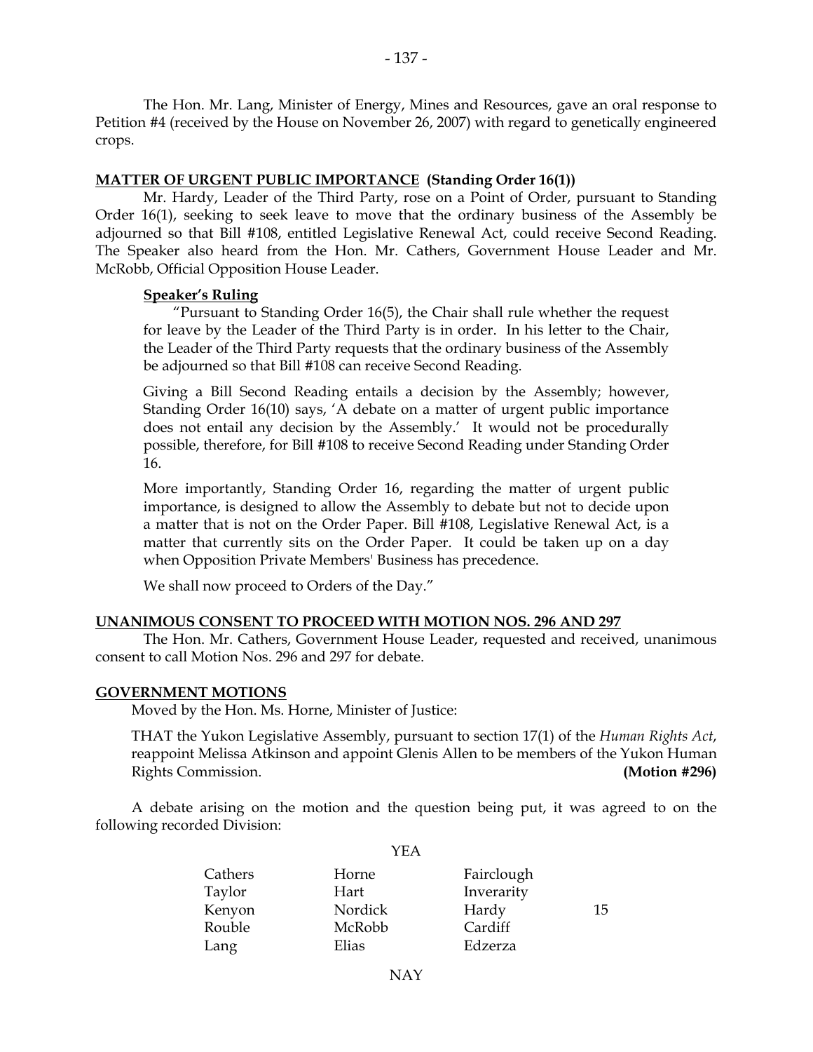The Hon. Mr. Lang, Minister of Energy, Mines and Resources, gave an oral response to Petition #4 (received by the House on November 26, 2007) with regard to genetically engineered crops.

**MATTER OF URGENT PUBLIC IMPORTANCE (Standing Order 16(1))**

Mr. Hardy, Leader of the Third Party, rose on a Point of Order, pursuant to Standing Order 16(1), seeking to seek leave to move that the ordinary business of the Assembly be adjourned so that Bill #108, entitled Legislative Renewal Act, could receive Second Reading. The Speaker also heard from the Hon. Mr. Cathers, Government House Leader and Mr. McRobb, Official Opposition House Leader.

**Speaker's Ruling**

> "Pursuant to Standing Order 16(5), the Chair shall rule whether the request for leave by the Leader of the Third Party is in order. In his letter to the Chair, the Leader of the Third Party requests that the ordinary business of the Assembly be adjourned so that Bill #108 can receive Second Reading.
>
> Giving a Bill Second Reading entails a decision by the Assembly; however, Standing Order 16(10) says, 'A debate on a matter of urgent public importance does not entail any decision by the Assembly.' It would not be procedurally possible, therefore, for Bill #108 to receive Second Reading under Standing Order 16.
>
> More importantly, Standing Order 16, regarding the matter of urgent public importance, is designed to allow the Assembly to debate but not to decide upon a matter that is not on the Order Paper. Bill #108, Legislative Renewal Act, is a matter that currently sits on the Order Paper. It could be taken up on a day when Opposition Private Members' Business has precedence.
>
> We shall now proceed to Orders of the Day."

**UNANIMOUS CONSENT TO PROCEED WITH MOTION NOS. 296 AND 297**

The Hon. Mr. Cathers, Government House Leader, requested and received, unanimous consent to call Motion Nos. 296 and 297 for debate.

**GOVERNMENT MOTIONS**

Moved by the Hon. Ms. Horne, Minister of Justice:

THAT the Yukon Legislative Assembly, pursuant to section 17(1) of the *Human Rights Act*, reappoint Melissa Atkinson and appoint Glenis Allen to be members of the Yukon Human Rights Commission. **(Motion #296)**

A debate arising on the motion and the question being put, it was agreed to on the following recorded Division:

YEA

| | | | |
|---|---|---|---|
| Cathers | Horne | Fairclough | |
| Taylor | Hart | Inverarity | |
| Kenyon | Nordick | Hardy | 15 |
| Rouble | McRobb | Cardiff | |
| Lang | Elias | Edzerza | |

NAY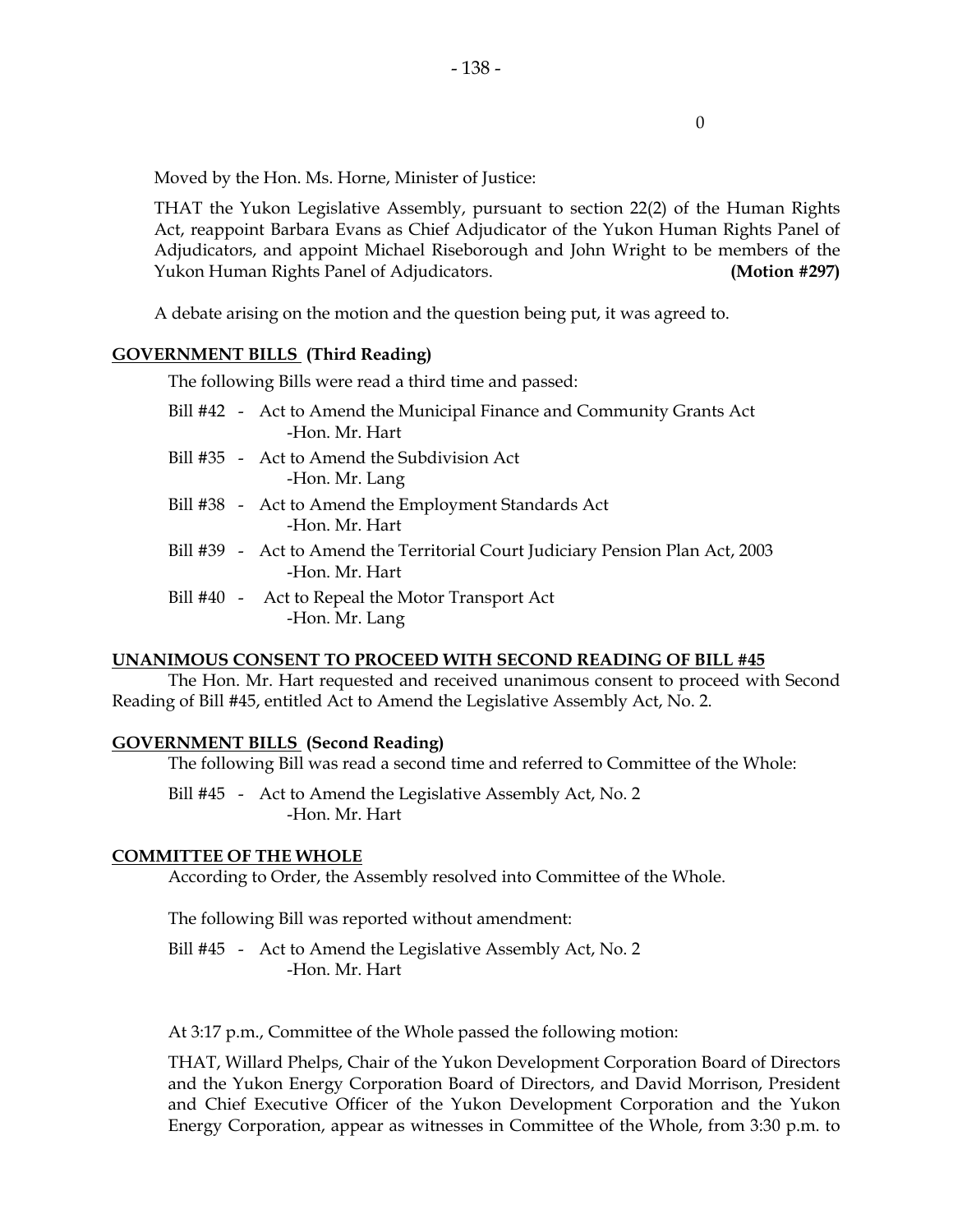Moved by the Hon. Ms. Horne, Minister of Justice:

THAT the Yukon Legislative Assembly, pursuant to section 22(2) of the Human Rights Act, reappoint Barbara Evans as Chief Adjudicator of the Yukon Human Rights Panel of Adjudicators, and appoint Michael Riseborough and John Wright to be members of the Yukon Human Rights Panel of Adjudicators. **(Motion #297)**

A debate arising on the motion and the question being put, it was agreed to.

**GOVERNMENT BILLS (Third Reading)**

The following Bills were read a third time and passed:

Bill #42 - Act to Amend the Municipal Finance and Community Grants Act
-Hon. Mr. Hart

Bill #35 - Act to Amend the Subdivision Act
-Hon. Mr. Lang

Bill #38 - Act to Amend the Employment Standards Act
-Hon. Mr. Hart

Bill #39 - Act to Amend the Territorial Court Judiciary Pension Plan Act, 2003
-Hon. Mr. Hart

Bill #40 - Act to Repeal the Motor Transport Act
-Hon. Mr. Lang

**UNANIMOUS CONSENT TO PROCEED WITH SECOND READING OF BILL #45**

The Hon. Mr. Hart requested and received unanimous consent to proceed with Second Reading of Bill #45, entitled Act to Amend the Legislative Assembly Act, No. 2.

**GOVERNMENT BILLS (Second Reading)**

The following Bill was read a second time and referred to Committee of the Whole:

Bill #45 - Act to Amend the Legislative Assembly Act, No. 2
-Hon. Mr. Hart

**COMMITTEE OF THE WHOLE**

According to Order, the Assembly resolved into Committee of the Whole.

The following Bill was reported without amendment:

Bill #45 - Act to Amend the Legislative Assembly Act, No. 2
-Hon. Mr. Hart

At 3:17 p.m., Committee of the Whole passed the following motion:

THAT, Willard Phelps, Chair of the Yukon Development Corporation Board of Directors and the Yukon Energy Corporation Board of Directors, and David Morrison, President and Chief Executive Officer of the Yukon Development Corporation and the Yukon Energy Corporation, appear as witnesses in Committee of the Whole, from 3:30 p.m. to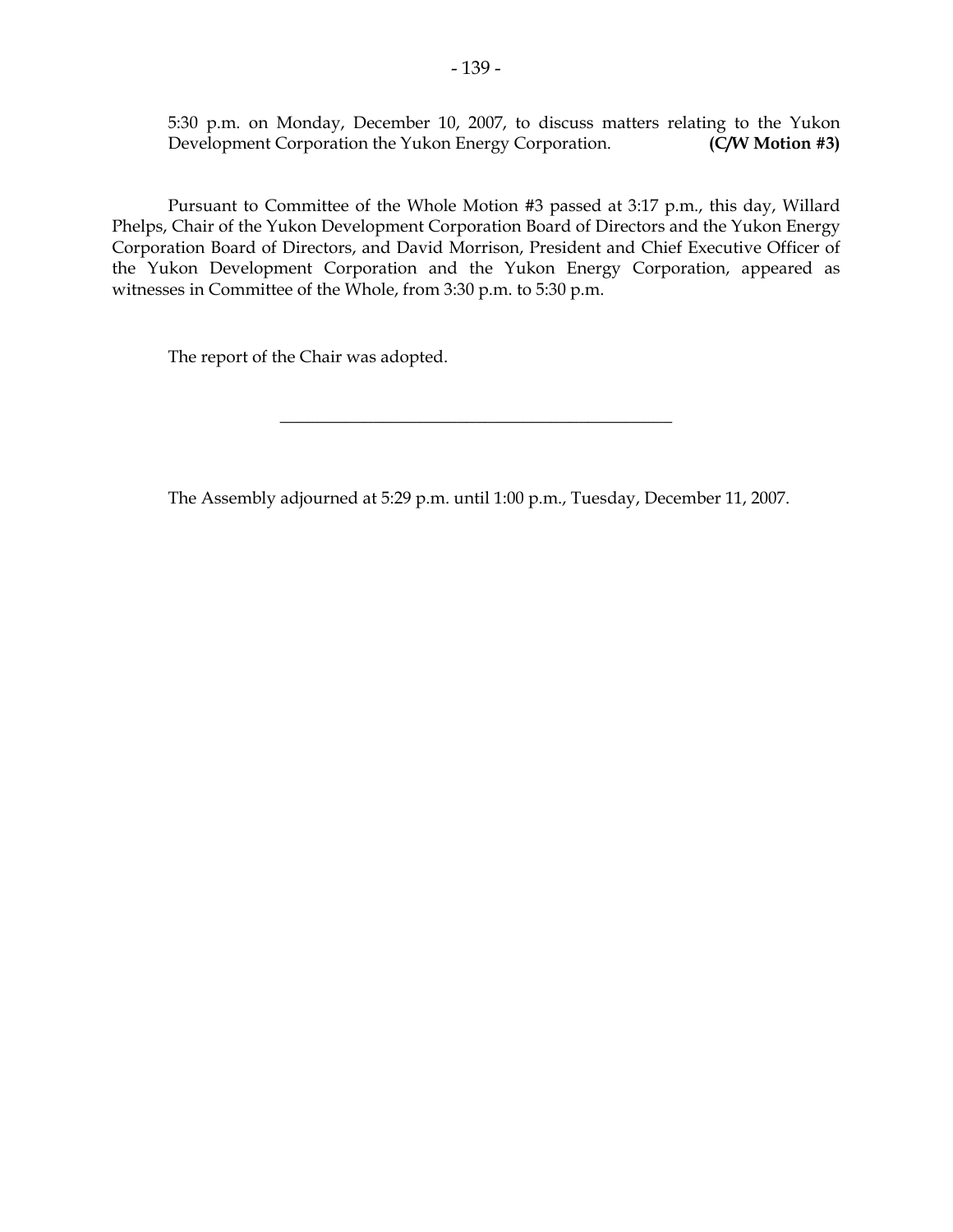5:30 p.m. on Monday, December 10, 2007, to discuss matters relating to the Yukon Development Corporation the Yukon Energy Corporation. **(C/W Motion #3)**

Pursuant to Committee of the Whole Motion #3 passed at 3:17 p.m., this day, Willard Phelps, Chair of the Yukon Development Corporation Board of Directors and the Yukon Energy Corporation Board of Directors, and David Morrison, President and Chief Executive Officer of the Yukon Development Corporation and the Yukon Energy Corporation, appeared as witnesses in Committee of the Whole, from 3:30 p.m. to 5:30 p.m.

The report of the Chair was adopted.

---

The Assembly adjourned at 5:29 p.m. until 1:00 p.m., Tuesday, December 11, 2007.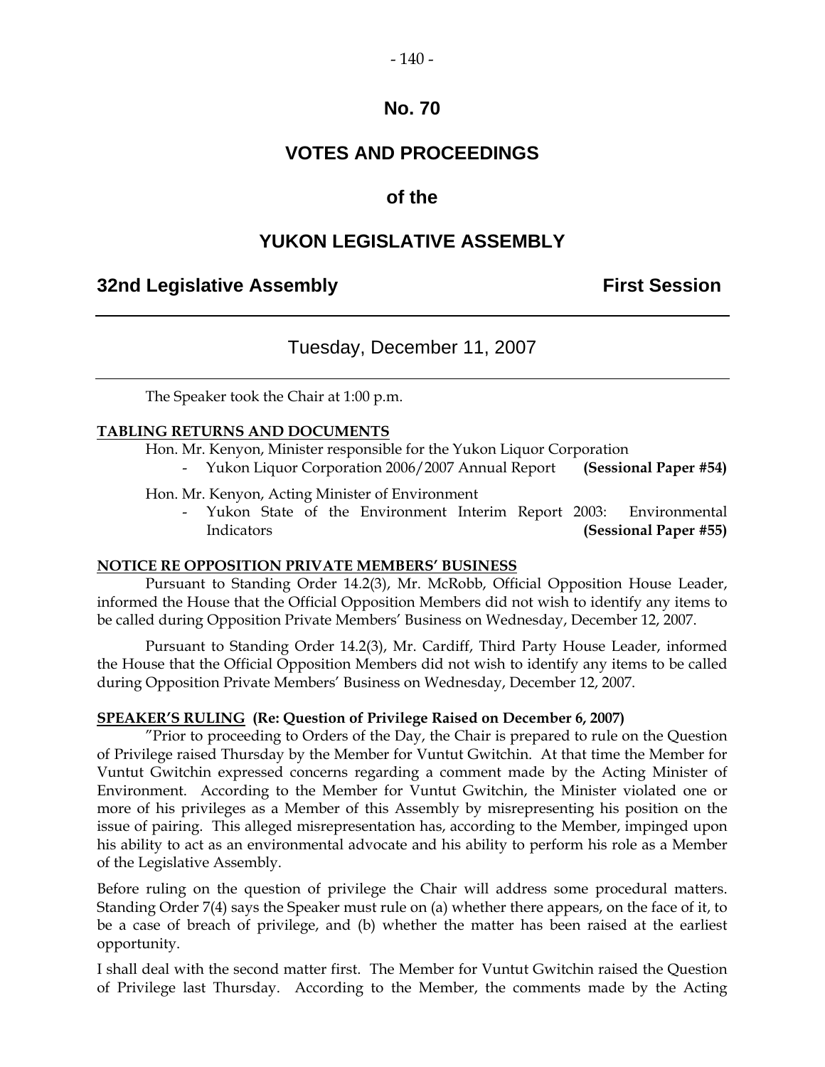**No. 70**

# VOTES AND PROCEEDINGS

## of the

## YUKON LEGISLATIVE ASSEMBLY

**32nd Legislative Assembly** **First Session**

---

Tuesday, December 11, 2007

---

The Speaker took the Chair at 1:00 p.m.

**TABLING RETURNS AND DOCUMENTS**

Hon. Mr. Kenyon, Minister responsible for the Yukon Liquor Corporation

- Yukon Liquor Corporation 2006/2007 Annual Report **(Sessional Paper #54)**

Hon. Mr. Kenyon, Acting Minister of Environment

- Yukon State of the Environment Interim Report 2003: Environmental Indicators **(Sessional Paper #55)**

**NOTICE RE OPPOSITION PRIVATE MEMBERS' BUSINESS**

Pursuant to Standing Order 14.2(3), Mr. McRobb, Official Opposition House Leader, informed the House that the Official Opposition Members did not wish to identify any items to be called during Opposition Private Members' Business on Wednesday, December 12, 2007.

Pursuant to Standing Order 14.2(3), Mr. Cardiff, Third Party House Leader, informed the House that the Official Opposition Members did not wish to identify any items to be called during Opposition Private Members' Business on Wednesday, December 12, 2007.

**SPEAKER'S RULING (Re: Question of Privilege Raised on December 6, 2007)**

"Prior to proceeding to Orders of the Day, the Chair is prepared to rule on the Question of Privilege raised Thursday by the Member for Vuntut Gwitchin. At that time the Member for Vuntut Gwitchin expressed concerns regarding a comment made by the Acting Minister of Environment. According to the Member for Vuntut Gwitchin, the Minister violated one or more of his privileges as a Member of this Assembly by misrepresenting his position on the issue of pairing. This alleged misrepresentation has, according to the Member, impinged upon his ability to act as an environmental advocate and his ability to perform his role as a Member of the Legislative Assembly.

Before ruling on the question of privilege the Chair will address some procedural matters. Standing Order 7(4) says the Speaker must rule on (a) whether there appears, on the face of it, to be a case of breach of privilege, and (b) whether the matter has been raised at the earliest opportunity.

I shall deal with the second matter first. The Member for Vuntut Gwitchin raised the Question of Privilege last Thursday. According to the Member, the comments made by the Acting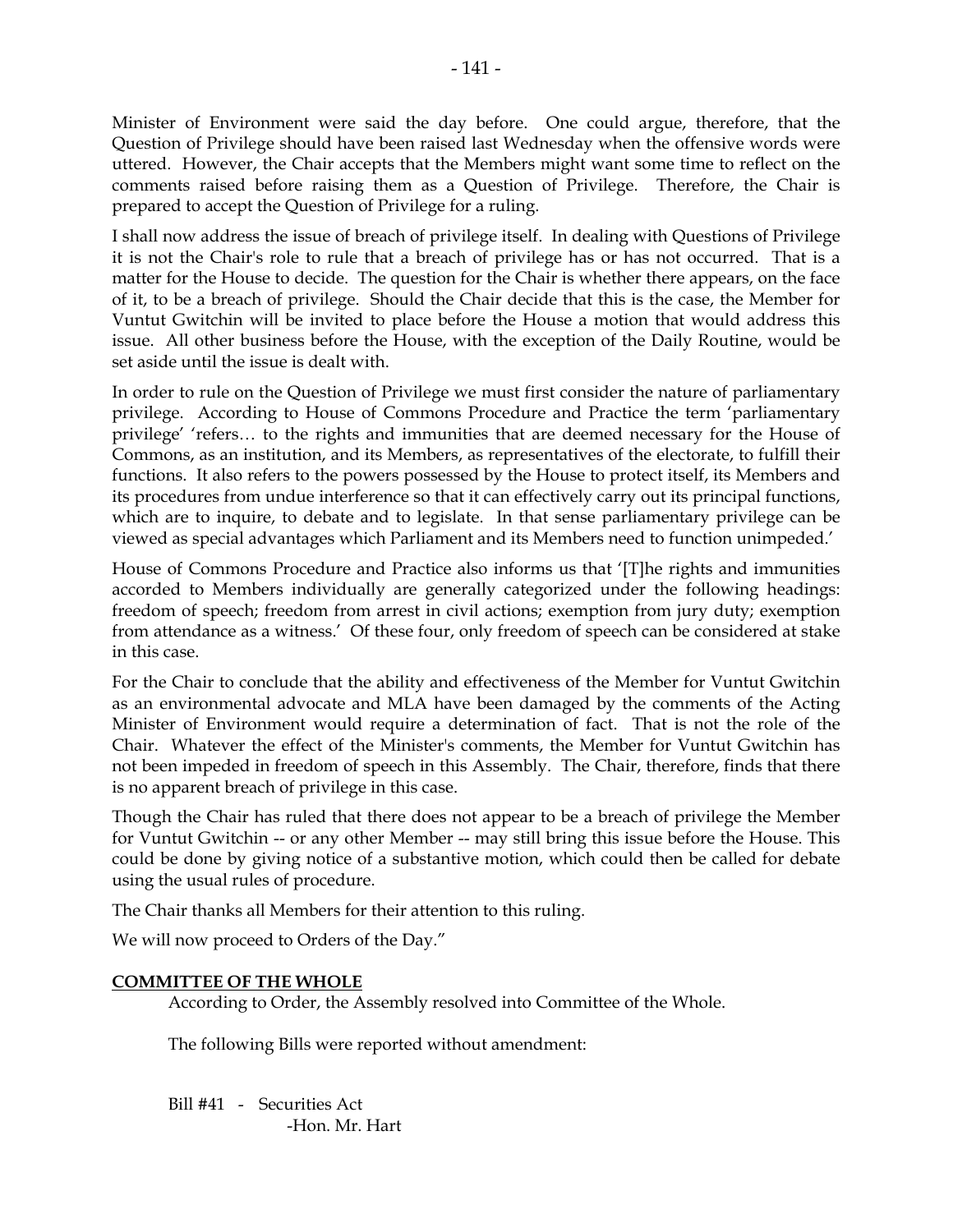Minister of Environment were said the day before. One could argue, therefore, that the Question of Privilege should have been raised last Wednesday when the offensive words were uttered. However, the Chair accepts that the Members might want some time to reflect on the comments raised before raising them as a Question of Privilege. Therefore, the Chair is prepared to accept the Question of Privilege for a ruling.

I shall now address the issue of breach of privilege itself. In dealing with Questions of Privilege it is not the Chair's role to rule that a breach of privilege has or has not occurred. That is a matter for the House to decide. The question for the Chair is whether there appears, on the face of it, to be a breach of privilege. Should the Chair decide that this is the case, the Member for Vuntut Gwitchin will be invited to place before the House a motion that would address this issue. All other business before the House, with the exception of the Daily Routine, would be set aside until the issue is dealt with.

In order to rule on the Question of Privilege we must first consider the nature of parliamentary privilege. According to House of Commons Procedure and Practice the term 'parliamentary privilege' 'refers… to the rights and immunities that are deemed necessary for the House of Commons, as an institution, and its Members, as representatives of the electorate, to fulfill their functions. It also refers to the powers possessed by the House to protect itself, its Members and its procedures from undue interference so that it can effectively carry out its principal functions, which are to inquire, to debate and to legislate. In that sense parliamentary privilege can be viewed as special advantages which Parliament and its Members need to function unimpeded.'

House of Commons Procedure and Practice also informs us that '[T]he rights and immunities accorded to Members individually are generally categorized under the following headings: freedom of speech; freedom from arrest in civil actions; exemption from jury duty; exemption from attendance as a witness.' Of these four, only freedom of speech can be considered at stake in this case.

For the Chair to conclude that the ability and effectiveness of the Member for Vuntut Gwitchin as an environmental advocate and MLA have been damaged by the comments of the Acting Minister of Environment would require a determination of fact. That is not the role of the Chair. Whatever the effect of the Minister's comments, the Member for Vuntut Gwitchin has not been impeded in freedom of speech in this Assembly. The Chair, therefore, finds that there is no apparent breach of privilege in this case.

Though the Chair has ruled that there does not appear to be a breach of privilege the Member for Vuntut Gwitchin -- or any other Member -- may still bring this issue before the House. This could be done by giving notice of a substantive motion, which could then be called for debate using the usual rules of procedure.

The Chair thanks all Members for their attention to this ruling.

We will now proceed to Orders of the Day."

**COMMITTEE OF THE WHOLE**

According to Order, the Assembly resolved into Committee of the Whole.

The following Bills were reported without amendment:

Bill #41 - Securities Act
-Hon. Mr. Hart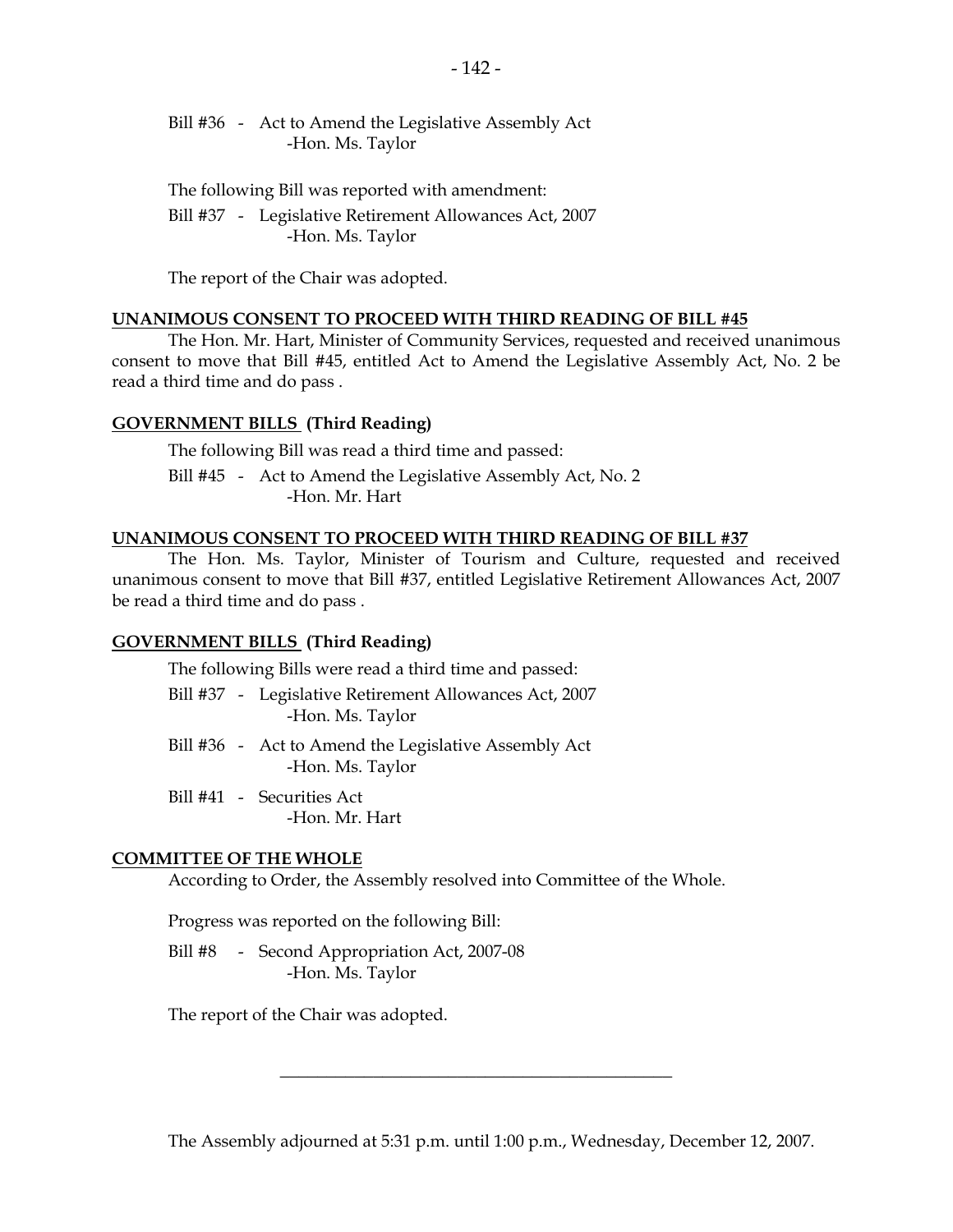Bill #36 - Act to Amend the Legislative Assembly Act
-Hon. Ms. Taylor

The following Bill was reported with amendment:

Bill #37 - Legislative Retirement Allowances Act, 2007
-Hon. Ms. Taylor

The report of the Chair was adopted.

**UNANIMOUS CONSENT TO PROCEED WITH THIRD READING OF BILL #45**

The Hon. Mr. Hart, Minister of Community Services, requested and received unanimous consent to move that Bill #45, entitled Act to Amend the Legislative Assembly Act, No. 2 be read a third time and do pass .

**GOVERNMENT BILLS (Third Reading)**

The following Bill was read a third time and passed:

Bill #45 - Act to Amend the Legislative Assembly Act, No. 2
-Hon. Mr. Hart

**UNANIMOUS CONSENT TO PROCEED WITH THIRD READING OF BILL #37**

The Hon. Ms. Taylor, Minister of Tourism and Culture, requested and received unanimous consent to move that Bill #37, entitled Legislative Retirement Allowances Act, 2007 be read a third time and do pass .

**GOVERNMENT BILLS (Third Reading)**

The following Bills were read a third time and passed:

Bill #37 - Legislative Retirement Allowances Act, 2007
-Hon. Ms. Taylor

Bill #36 - Act to Amend the Legislative Assembly Act
-Hon. Ms. Taylor

Bill #41 - Securities Act
-Hon. Mr. Hart

**COMMITTEE OF THE WHOLE**

According to Order, the Assembly resolved into Committee of the Whole.

Progress was reported on the following Bill:

Bill #8 - Second Appropriation Act, 2007-08
-Hon. Ms. Taylor

The report of the Chair was adopted.

---

The Assembly adjourned at 5:31 p.m. until 1:00 p.m., Wednesday, December 12, 2007.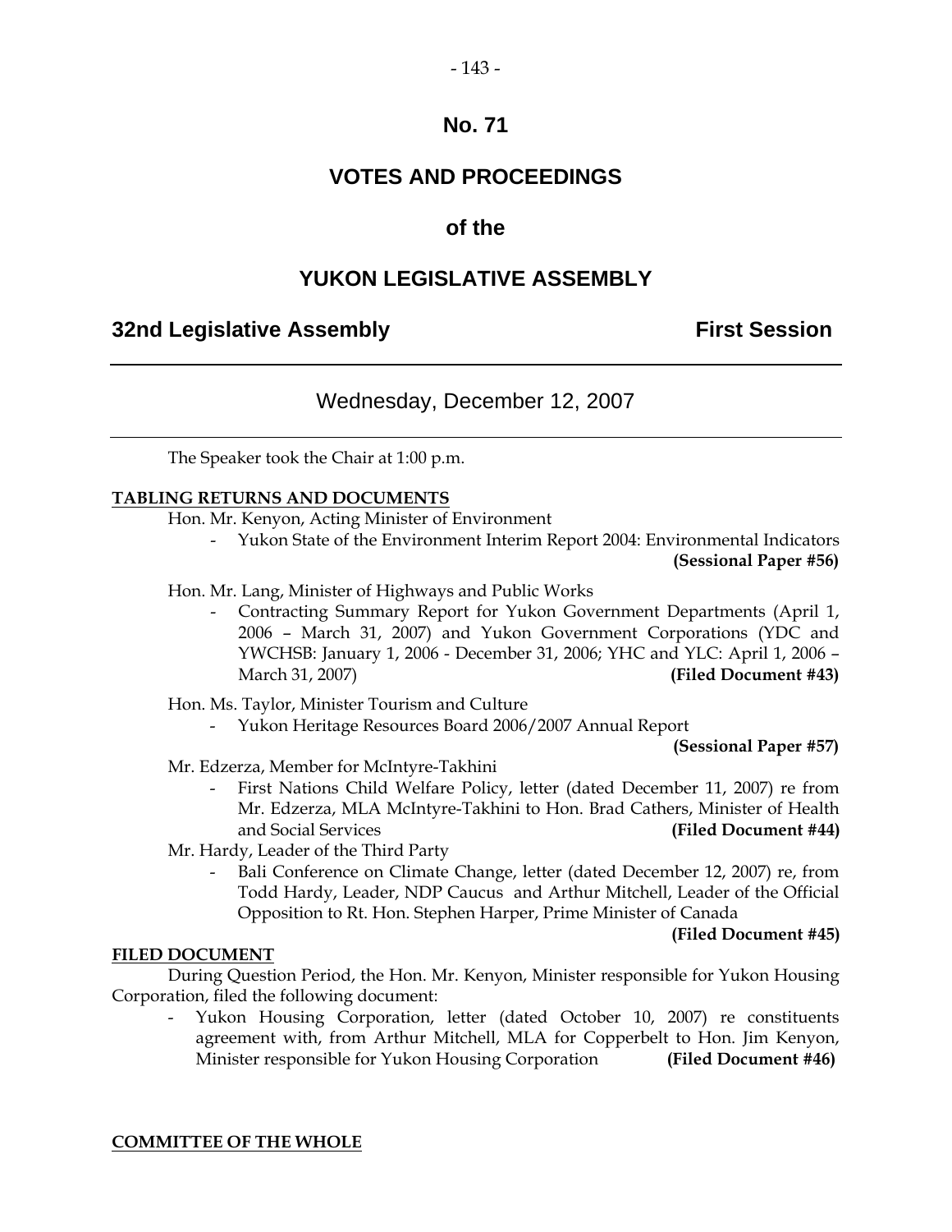# No. 71

# VOTES AND PROCEEDINGS

# of the

# YUKON LEGISLATIVE ASSEMBLY

**32nd Legislative Assembly** **First Session**

---

Wednesday, December 12, 2007

---

The Speaker took the Chair at 1:00 p.m.

**TABLING RETURNS AND DOCUMENTS**

Hon. Mr. Kenyon, Acting Minister of Environment

- Yukon State of the Environment Interim Report 2004: Environmental Indicators **(Sessional Paper #56)**

Hon. Mr. Lang, Minister of Highways and Public Works

- Contracting Summary Report for Yukon Government Departments (April 1, 2006 – March 31, 2007) and Yukon Government Corporations (YDC and YWCHSB: January 1, 2006 - December 31, 2006; YHC and YLC: April 1, 2006 – March 31, 2007) **(Filed Document #43)**

Hon. Ms. Taylor, Minister Tourism and Culture

- Yukon Heritage Resources Board 2006/2007 Annual Report **(Sessional Paper #57)**

Mr. Edzerza, Member for McIntyre-Takhini

- First Nations Child Welfare Policy, letter (dated December 11, 2007) re from Mr. Edzerza, MLA McIntyre-Takhini to Hon. Brad Cathers, Minister of Health and Social Services **(Filed Document #44)**

Mr. Hardy, Leader of the Third Party

- Bali Conference on Climate Change, letter (dated December 12, 2007) re, from Todd Hardy, Leader, NDP Caucus and Arthur Mitchell, Leader of the Official Opposition to Rt. Hon. Stephen Harper, Prime Minister of Canada **(Filed Document #45)**

**FILED DOCUMENT**

During Question Period, the Hon. Mr. Kenyon, Minister responsible for Yukon Housing Corporation, filed the following document:

- Yukon Housing Corporation, letter (dated October 10, 2007) re constituents agreement with, from Arthur Mitchell, MLA for Copperbelt to Hon. Jim Kenyon, Minister responsible for Yukon Housing Corporation **(Filed Document #46)**

**COMMITTEE OF THE WHOLE**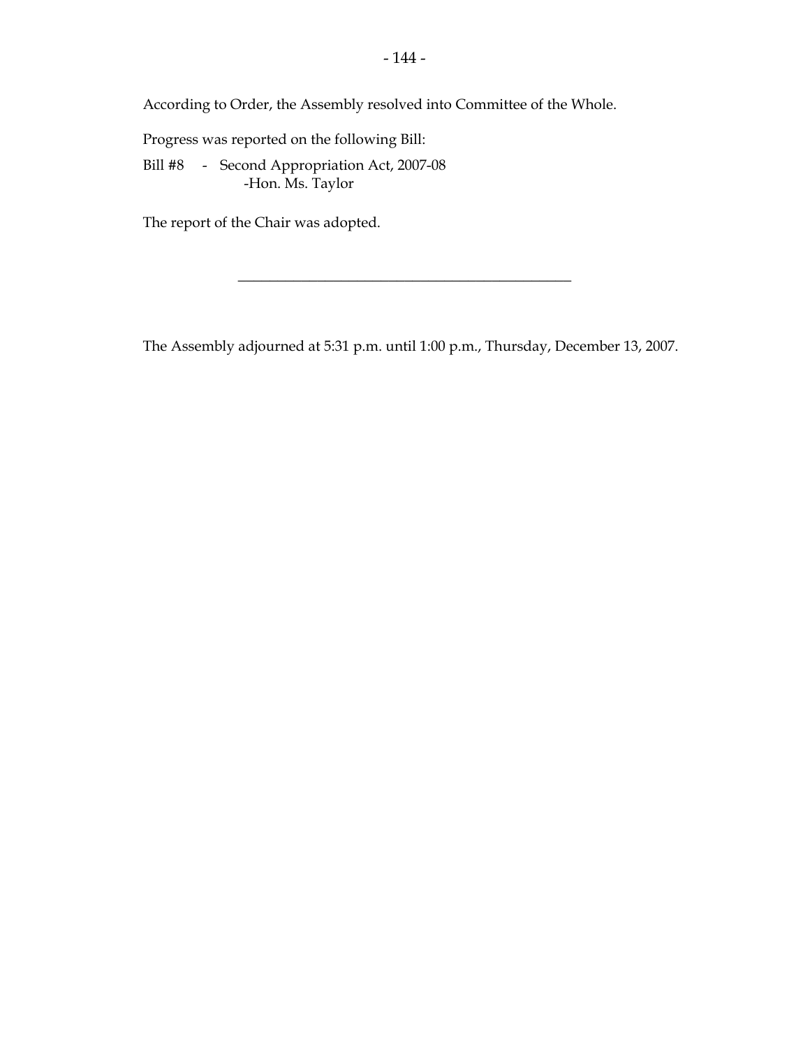According to Order, the Assembly resolved into Committee of the Whole.

Progress was reported on the following Bill:

Bill #8 - Second Appropriation Act, 2007-08
-Hon. Ms. Taylor

The report of the Chair was adopted.

---

The Assembly adjourned at 5:31 p.m. until 1:00 p.m., Thursday, December 13, 2007.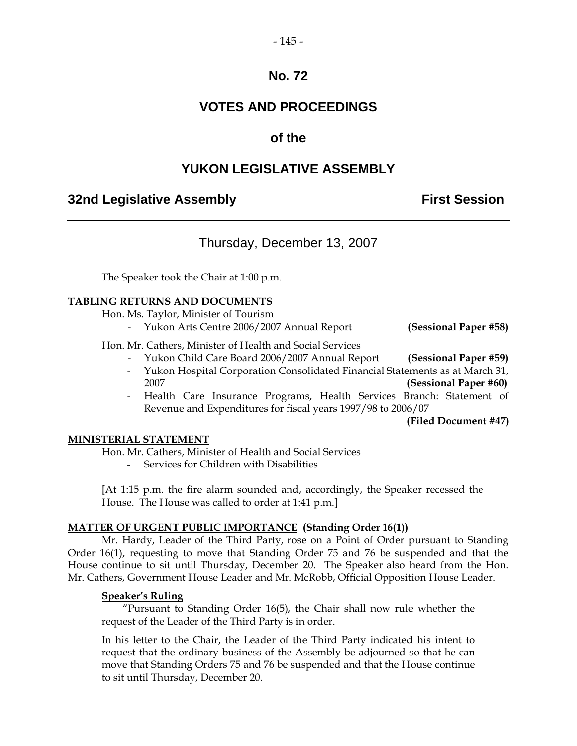# No. 72

## VOTES AND PROCEEDINGS

## of the

## YUKON LEGISLATIVE ASSEMBLY

**32nd Legislative Assembly** **First Session**

---

Thursday, December 13, 2007

---

The Speaker took the Chair at 1:00 p.m.

**TABLING RETURNS AND DOCUMENTS**

Hon. Ms. Taylor, Minister of Tourism

- Yukon Arts Centre 2006/2007 Annual Report **(Sessional Paper #58)**

Hon. Mr. Cathers, Minister of Health and Social Services

- Yukon Child Care Board 2006/2007 Annual Report **(Sessional Paper #59)**
- Yukon Hospital Corporation Consolidated Financial Statements as at March 31, 2007 **(Sessional Paper #60)**
- Health Care Insurance Programs, Health Services Branch: Statement of Revenue and Expenditures for fiscal years 1997/98 to 2006/07 **(Filed Document #47)**

**MINISTERIAL STATEMENT**

Hon. Mr. Cathers, Minister of Health and Social Services

- Services for Children with Disabilities

[At 1:15 p.m. the fire alarm sounded and, accordingly, the Speaker recessed the House. The House was called to order at 1:41 p.m.]

**MATTER OF URGENT PUBLIC IMPORTANCE (Standing Order 16(1))**

Mr. Hardy, Leader of the Third Party, rose on a Point of Order pursuant to Standing Order 16(1), requesting to move that Standing Order 75 and 76 be suspended and that the House continue to sit until Thursday, December 20. The Speaker also heard from the Hon. Mr. Cathers, Government House Leader and Mr. McRobb, Official Opposition House Leader.

**Speaker's Ruling**

"Pursuant to Standing Order 16(5), the Chair shall now rule whether the request of the Leader of the Third Party is in order.

In his letter to the Chair, the Leader of the Third Party indicated his intent to request that the ordinary business of the Assembly be adjourned so that he can move that Standing Orders 75 and 76 be suspended and that the House continue to sit until Thursday, December 20.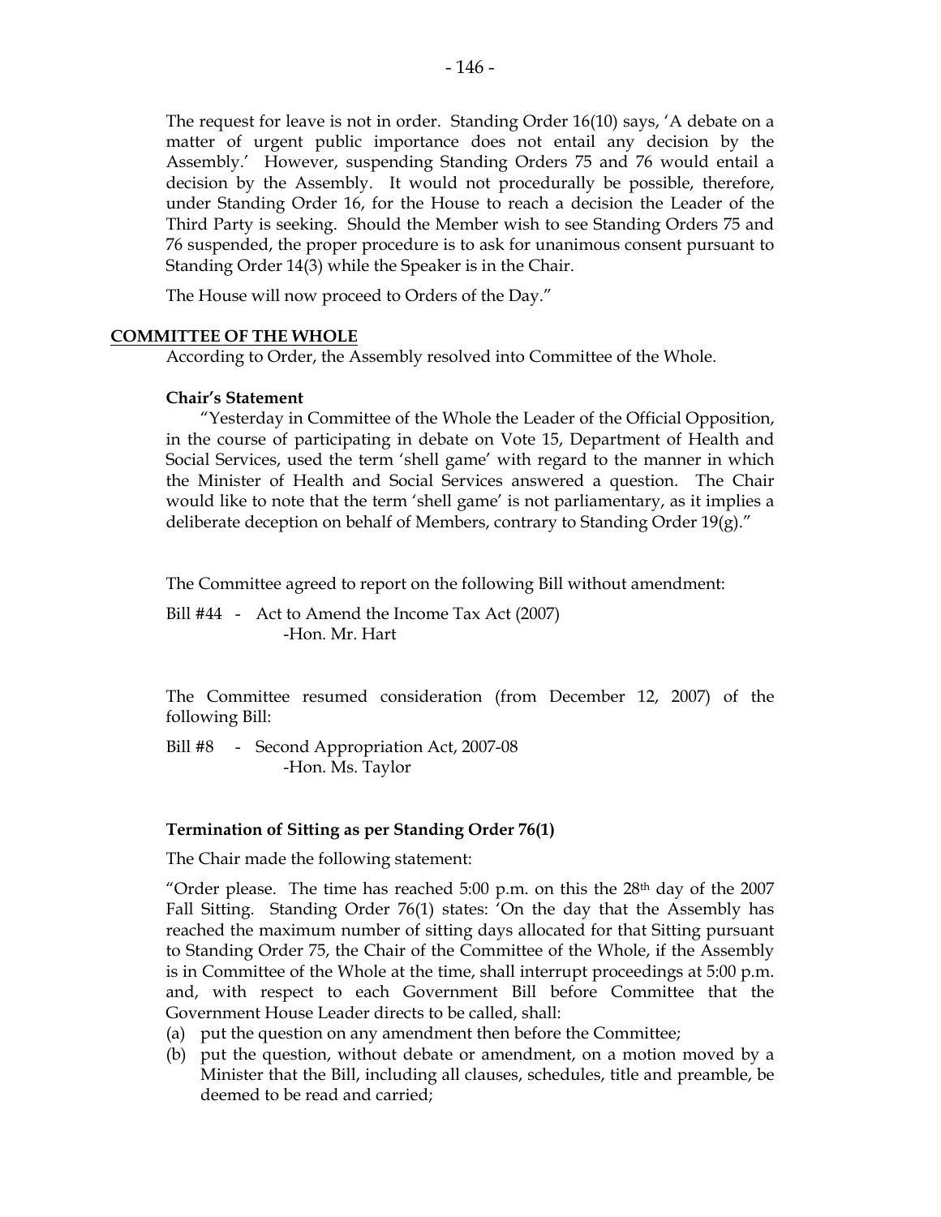The request for leave is not in order. Standing Order 16(10) says, 'A debate on a matter of urgent public importance does not entail any decision by the Assembly.' However, suspending Standing Orders 75 and 76 would entail a decision by the Assembly. It would not procedurally be possible, therefore, under Standing Order 16, for the House to reach a decision the Leader of the Third Party is seeking. Should the Member wish to see Standing Orders 75 and 76 suspended, the proper procedure is to ask for unanimous consent pursuant to Standing Order 14(3) while the Speaker is in the Chair.

The House will now proceed to Orders of the Day."

## COMMITTEE OF THE WHOLE

According to Order, the Assembly resolved into Committee of the Whole.

### Chair's Statement

"Yesterday in Committee of the Whole the Leader of the Official Opposition, in the course of participating in debate on Vote 15, Department of Health and Social Services, used the term 'shell game' with regard to the manner in which the Minister of Health and Social Services answered a question. The Chair would like to note that the term 'shell game' is not parliamentary, as it implies a deliberate deception on behalf of Members, contrary to Standing Order 19(g)."

The Committee agreed to report on the following Bill without amendment:

Bill #44 - Act to Amend the Income Tax Act (2007)
-Hon. Mr. Hart

The Committee resumed consideration (from December 12, 2007) of the following Bill:

Bill #8 - Second Appropriation Act, 2007-08
-Hon. Ms. Taylor

### Termination of Sitting as per Standing Order 76(1)

The Chair made the following statement:

"Order please. The time has reached 5:00 p.m. on this the 28th day of the 2007 Fall Sitting. Standing Order 76(1) states: 'On the day that the Assembly has reached the maximum number of sitting days allocated for that Sitting pursuant to Standing Order 75, the Chair of the Committee of the Whole, if the Assembly is in Committee of the Whole at the time, shall interrupt proceedings at 5:00 p.m. and, with respect to each Government Bill before Committee that the Government House Leader directs to be called, shall:

(a) put the question on any amendment then before the Committee;
(b) put the question, without debate or amendment, on a motion moved by a Minister that the Bill, including all clauses, schedules, title and preamble, be deemed to be read and carried;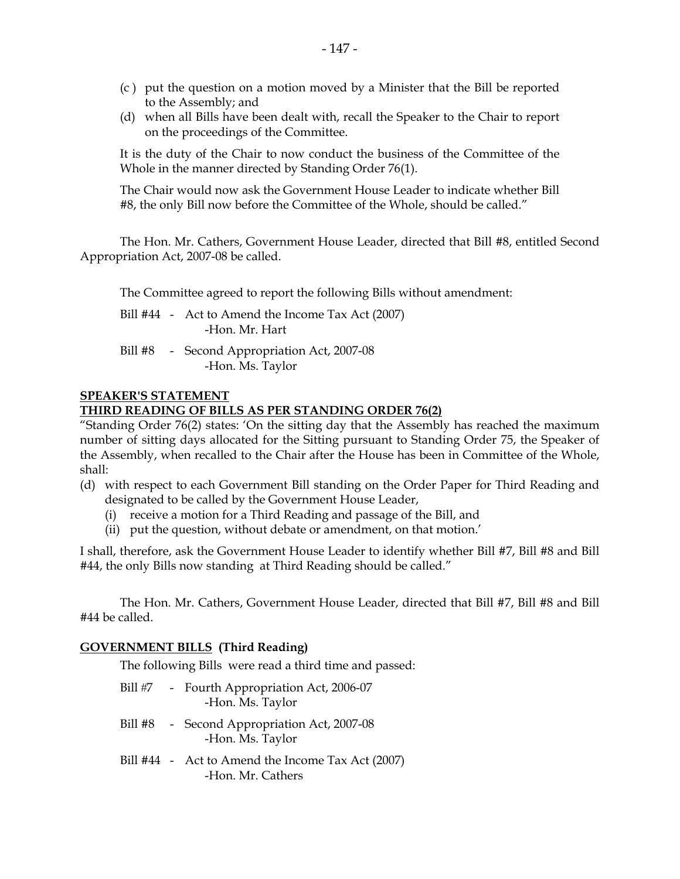(c ) put the question on a motion moved by a Minister that the Bill be reported to the Assembly; and

(d) when all Bills have been dealt with, recall the Speaker to the Chair to report on the proceedings of the Committee.

It is the duty of the Chair to now conduct the business of the Committee of the Whole in the manner directed by Standing Order 76(1).

The Chair would now ask the Government House Leader to indicate whether Bill #8, the only Bill now before the Committee of the Whole, should be called."

The Hon. Mr. Cathers, Government House Leader, directed that Bill #8, entitled Second Appropriation Act, 2007-08 be called.

The Committee agreed to report the following Bills without amendment:

Bill #44 - Act to Amend the Income Tax Act (2007)
-Hon. Mr. Hart

Bill #8 - Second Appropriation Act, 2007-08
-Hon. Ms. Taylor

**SPEAKER'S STATEMENT**

**THIRD READING OF BILLS AS PER STANDING ORDER 76(2)**

"Standing Order 76(2) states: 'On the sitting day that the Assembly has reached the maximum number of sitting days allocated for the Sitting pursuant to Standing Order 75, the Speaker of the Assembly, when recalled to the Chair after the House has been in Committee of the Whole, shall:

(d) with respect to each Government Bill standing on the Order Paper for Third Reading and designated to be called by the Government House Leader,
   (i) receive a motion for a Third Reading and passage of the Bill, and
   (ii) put the question, without debate or amendment, on that motion.'

I shall, therefore, ask the Government House Leader to identify whether Bill #7, Bill #8 and Bill #44, the only Bills now standing at Third Reading should be called."

The Hon. Mr. Cathers, Government House Leader, directed that Bill #7, Bill #8 and Bill #44 be called.

**GOVERNMENT BILLS (Third Reading)**

The following Bills were read a third time and passed:

Bill #7 - Fourth Appropriation Act, 2006-07
-Hon. Ms. Taylor

Bill #8 - Second Appropriation Act, 2007-08
-Hon. Ms. Taylor

Bill #44 - Act to Amend the Income Tax Act (2007)
-Hon. Mr. Cathers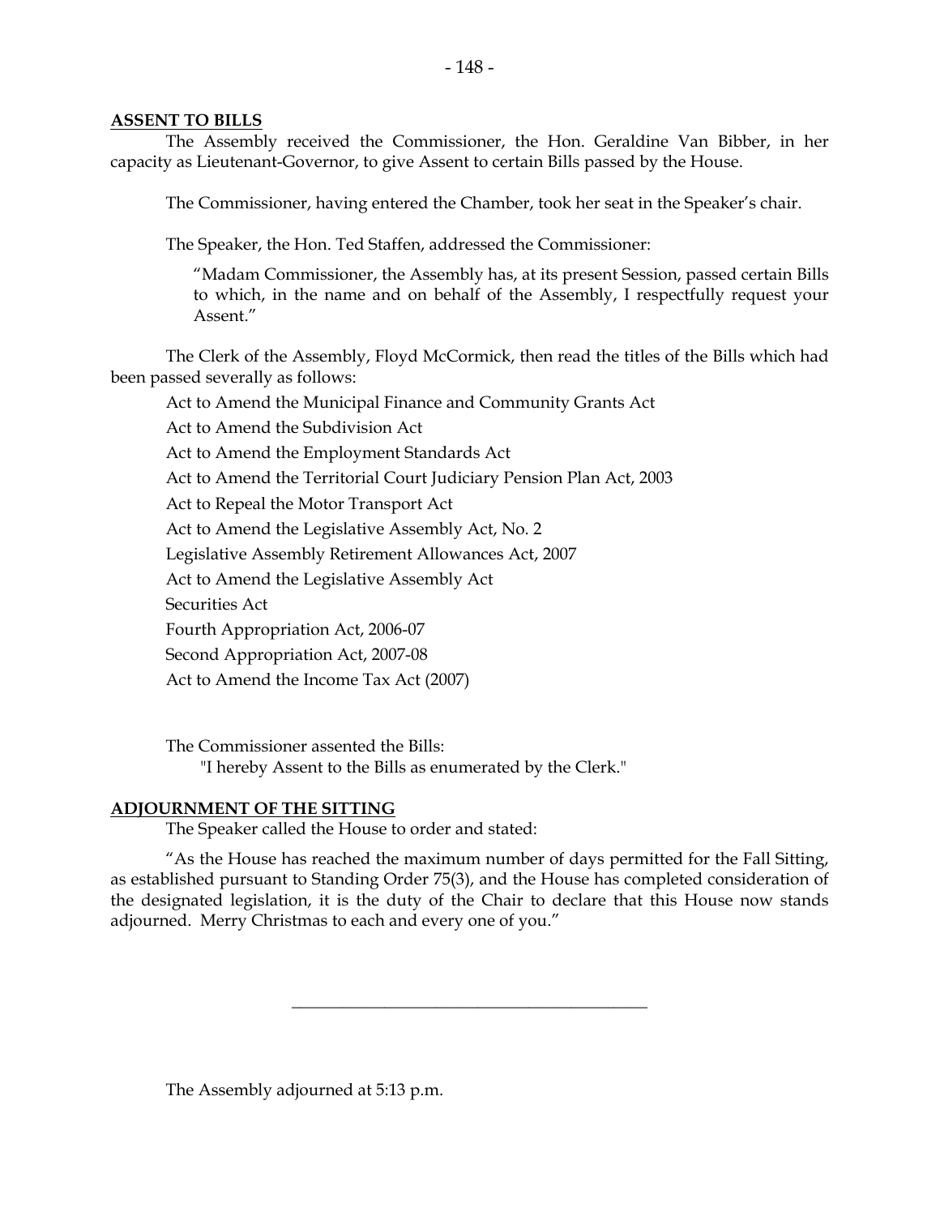**ASSENT TO BILLS**

The Assembly received the Commissioner, the Hon. Geraldine Van Bibber, in her capacity as Lieutenant-Governor, to give Assent to certain Bills passed by the House.

The Commissioner, having entered the Chamber, took her seat in the Speaker's chair.

The Speaker, the Hon. Ted Staffen, addressed the Commissioner:

> "Madam Commissioner, the Assembly has, at its present Session, passed certain Bills to which, in the name and on behalf of the Assembly, I respectfully request your Assent."

The Clerk of the Assembly, Floyd McCormick, then read the titles of the Bills which had been passed severally as follows:

Act to Amend the Municipal Finance and Community Grants Act

Act to Amend the Subdivision Act

Act to Amend the Employment Standards Act

Act to Amend the Territorial Court Judiciary Pension Plan Act, 2003

Act to Repeal the Motor Transport Act

Act to Amend the Legislative Assembly Act, No. 2

Legislative Assembly Retirement Allowances Act, 2007

Act to Amend the Legislative Assembly Act

Securities Act

Fourth Appropriation Act, 2006-07

Second Appropriation Act, 2007-08

Act to Amend the Income Tax Act (2007)

The Commissioner assented the Bills:

"I hereby Assent to the Bills as enumerated by the Clerk."

**ADJOURNMENT OF THE SITTING**

The Speaker called the House to order and stated:

"As the House has reached the maximum number of days permitted for the Fall Sitting, as established pursuant to Standing Order 75(3), and the House has completed consideration of the designated legislation, it is the duty of the Chair to declare that this House now stands adjourned. Merry Christmas to each and every one of you."

---

The Assembly adjourned at 5:13 p.m.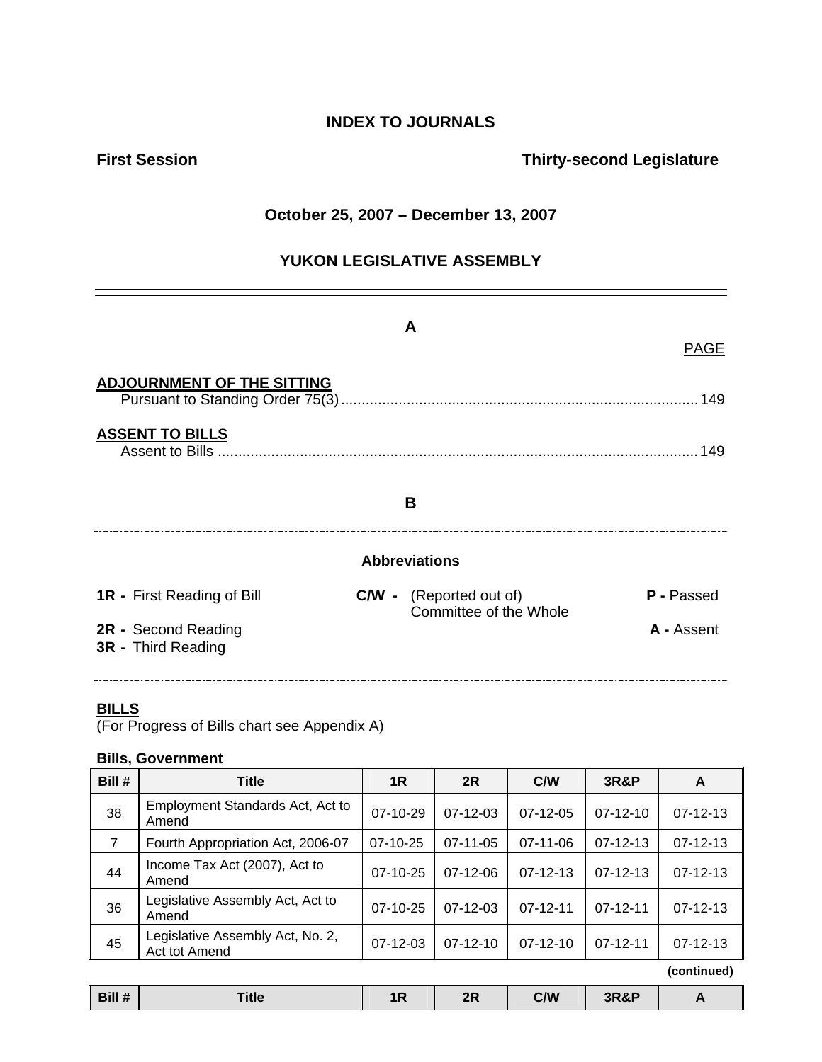# INDEX TO JOURNALS

**First Session** **Thirty-second Legislature**

**October 25, 2007 – December 13, 2007**

**YUKON LEGISLATIVE ASSEMBLY**

---

## A

PAGE

**ADJOURNMENT OF THE SITTING**
Pursuant to Standing Order 75(3) ....................................................................................... 149

**ASSENT TO BILLS**
Assent to Bills ....................................................................................................................... 149

## B

---

**Abbreviations**

**1R -** First Reading of Bill
**C/W -** (Reported out of) Committee of the Whole
**P -** Passed
**2R -** Second Reading
**A -** Assent
**3R -** Third Reading

---

**BILLS**
(For Progress of Bills chart see Appendix A)

**Bills, Government**

| Bill # | Title | 1R | 2R | C/W | 3R&P | A |
|---|---|---|---|---|---|---|
| 38 | Employment Standards Act, Act to Amend | 07-10-29 | 07-12-03 | 07-12-05 | 07-12-10 | 07-12-13 |
| 7 | Fourth Appropriation Act, 2006-07 | 07-10-25 | 07-11-05 | 07-11-06 | 07-12-13 | 07-12-13 |
| 44 | Income Tax Act (2007), Act to Amend | 07-10-25 | 07-12-06 | 07-12-13 | 07-12-13 | 07-12-13 |
| 36 | Legislative Assembly Act, Act to Amend | 07-10-25 | 07-12-03 | 07-12-11 | 07-12-11 | 07-12-13 |
| 45 | Legislative Assembly Act, No. 2, Act tot Amend | 07-12-03 | 07-12-10 | 07-12-10 | 07-12-11 | 07-12-13 |

**(continued)**

| Bill # | Title | 1R | 2R | C/W | 3R&P | A |
|---|---|---|---|---|---|---|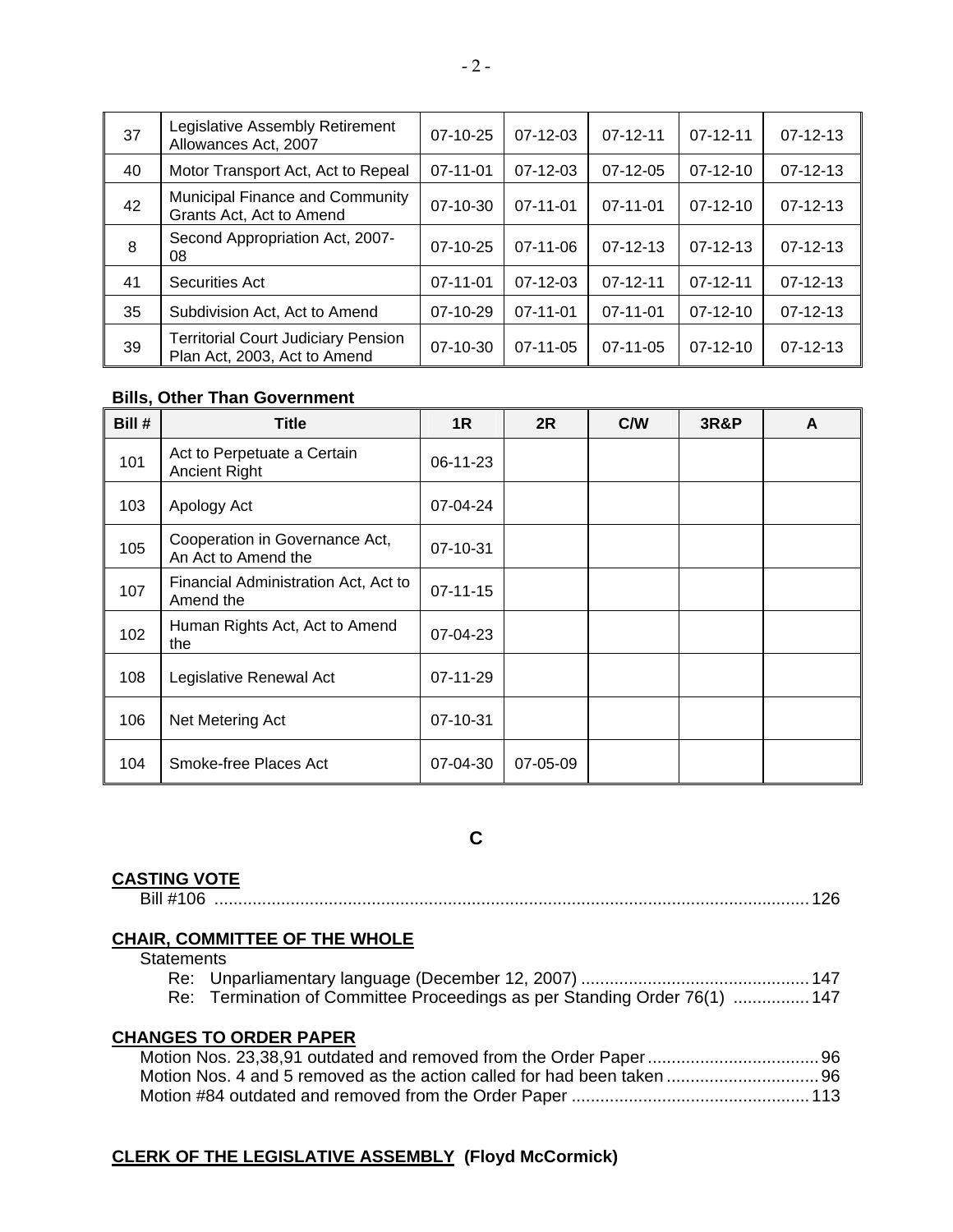| | | | | | | |
|---|---|---|---|---|---|---|
| 37 | Legislative Assembly Retirement Allowances Act, 2007 | 07-10-25 | 07-12-03 | 07-12-11 | 07-12-11 | 07-12-13 |
| 40 | Motor Transport Act, Act to Repeal | 07-11-01 | 07-12-03 | 07-12-05 | 07-12-10 | 07-12-13 |
| 42 | Municipal Finance and Community Grants Act, Act to Amend | 07-10-30 | 07-11-01 | 07-11-01 | 07-12-10 | 07-12-13 |
| 8 | Second Appropriation Act, 2007-08 | 07-10-25 | 07-11-06 | 07-12-13 | 07-12-13 | 07-12-13 |
| 41 | Securities Act | 07-11-01 | 07-12-03 | 07-12-11 | 07-12-11 | 07-12-13 |
| 35 | Subdivision Act, Act to Amend | 07-10-29 | 07-11-01 | 07-11-01 | 07-12-10 | 07-12-13 |
| 39 | Territorial Court Judiciary Pension Plan Act, 2003, Act to Amend | 07-10-30 | 07-11-05 | 07-11-05 | 07-12-10 | 07-12-13 |

**Bills, Other Than Government**

| Bill # | Title | 1R | 2R | C/W | 3R&P | A |
|---|---|---|---|---|---|---|
| 101 | Act to Perpetuate a Certain Ancient Right | 06-11-23 | | | | |
| 103 | Apology Act | 07-04-24 | | | | |
| 105 | Cooperation in Governance Act, An Act to Amend the | 07-10-31 | | | | |
| 107 | Financial Administration Act, Act to Amend the | 07-11-15 | | | | |
| 102 | Human Rights Act, Act to Amend the | 07-04-23 | | | | |
| 108 | Legislative Renewal Act | 07-11-29 | | | | |
| 106 | Net Metering Act | 07-10-31 | | | | |
| 104 | Smoke-free Places Act | 07-04-30 | 07-05-09 | | | |

## C

**CASTING VOTE**

Bill #106 .......... 126

**CHAIR, COMMITTEE OF THE WHOLE**

Statements

Re: Unparliamentary language (December 12, 2007) .......... 147

Re: Termination of Committee Proceedings as per Standing Order 76(1) .......... 147

**CHANGES TO ORDER PAPER**

Motion Nos. 23,38,91 outdated and removed from the Order Paper .......... 96

Motion Nos. 4 and 5 removed as the action called for had been taken .......... 96

Motion #84 outdated and removed from the Order Paper .......... 113

**CLERK OF THE LEGISLATIVE ASSEMBLY (Floyd McCormick)**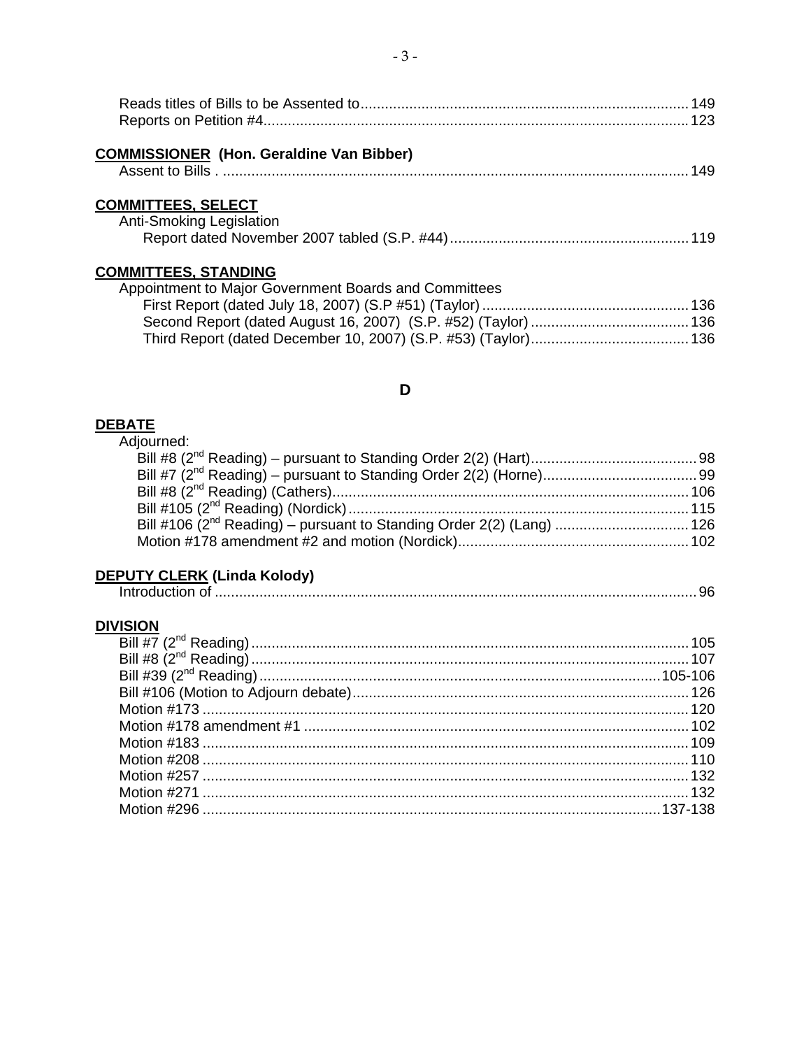Reads titles of Bills to be Assented to .......... 149
Reports on Petition #4 .......... 123

**COMMISSIONER (Hon. Geraldine Van Bibber)**

Assent to Bills . .......... 149

**COMMITTEES, SELECT**

Anti-Smoking Legislation
- Report dated November 2007 tabled (S.P. #44) .......... 119

**COMMITTEES, STANDING**

Appointment to Major Government Boards and Committees
- First Report (dated July 18, 2007) (S.P #51) (Taylor) .......... 136
- Second Report (dated August 16, 2007) (S.P. #52) (Taylor) .......... 136
- Third Report (dated December 10, 2007) (S.P. #53) (Taylor) .......... 136

## D

**DEBATE**

Adjourned:
- Bill #8 (2nd Reading) – pursuant to Standing Order 2(2) (Hart) .......... 98
- Bill #7 (2nd Reading) – pursuant to Standing Order 2(2) (Horne) .......... 99
- Bill #8 (2nd Reading) (Cathers) .......... 106
- Bill #105 (2nd Reading) (Nordick) .......... 115
- Bill #106 (2nd Reading) – pursuant to Standing Order 2(2) (Lang) .......... 126
- Motion #178 amendment #2 and motion (Nordick) .......... 102

**DEPUTY CLERK (Linda Kolody)**

Introduction of .......... 96

**DIVISION**

Bill #7 (2nd Reading) .......... 105
Bill #8 (2nd Reading) .......... 107
Bill #39 (2nd Reading) .......... 105-106
Bill #106 (Motion to Adjourn debate) .......... 126
Motion #173 .......... 120
Motion #178 amendment #1 .......... 102
Motion #183 .......... 109
Motion #208 .......... 110
Motion #257 .......... 132
Motion #271 .......... 132
Motion #296 .......... 137-138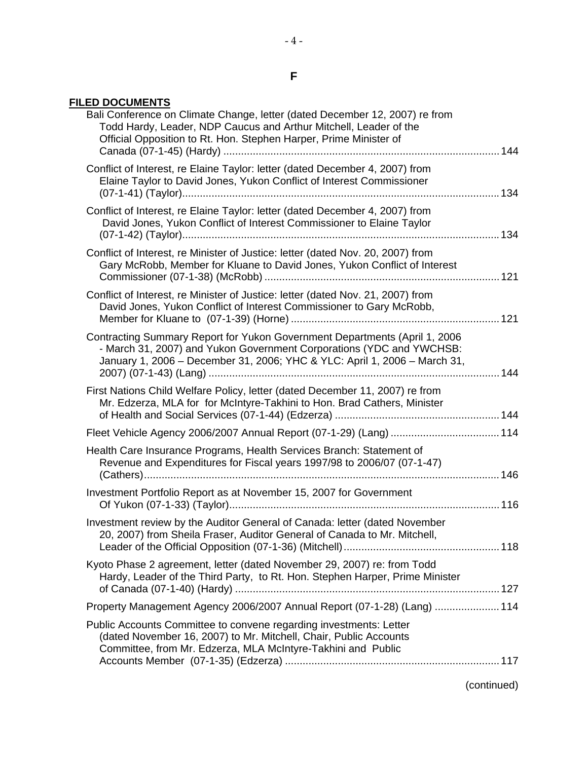## F

**FILED DOCUMENTS**

Bali Conference on Climate Change, letter (dated December 12, 2007) re from Todd Hardy, Leader, NDP Caucus and Arthur Mitchell, Leader of the Official Opposition to Rt. Hon. Stephen Harper, Prime Minister of Canada (07-1-45) (Hardy) .......... 144

Conflict of Interest, re Elaine Taylor: letter (dated December 4, 2007) from Elaine Taylor to David Jones, Yukon Conflict of Interest Commissioner (07-1-41) (Taylor).......... 134

Conflict of Interest, re Elaine Taylor: letter (dated December 4, 2007) from David Jones, Yukon Conflict of Interest Commissioner to Elaine Taylor (07-1-42) (Taylor).......... 134

Conflict of Interest, re Minister of Justice: letter (dated Nov. 20, 2007) from Gary McRobb, Member for Kluane to David Jones, Yukon Conflict of Interest Commissioner (07-1-38) (McRobb) .......... 121

Conflict of Interest, re Minister of Justice: letter (dated Nov. 21, 2007) from David Jones, Yukon Conflict of Interest Commissioner to Gary McRobb, Member for Kluane to (07-1-39) (Horne) .......... 121

Contracting Summary Report for Yukon Government Departments (April 1, 2006 - March 31, 2007) and Yukon Government Corporations (YDC and YWCHSB: January 1, 2006 – December 31, 2006; YHC & YLC: April 1, 2006 – March 31, 2007) (07-1-43) (Lang) .......... 144

First Nations Child Welfare Policy, letter (dated December 11, 2007) re from Mr. Edzerza, MLA for for McIntyre-Takhini to Hon. Brad Cathers, Minister of Health and Social Services (07-1-44) (Edzerza) .......... 144

Fleet Vehicle Agency 2006/2007 Annual Report (07-1-29) (Lang) .......... 114

Health Care Insurance Programs, Health Services Branch: Statement of Revenue and Expenditures for Fiscal years 1997/98 to 2006/07 (07-1-47) (Cathers).......... 146

Investment Portfolio Report as at November 15, 2007 for Government Of Yukon (07-1-33) (Taylor).......... 116

Investment review by the Auditor General of Canada: letter (dated November 20, 2007) from Sheila Fraser, Auditor General of Canada to Mr. Mitchell, Leader of the Official Opposition (07-1-36) (Mitchell).......... 118

Kyoto Phase 2 agreement, letter (dated November 29, 2007) re: from Todd Hardy, Leader of the Third Party, to Rt. Hon. Stephen Harper, Prime Minister of Canada (07-1-40) (Hardy) .......... 127

Property Management Agency 2006/2007 Annual Report (07-1-28) (Lang) .......... 114

Public Accounts Committee to convene regarding investments: Letter (dated November 16, 2007) to Mr. Mitchell, Chair, Public Accounts Committee, from Mr. Edzerza, MLA McIntyre-Takhini and Public Accounts Member (07-1-35) (Edzerza) .......... 117

(continued)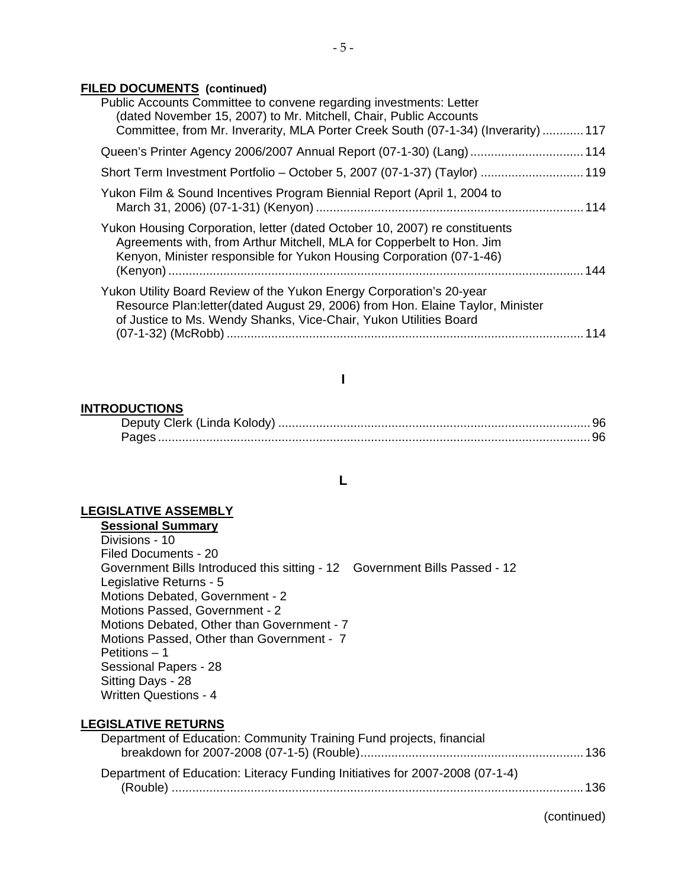**FILED DOCUMENTS (continued)**

Public Accounts Committee to convene regarding investments: Letter (dated November 15, 2007) to Mr. Mitchell, Chair, Public Accounts Committee, from Mr. Inverarity, MLA Porter Creek South (07-1-34) (Inverarity) ............ 117

Queen's Printer Agency 2006/2007 Annual Report (07-1-30) (Lang) ................................ 114

Short Term Investment Portfolio – October 5, 2007 (07-1-37) (Taylor) ............................. 119

Yukon Film & Sound Incentives Program Biennial Report (April 1, 2004 to March 31, 2006) (07-1-31) (Kenyon) ............................................................................ 114

Yukon Housing Corporation, letter (dated October 10, 2007) re constituents Agreements with, from Arthur Mitchell, MLA for Copperbelt to Hon. Jim Kenyon, Minister responsible for Yukon Housing Corporation (07-1-46) (Kenyon) ....................................................................................................... 144

Yukon Utility Board Review of the Yukon Energy Corporation's 20-year Resource Plan:letter(dated August 29, 2006) from Hon. Elaine Taylor, Minister of Justice to Ms. Wendy Shanks, Vice-Chair, Yukon Utilities Board (07-1-32) (McRobb) ....................................................................................................... 114

## I

**INTRODUCTIONS**

Deputy Clerk (Linda Kolody) ......................................................................................... 96
Pages ............................................................................................................................. 96

## L

**LEGISLATIVE ASSEMBLY**

**Sessional Summary**

Divisions - 10
Filed Documents - 20
Government Bills Introduced this sitting - 12    Government Bills Passed - 12
Legislative Returns - 5
Motions Debated, Government - 2
Motions Passed, Government - 2
Motions Debated, Other than Government - 7
Motions Passed, Other than Government - 7
Petitions – 1
Sessional Papers - 28
Sitting Days - 28
Written Questions - 4

**LEGISLATIVE RETURNS**

Department of Education: Community Training Fund projects, financial breakdown for 2007-2008 (07-1-5) (Rouble) ................................................................ 136

Department of Education: Literacy Funding Initiatives for 2007-2008 (07-1-4) (Rouble) ....................................................................................................... 136

(continued)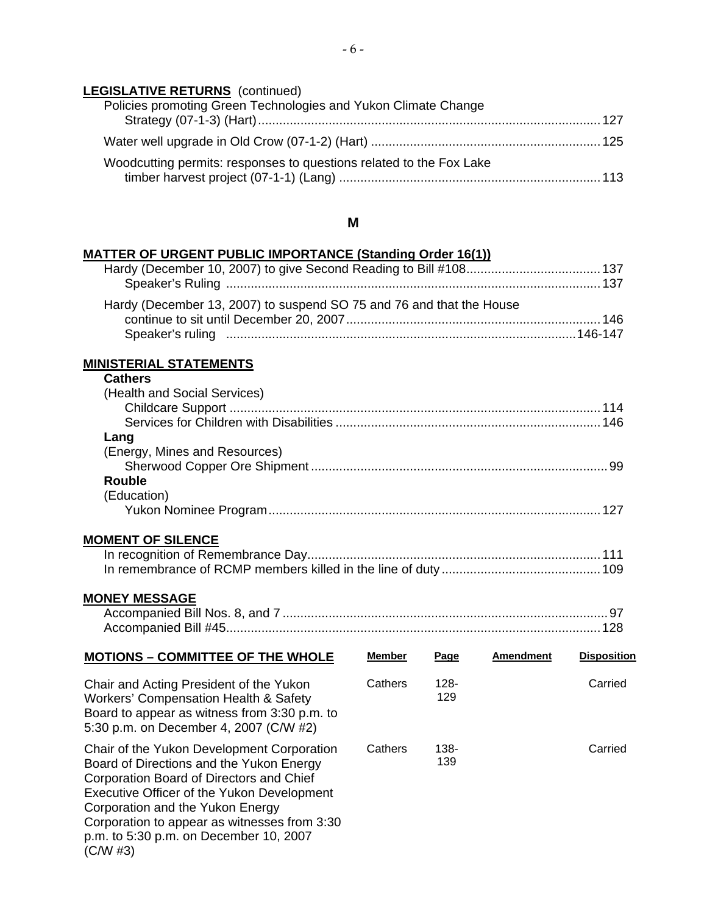**LEGISLATIVE RETURNS** (continued)

Policies promoting Green Technologies and Yukon Climate Change Strategy (07-1-3) (Hart) ........ 127

Water well upgrade in Old Crow (07-1-2) (Hart) ........ 125

Woodcutting permits: responses to questions related to the Fox Lake timber harvest project (07-1-1) (Lang) ........ 113

## M

**MATTER OF URGENT PUBLIC IMPORTANCE (Standing Order 16(1))**

Hardy (December 10, 2007) to give Second Reading to Bill #108 ........ 137
- Speaker's Ruling ........ 137

Hardy (December 13, 2007) to suspend SO 75 and 76 and that the House continue to sit until December 20, 2007 ........ 146
- Speaker's ruling ........ 146-147

**MINISTERIAL STATEMENTS**

**Cathers**

(Health and Social Services)
- Childcare Support ........ 114
- Services for Children with Disabilities ........ 146

**Lang**

(Energy, Mines and Resources)
- Sherwood Copper Ore Shipment ........ 99

**Rouble**

(Education)
- Yukon Nominee Program ........ 127

**MOMENT OF SILENCE**

In recognition of Remembrance Day ........ 111

In remembrance of RCMP members killed in the line of duty ........ 109

**MONEY MESSAGE**

Accompanied Bill Nos. 8, and 7 ........ 97

Accompanied Bill #45 ........ 128

| MOTIONS – COMMITTEE OF THE WHOLE | Member | Page | Amendment | Disposition |
|---|---|---|---|---|
| Chair and Acting President of the Yukon Workers' Compensation Health & Safety Board to appear as witness from 3:30 p.m. to 5:30 p.m. on December 4, 2007 (C/W #2) | Cathers | 128-129 | | Carried |
| Chair of the Yukon Development Corporation Board of Directions and the Yukon Energy Corporation Board of Directors and Chief Executive Officer of the Yukon Development Corporation and the Yukon Energy Corporation to appear as witnesses from 3:30 p.m. to 5:30 p.m. on December 10, 2007 (C/W #3) | Cathers | 138-139 | | Carried |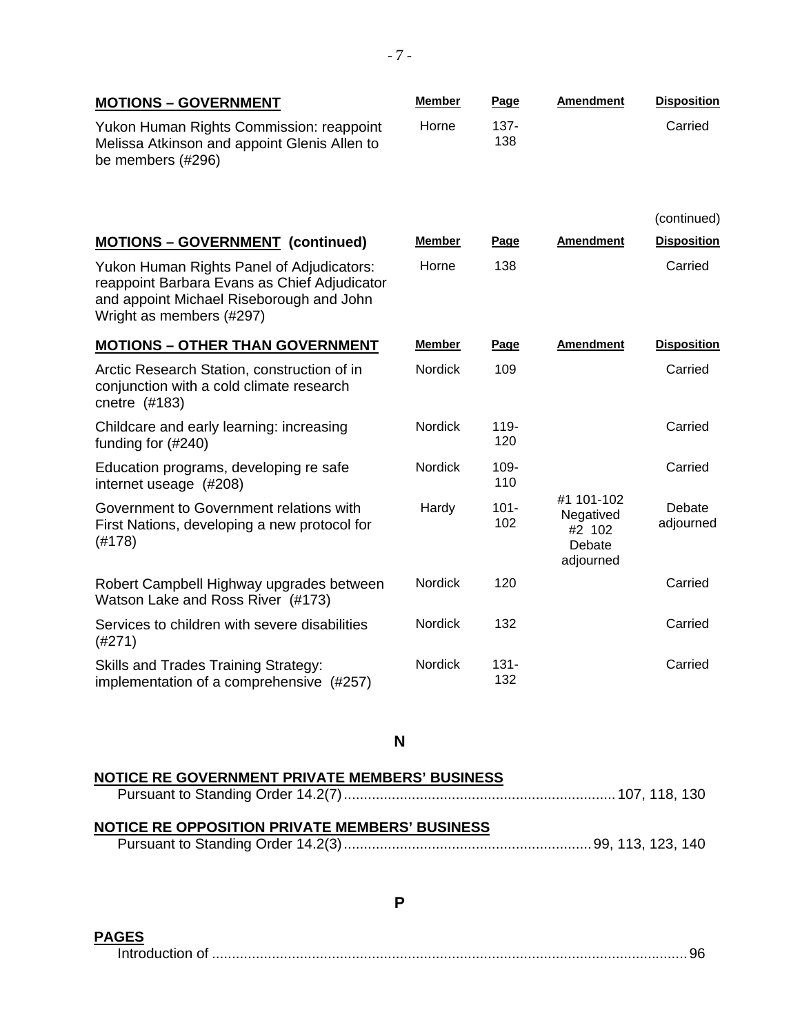| MOTIONS – GOVERNMENT | Member | Page | Amendment | Disposition |
|---|---|---|---|---|
| Yukon Human Rights Commission: reappoint Melissa Atkinson and appoint Glenis Allen to be members (#296) | Horne | 137-138 | | Carried |

(continued)

| MOTIONS – GOVERNMENT (continued) | Member | Page | Amendment | Disposition |
|---|---|---|---|---|
| Yukon Human Rights Panel of Adjudicators: reappoint Barbara Evans as Chief Adjudicator and appoint Michael Riseborough and John Wright as members (#297) | Horne | 138 | | Carried |

| MOTIONS – OTHER THAN GOVERNMENT | Member | Page | Amendment | Disposition |
|---|---|---|---|---|
| Arctic Research Station, construction of in conjunction with a cold climate research cnetre (#183) | Nordick | 109 | | Carried |
| Childcare and early learning: increasing funding for (#240) | Nordick | 119-120 | | Carried |
| Education programs, developing re safe internet useage (#208) | Nordick | 109-110 | | Carried |
| Government to Government relations with First Nations, developing a new protocol for (#178) | Hardy | 101-102 | #1 101-102 Negatived #2 102 Debate adjourned | Debate adjourned |
| Robert Campbell Highway upgrades between Watson Lake and Ross River (#173) | Nordick | 120 | | Carried |
| Services to children with severe disabilities (#271) | Nordick | 132 | | Carried |
| Skills and Trades Training Strategy: implementation of a comprehensive (#257) | Nordick | 131-132 | | Carried |

## N

**NOTICE RE GOVERNMENT PRIVATE MEMBERS' BUSINESS**

Pursuant to Standing Order 14.2(7) .......... 107, 118, 130

**NOTICE RE OPPOSITION PRIVATE MEMBERS' BUSINESS**

Pursuant to Standing Order 14.2(3) .......... 99, 113, 123, 140

## P

**PAGES**

Introduction of .......... 96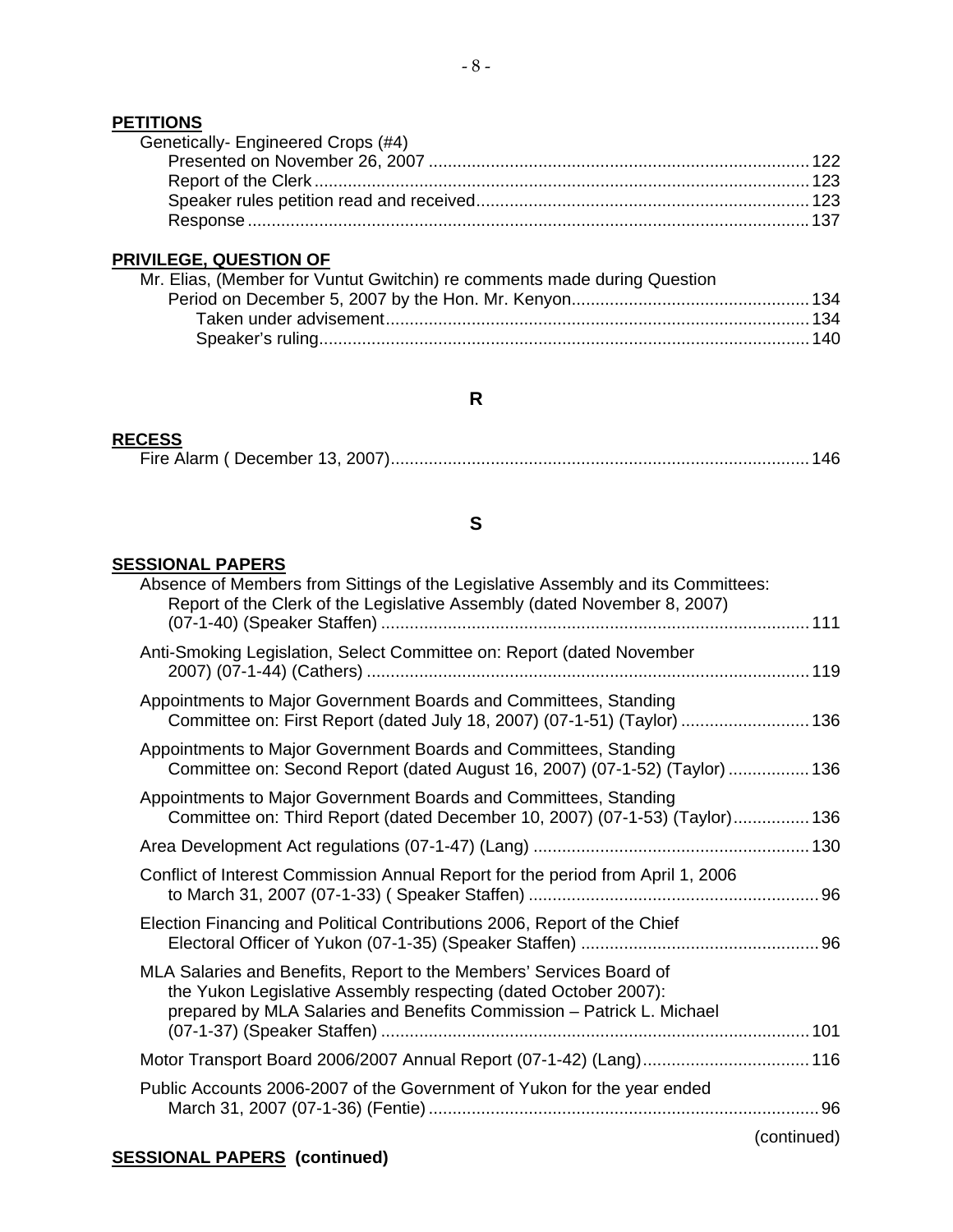**PETITIONS**

Genetically- Engineered Crops (#4)
- Presented on November 26, 2007 ............ 122
- Report of the Clerk ............ 123
- Speaker rules petition read and received ............ 123
- Response ............ 137

**PRIVILEGE, QUESTION OF**

Mr. Elias, (Member for Vuntut Gwitchin) re comments made during Question Period on December 5, 2007 by the Hon. Mr. Kenyon ............ 134
- Taken under advisement ............ 134
- Speaker's ruling ............ 140

## R

**RECESS**

Fire Alarm ( December 13, 2007) ............ 146

## S

**SESSIONAL PAPERS**

Absence of Members from Sittings of the Legislative Assembly and its Committees: Report of the Clerk of the Legislative Assembly (dated November 8, 2007) (07-1-40) (Speaker Staffen) ............ 111

Anti-Smoking Legislation, Select Committee on: Report (dated November 2007) (07-1-44) (Cathers) ............ 119

Appointments to Major Government Boards and Committees, Standing Committee on: First Report (dated July 18, 2007) (07-1-51) (Taylor) ............ 136

Appointments to Major Government Boards and Committees, Standing Committee on: Second Report (dated August 16, 2007) (07-1-52) (Taylor) ............ 136

Appointments to Major Government Boards and Committees, Standing Committee on: Third Report (dated December 10, 2007) (07-1-53) (Taylor) ............ 136

Area Development Act regulations (07-1-47) (Lang) ............ 130

Conflict of Interest Commission Annual Report for the period from April 1, 2006 to March 31, 2007 (07-1-33) ( Speaker Staffen) ............ 96

Election Financing and Political Contributions 2006, Report of the Chief Electoral Officer of Yukon (07-1-35) (Speaker Staffen) ............ 96

MLA Salaries and Benefits, Report to the Members' Services Board of the Yukon Legislative Assembly respecting (dated October 2007): prepared by MLA Salaries and Benefits Commission – Patrick L. Michael (07-1-37) (Speaker Staffen) ............ 101

Motor Transport Board 2006/2007 Annual Report (07-1-42) (Lang) ............ 116

Public Accounts 2006-2007 of the Government of Yukon for the year ended March 31, 2007 (07-1-36) (Fentie) ............ 96

(continued)

**SESSIONAL PAPERS (continued)**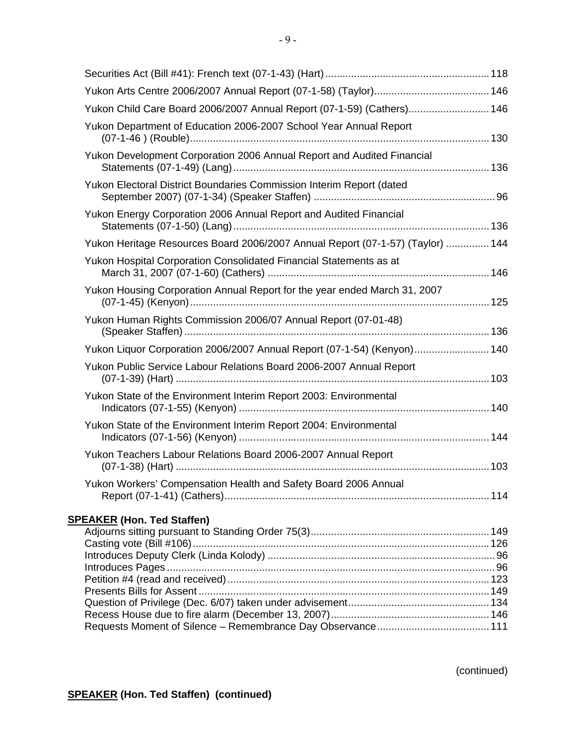Securities Act (Bill #41): French text (07-1-43) (Hart) ... 118

Yukon Arts Centre 2006/2007 Annual Report (07-1-58) (Taylor) ... 146

Yukon Child Care Board 2006/2007 Annual Report (07-1-59) (Cathers) ... 146

Yukon Department of Education 2006-2007 School Year Annual Report (07-1-46 ) (Rouble) ... 130

Yukon Development Corporation 2006 Annual Report and Audited Financial Statements (07-1-49) (Lang) ... 136

Yukon Electoral District Boundaries Commission Interim Report (dated September 2007) (07-1-34) (Speaker Staffen) ... 96

Yukon Energy Corporation 2006 Annual Report and Audited Financial Statements (07-1-50) (Lang) ... 136

Yukon Heritage Resources Board 2006/2007 Annual Report (07-1-57) (Taylor) ... 144

Yukon Hospital Corporation Consolidated Financial Statements as at March 31, 2007 (07-1-60) (Cathers) ... 146

Yukon Housing Corporation Annual Report for the year ended March 31, 2007 (07-1-45) (Kenyon) ... 125

Yukon Human Rights Commission 2006/07 Annual Report (07-01-48) (Speaker Staffen) ... 136

Yukon Liquor Corporation 2006/2007 Annual Report (07-1-54) (Kenyon) ... 140

Yukon Public Service Labour Relations Board 2006-2007 Annual Report (07-1-39) (Hart) ... 103

Yukon State of the Environment Interim Report 2003: Environmental Indicators (07-1-55) (Kenyon) ... 140

Yukon State of the Environment Interim Report 2004: Environmental Indicators (07-1-56) (Kenyon) ... 144

Yukon Teachers Labour Relations Board 2006-2007 Annual Report (07-1-38) (Hart) ... 103

Yukon Workers' Compensation Health and Safety Board 2006 Annual Report (07-1-41) (Cathers) ... 114

**SPEAKER (Hon. Ted Staffen)**

Adjourns sitting pursuant to Standing Order 75(3) ... 149
Casting vote (Bill #106) ... 126
Introduces Deputy Clerk (Linda Kolody) ... 96
Introduces Pages ... 96
Petition #4 (read and received) ... 123
Presents Bills for Assent ... 149
Question of Privilege (Dec. 6/07) taken under advisement ... 134
Recess House due to fire alarm (December 13, 2007) ... 146
Requests Moment of Silence – Remembrance Day Observance ... 111

(continued)

**SPEAKER (Hon. Ted Staffen) (continued)**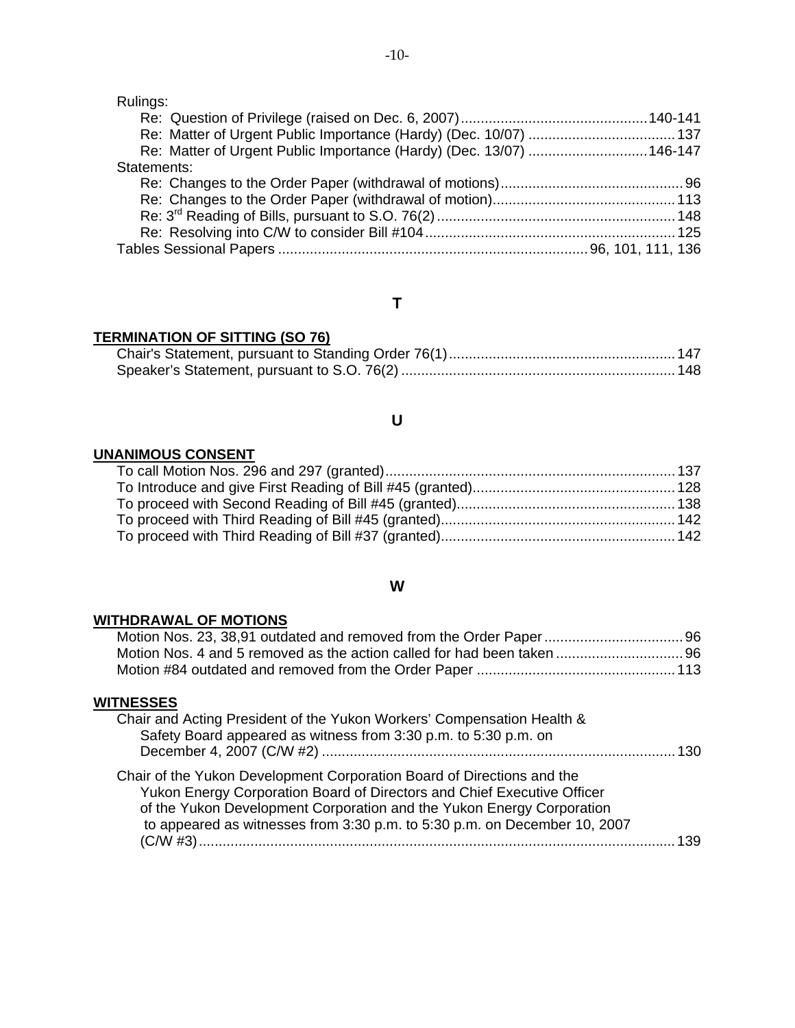Rulings:

- Re: Question of Privilege (raised on Dec. 6, 2007) ............................................... 140-141
- Re: Matter of Urgent Public Importance (Hardy) (Dec. 10/07) ..................................... 137
- Re: Matter of Urgent Public Importance (Hardy) (Dec. 13/07) ............................. 146-147

Statements:

- Re: Changes to the Order Paper (withdrawal of motions) ............................................. 96
- Re: Changes to the Order Paper (withdrawal of motion) ............................................. 113
- Re: 3rd Reading of Bills, pursuant to S.O. 76(2) ............................................................ 148
- Re: Resolving into C/W to consider Bill #104 ............................................................... 125

Tables Sessional Papers ............................................................................. 96, 101, 111, 136

## T

**TERMINATION OF SITTING (SO 76)**

- Chair's Statement, pursuant to Standing Order 76(1) ......................................................... 147
- Speaker's Statement, pursuant to S.O. 76(2) ..................................................................... 148

## U

**UNANIMOUS CONSENT**

- To call Motion Nos. 296 and 297 (granted) ......................................................................... 137
- To Introduce and give First Reading of Bill #45 (granted) .................................................. 128
- To proceed with Second Reading of Bill #45 (granted) ...................................................... 138
- To proceed with Third Reading of Bill #45 (granted) .......................................................... 142
- To proceed with Third Reading of Bill #37 (granted) .......................................................... 142

## W

**WITHDRAWAL OF MOTIONS**

- Motion Nos. 23, 38,91 outdated and removed from the Order Paper ................................... 96
- Motion Nos. 4 and 5 removed as the action called for had been taken ................................ 96
- Motion #84 outdated and removed from the Order Paper .................................................. 113

**WITNESSES**

- Chair and Acting President of the Yukon Workers' Compensation Health & Safety Board appeared as witness from 3:30 p.m. to 5:30 p.m. on December 4, 2007 (C/W #2) ......................................................................................... 130
- Chair of the Yukon Development Corporation Board of Directions and the Yukon Energy Corporation Board of Directors and Chief Executive Officer of the Yukon Development Corporation and the Yukon Energy Corporation to appeared as witnesses from 3:30 p.m. to 5:30 p.m. on December 10, 2007 (C/W #3) ......................................................................................................... 139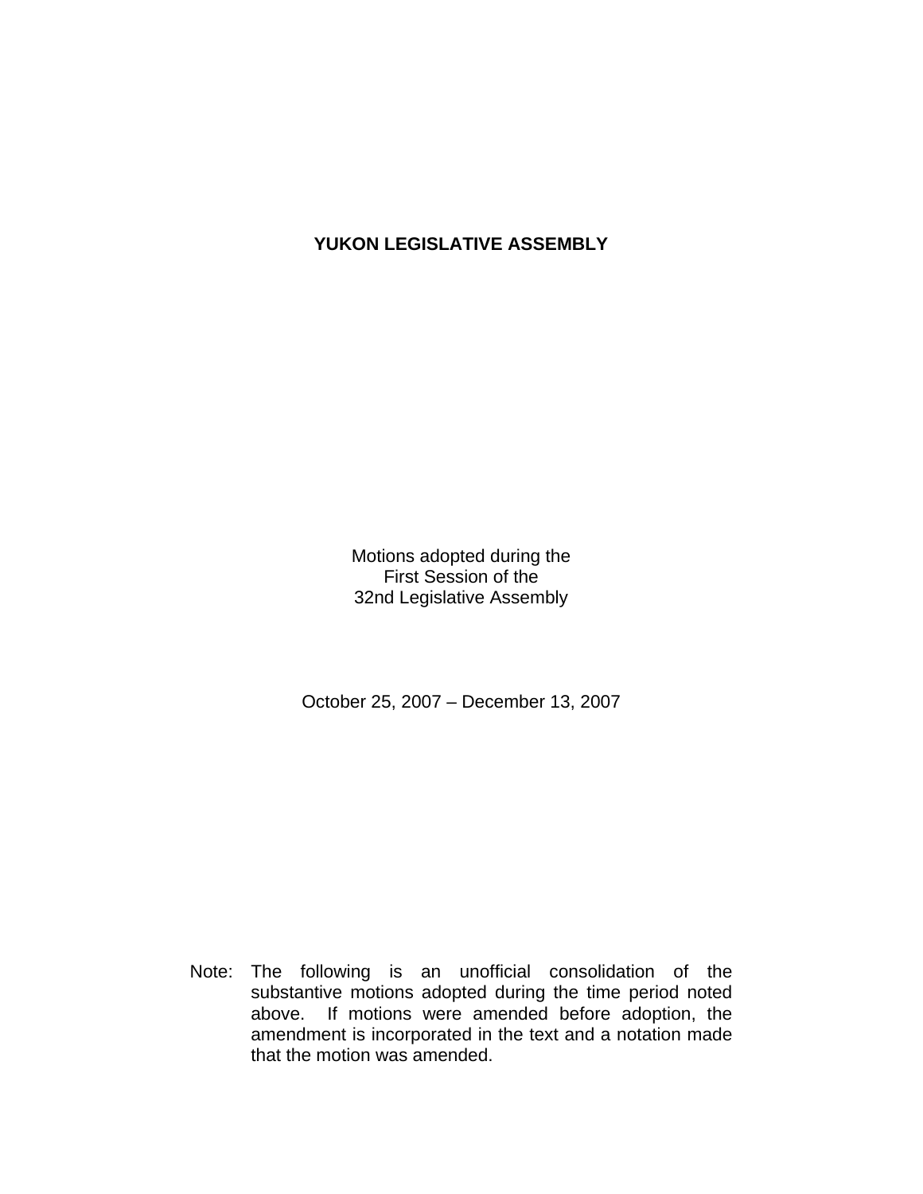# YUKON LEGISLATIVE ASSEMBLY

Motions adopted during the
First Session of the
32nd Legislative Assembly

October 25, 2007 – December 13, 2007

Note: The following is an unofficial consolidation of the substantive motions adopted during the time period noted above. If motions were amended before adoption, the amendment is incorporated in the text and a notation made that the motion was amended.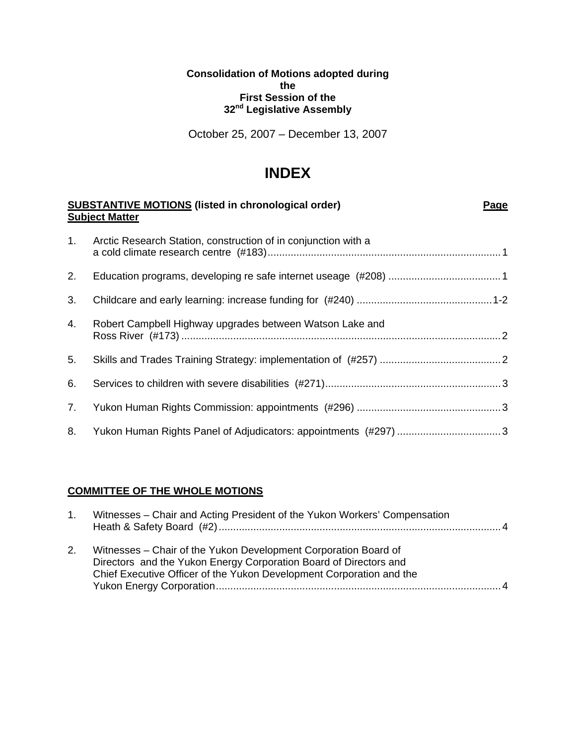**Consolidation of Motions adopted during the First Session of the 32nd Legislative Assembly**

October 25, 2007 – December 13, 2007

# INDEX

**SUBSTANTIVE MOTIONS (listed in chronological order)** **Page**
**Subject Matter**

1. Arctic Research Station, construction of in conjunction with a a cold climate research centre (#183) ..... 1

2. Education programs, developing re safe internet useage (#208) ..... 1

3. Childcare and early learning: increase funding for (#240) ..... 1-2

4. Robert Campbell Highway upgrades between Watson Lake and Ross River (#173) ..... 2

5. Skills and Trades Training Strategy: implementation of (#257) ..... 2

6. Services to children with severe disabilities (#271) ..... 3

7. Yukon Human Rights Commission: appointments (#296) ..... 3

8. Yukon Human Rights Panel of Adjudicators: appointments (#297) ..... 3

**COMMITTEE OF THE WHOLE MOTIONS**

1. Witnesses – Chair and Acting President of the Yukon Workers' Compensation Heath & Safety Board (#2) ..... 4

2. Witnesses – Chair of the Yukon Development Corporation Board of Directors and the Yukon Energy Corporation Board of Directors and Chief Executive Officer of the Yukon Development Corporation and the Yukon Energy Corporation ..... 4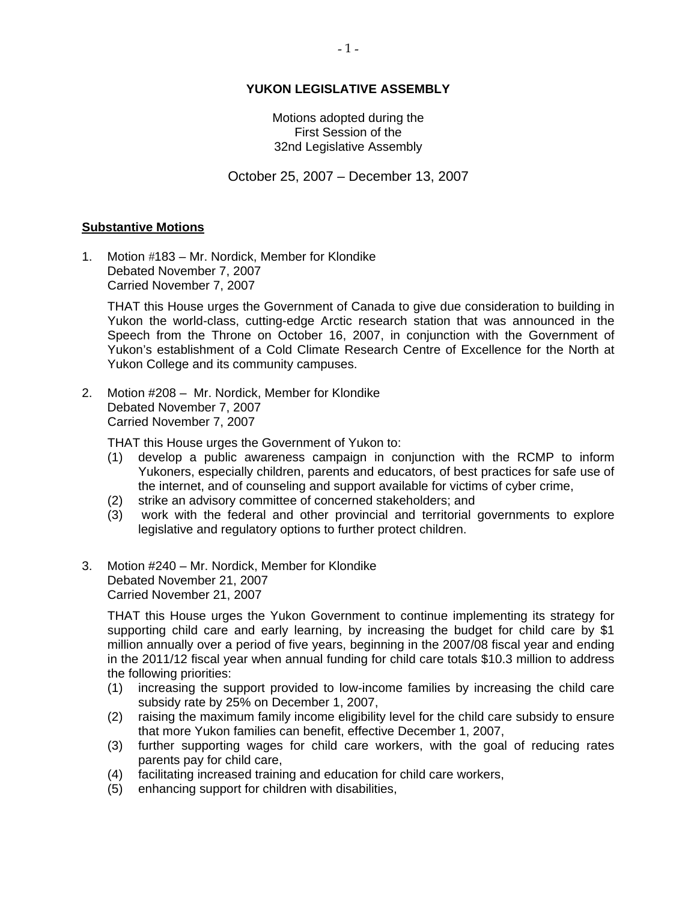**YUKON LEGISLATIVE ASSEMBLY**

Motions adopted during the
First Session of the
32nd Legislative Assembly

October 25, 2007 – December 13, 2007

**Substantive Motions**

1. Motion #183 – Mr. Nordick, Member for Klondike
   Debated November 7, 2007
   Carried November 7, 2007

   THAT this House urges the Government of Canada to give due consideration to building in Yukon the world-class, cutting-edge Arctic research station that was announced in the Speech from the Throne on October 16, 2007, in conjunction with the Government of Yukon's establishment of a Cold Climate Research Centre of Excellence for the North at Yukon College and its community campuses.

2. Motion #208 – Mr. Nordick, Member for Klondike
   Debated November 7, 2007
   Carried November 7, 2007

   THAT this House urges the Government of Yukon to:
   (1) develop a public awareness campaign in conjunction with the RCMP to inform Yukoners, especially children, parents and educators, of best practices for safe use of the internet, and of counseling and support available for victims of cyber crime,
   (2) strike an advisory committee of concerned stakeholders; and
   (3) work with the federal and other provincial and territorial governments to explore legislative and regulatory options to further protect children.

3. Motion #240 – Mr. Nordick, Member for Klondike
   Debated November 21, 2007
   Carried November 21, 2007

   THAT this House urges the Yukon Government to continue implementing its strategy for supporting child care and early learning, by increasing the budget for child care by $1 million annually over a period of five years, beginning in the 2007/08 fiscal year and ending in the 2011/12 fiscal year when annual funding for child care totals $10.3 million to address the following priorities:
   (1) increasing the support provided to low-income families by increasing the child care subsidy rate by 25% on December 1, 2007,
   (2) raising the maximum family income eligibility level for the child care subsidy to ensure that more Yukon families can benefit, effective December 1, 2007,
   (3) further supporting wages for child care workers, with the goal of reducing rates parents pay for child care,
   (4) facilitating increased training and education for child care workers,
   (5) enhancing support for children with disabilities,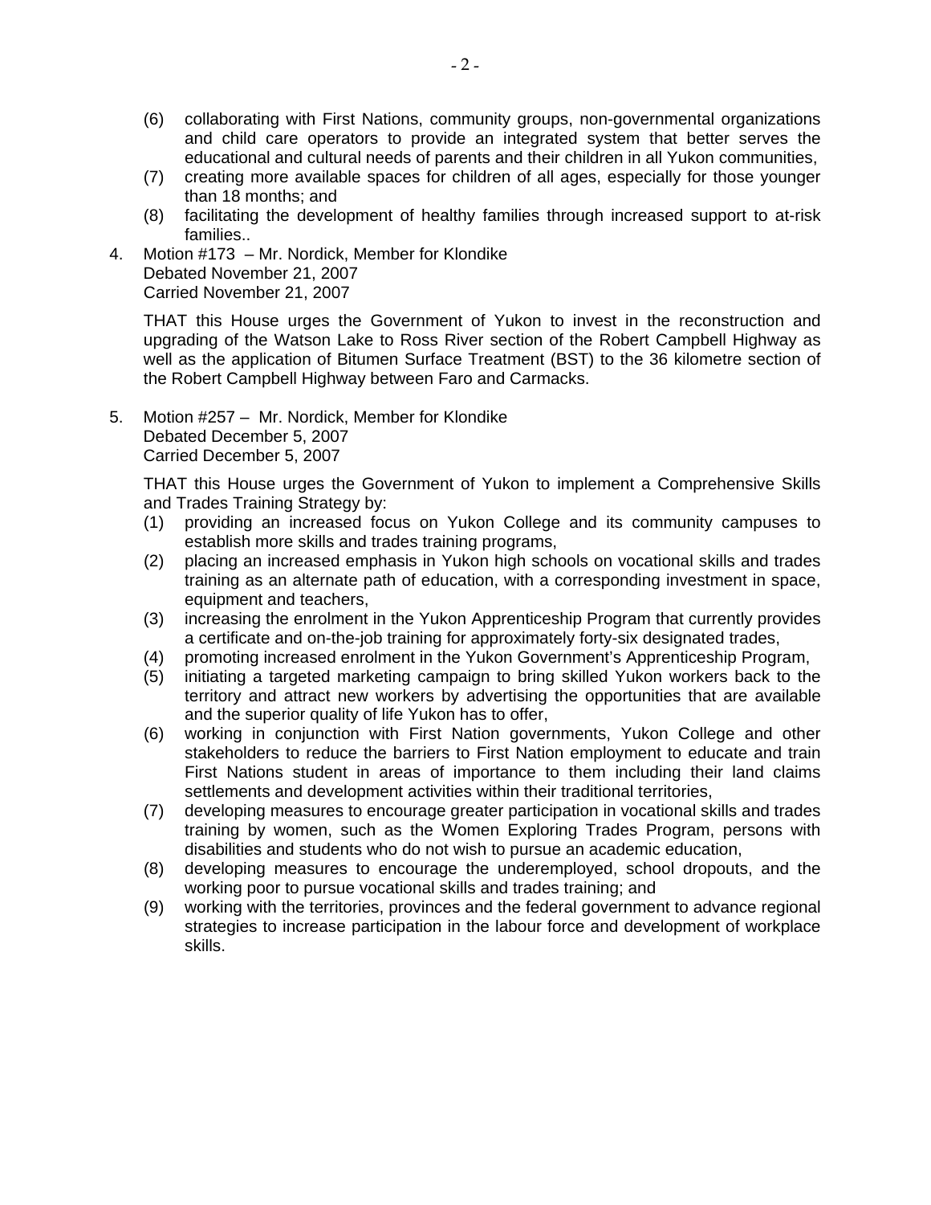(6) collaborating with First Nations, community groups, non-governmental organizations and child care operators to provide an integrated system that better serves the educational and cultural needs of parents and their children in all Yukon communities,

(7) creating more available spaces for children of all ages, especially for those younger than 18 months; and

(8) facilitating the development of healthy families through increased support to at-risk families..

4. Motion #173 – Mr. Nordick, Member for Klondike
   Debated November 21, 2007
   Carried November 21, 2007

   THAT this House urges the Government of Yukon to invest in the reconstruction and upgrading of the Watson Lake to Ross River section of the Robert Campbell Highway as well as the application of Bitumen Surface Treatment (BST) to the 36 kilometre section of the Robert Campbell Highway between Faro and Carmacks.

5. Motion #257 – Mr. Nordick, Member for Klondike
   Debated December 5, 2007
   Carried December 5, 2007

   THAT this House urges the Government of Yukon to implement a Comprehensive Skills and Trades Training Strategy by:

   (1) providing an increased focus on Yukon College and its community campuses to establish more skills and trades training programs,

   (2) placing an increased emphasis in Yukon high schools on vocational skills and trades training as an alternate path of education, with a corresponding investment in space, equipment and teachers,

   (3) increasing the enrolment in the Yukon Apprenticeship Program that currently provides a certificate and on-the-job training for approximately forty-six designated trades,

   (4) promoting increased enrolment in the Yukon Government's Apprenticeship Program,

   (5) initiating a targeted marketing campaign to bring skilled Yukon workers back to the territory and attract new workers by advertising the opportunities that are available and the superior quality of life Yukon has to offer,

   (6) working in conjunction with First Nation governments, Yukon College and other stakeholders to reduce the barriers to First Nation employment to educate and train First Nations student in areas of importance to them including their land claims settlements and development activities within their traditional territories,

   (7) developing measures to encourage greater participation in vocational skills and trades training by women, such as the Women Exploring Trades Program, persons with disabilities and students who do not wish to pursue an academic education,

   (8) developing measures to encourage the underemployed, school dropouts, and the working poor to pursue vocational skills and trades training; and

   (9) working with the territories, provinces and the federal government to advance regional strategies to increase participation in the labour force and development of workplace skills.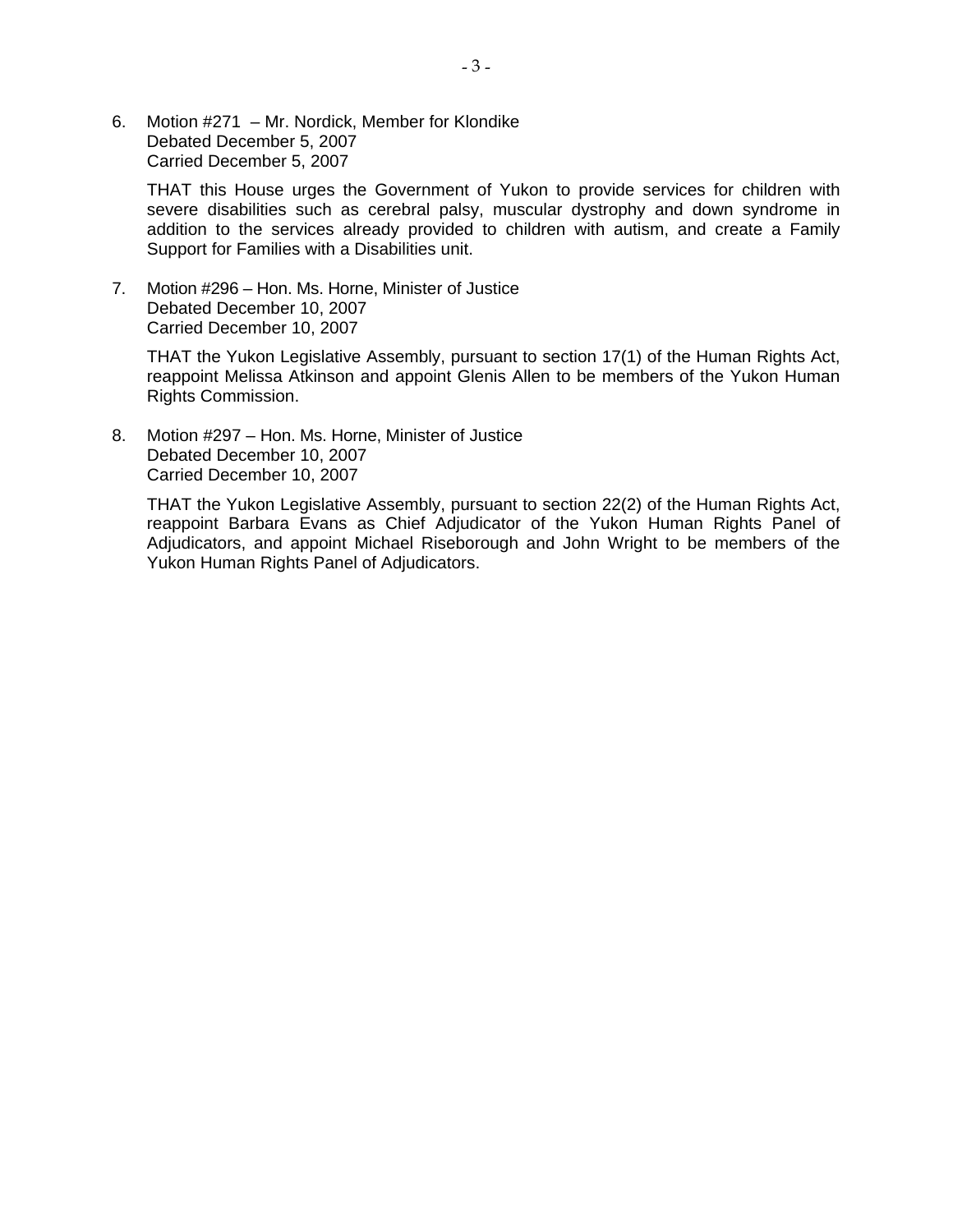6. Motion #271 – Mr. Nordick, Member for Klondike
   Debated December 5, 2007
   Carried December 5, 2007

   THAT this House urges the Government of Yukon to provide services for children with severe disabilities such as cerebral palsy, muscular dystrophy and down syndrome in addition to the services already provided to children with autism, and create a Family Support for Families with a Disabilities unit.

7. Motion #296 – Hon. Ms. Horne, Minister of Justice
   Debated December 10, 2007
   Carried December 10, 2007

   THAT the Yukon Legislative Assembly, pursuant to section 17(1) of the Human Rights Act, reappoint Melissa Atkinson and appoint Glenis Allen to be members of the Yukon Human Rights Commission.

8. Motion #297 – Hon. Ms. Horne, Minister of Justice
   Debated December 10, 2007
   Carried December 10, 2007

   THAT the Yukon Legislative Assembly, pursuant to section 22(2) of the Human Rights Act, reappoint Barbara Evans as Chief Adjudicator of the Yukon Human Rights Panel of Adjudicators, and appoint Michael Riseborough and John Wright to be members of the Yukon Human Rights Panel of Adjudicators.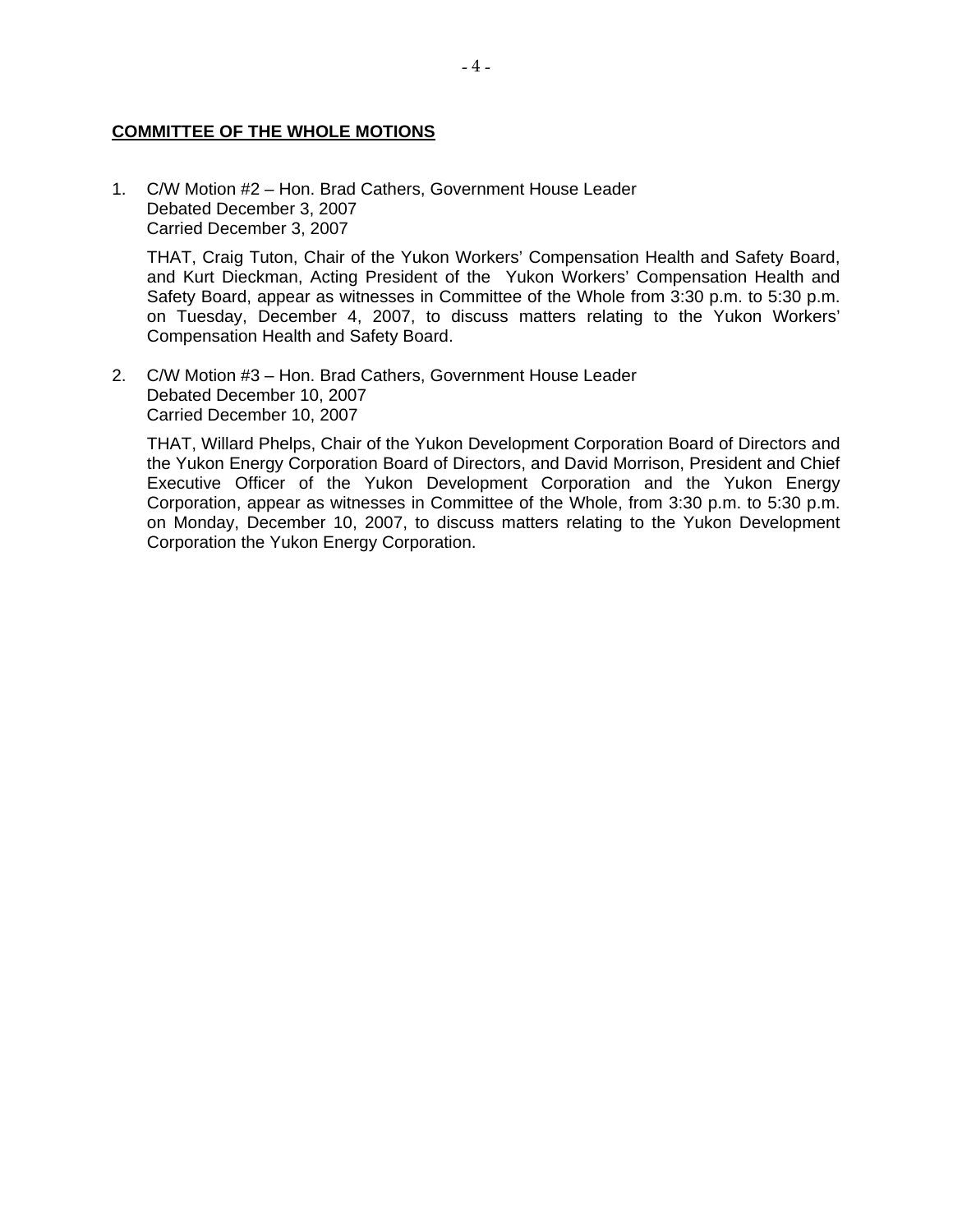**COMMITTEE OF THE WHOLE MOTIONS**

1. C/W Motion #2 – Hon. Brad Cathers, Government House Leader
   Debated December 3, 2007
   Carried December 3, 2007

   THAT, Craig Tuton, Chair of the Yukon Workers' Compensation Health and Safety Board, and Kurt Dieckman, Acting President of the Yukon Workers' Compensation Health and Safety Board, appear as witnesses in Committee of the Whole from 3:30 p.m. to 5:30 p.m. on Tuesday, December 4, 2007, to discuss matters relating to the Yukon Workers' Compensation Health and Safety Board.

2. C/W Motion #3 – Hon. Brad Cathers, Government House Leader
   Debated December 10, 2007
   Carried December 10, 2007

   THAT, Willard Phelps, Chair of the Yukon Development Corporation Board of Directors and the Yukon Energy Corporation Board of Directors, and David Morrison, President and Chief Executive Officer of the Yukon Development Corporation and the Yukon Energy Corporation, appear as witnesses in Committee of the Whole, from 3:30 p.m. to 5:30 p.m. on Monday, December 10, 2007, to discuss matters relating to the Yukon Development Corporation the Yukon Energy Corporation.